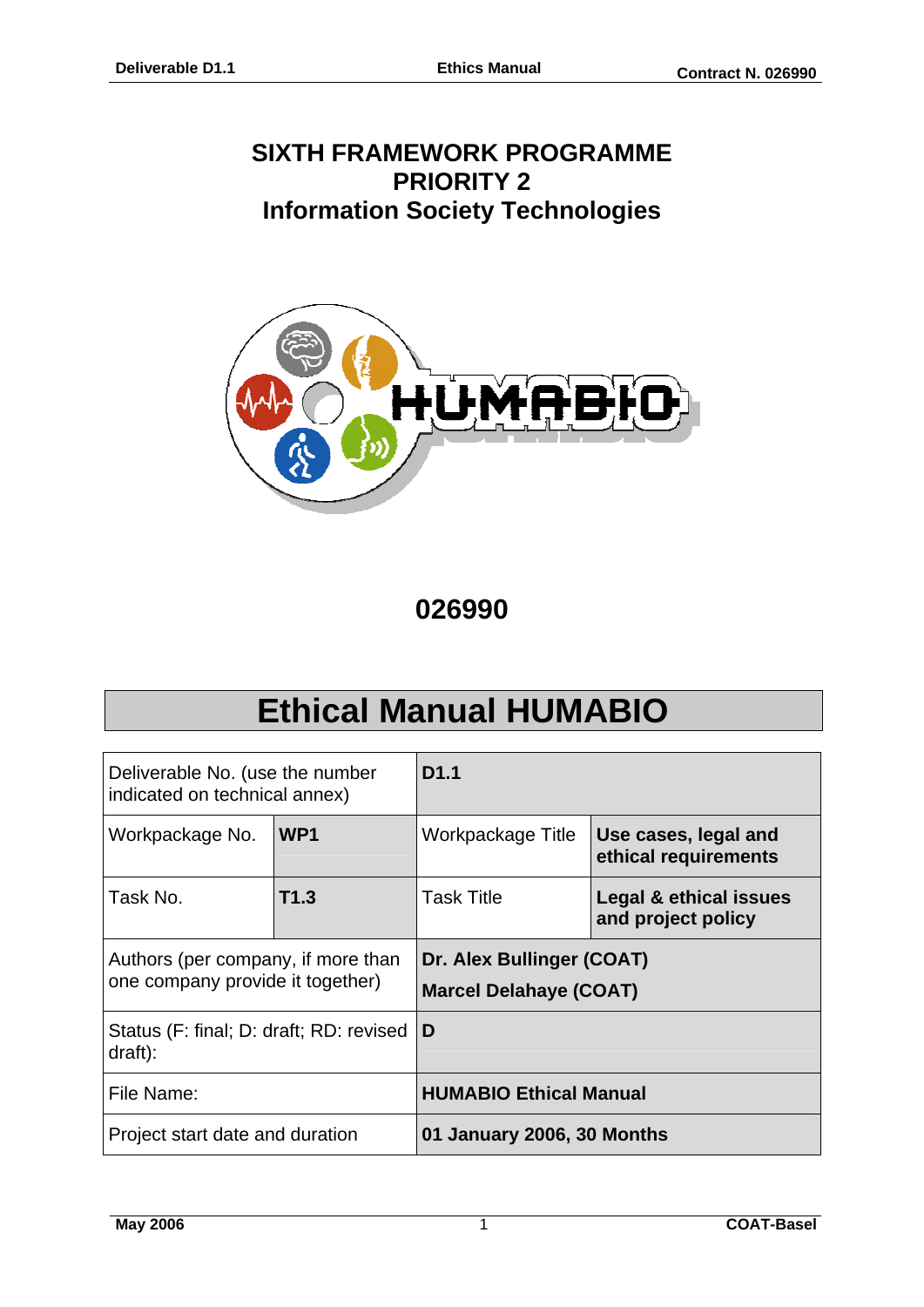**SIXTH FRAMEWORK PROGRAMME**
**PRIORITY 2**
**Information Society Technologies**

**026990**

# Ethical Manual HUMABIO

| Deliverable No. (use the number indicated on technical annex) | | **D1.1** | |
|---|---|---|---|
| Workpackage No. | **WP1** | Workpackage Title | **Use cases, legal and ethical requirements** |
| Task No. | **T1.3** | Task Title | **Legal & ethical issues and project policy** |
| Authors (per company, if more than one company provide it together) | | **Dr. Alex Bullinger (COAT)** **Marcel Delahaye (COAT)** | |
| Status (F: final; D: draft; RD: revised draft): | | **D** | |
| File Name: | | **HUMABIO Ethical Manual** | |
| Project start date and duration | | **01 January 2006, 30 Months** | |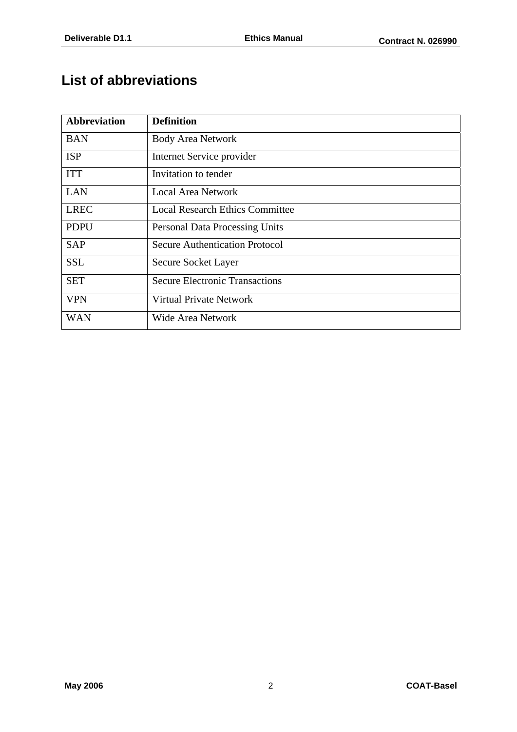# List of abbreviations

| Abbreviation | Definition |
| --- | --- |
| BAN | Body Area Network |
| ISP | Internet Service provider |
| ITT | Invitation to tender |
| LAN | Local Area Network |
| LREC | Local Research Ethics Committee |
| PDPU | Personal Data Processing Units |
| SAP | Secure Authentication Protocol |
| SSL | Secure Socket Layer |
| SET | Secure Electronic Transactions |
| VPN | Virtual Private Network |
| WAN | Wide Area Network |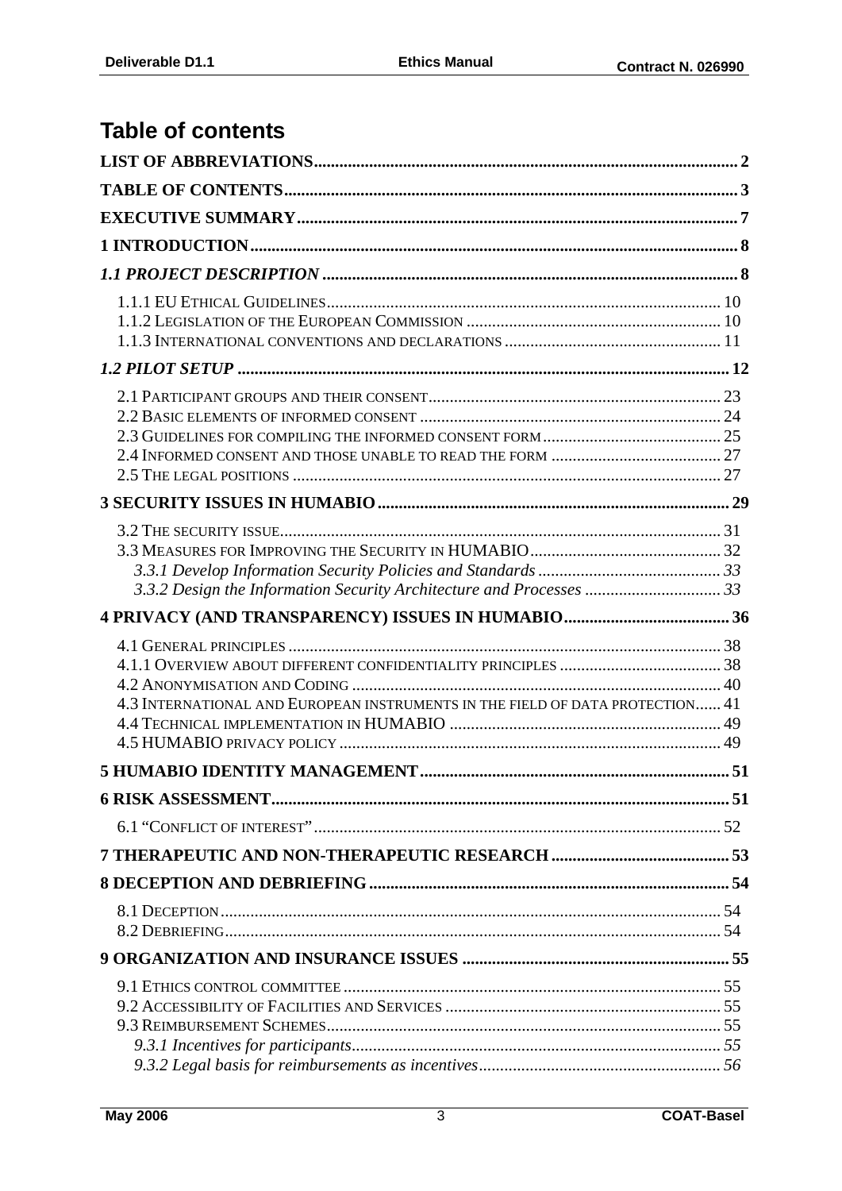## Table of contents

**LIST OF ABBREVIATIONS** .......... 2

**TABLE OF CONTENTS** .......... 3

**EXECUTIVE SUMMARY** .......... 7

**1 INTRODUCTION** .......... 8

***1.1 PROJECT DESCRIPTION*** .......... 8

1.1.1 EU ETHICAL GUIDELINES .......... 10
1.1.2 LEGISLATION OF THE EUROPEAN COMMISSION .......... 10
1.1.3 INTERNATIONAL CONVENTIONS AND DECLARATIONS .......... 11

***1.2 PILOT SETUP*** .......... 12

2.1 PARTICIPANT GROUPS AND THEIR CONSENT .......... 23
2.2 BASIC ELEMENTS OF INFORMED CONSENT .......... 24
2.3 GUIDELINES FOR COMPILING THE INFORMED CONSENT FORM .......... 25
2.4 INFORMED CONSENT AND THOSE UNABLE TO READ THE FORM .......... 27
2.5 THE LEGAL POSITIONS .......... 27

**3 SECURITY ISSUES IN HUMABIO** .......... 29

3.2 THE SECURITY ISSUE .......... 31
3.3 MEASURES FOR IMPROVING THE SECURITY IN HUMABIO .......... 32
*3.3.1 Develop Information Security Policies and Standards* .......... 33
*3.3.2 Design the Information Security Architecture and Processes* .......... 33

**4 PRIVACY (AND TRANSPARENCY) ISSUES IN HUMABIO** .......... 36

4.1 GENERAL PRINCIPLES .......... 38
4.1.1 OVERVIEW ABOUT DIFFERENT CONFIDENTIALITY PRINCIPLES .......... 38
4.2 ANONYMISATION AND CODING .......... 40
4.3 INTERNATIONAL AND EUROPEAN INSTRUMENTS IN THE FIELD OF DATA PROTECTION .......... 41
4.4 TECHNICAL IMPLEMENTATION IN HUMABIO .......... 49
4.5 HUMABIO PRIVACY POLICY .......... 49

**5 HUMABIO IDENTITY MANAGEMENT** .......... 51

**6 RISK ASSESSMENT** .......... 51

6.1 "CONFLICT OF INTEREST" .......... 52

**7 THERAPEUTIC AND NON-THERAPEUTIC RESEARCH** .......... 53

**8 DECEPTION AND DEBRIEFING** .......... 54

8.1 DECEPTION .......... 54
8.2 DEBRIEFING .......... 54

**9 ORGANIZATION AND INSURANCE ISSUES** .......... 55

9.1 ETHICS CONTROL COMMITTEE .......... 55
9.2 ACCESSIBILITY OF FACILITIES AND SERVICES .......... 55
9.3 REIMBURSEMENT SCHEMES .......... 55
*9.3.1 Incentives for participants* .......... 55
*9.3.2 Legal basis for reimbursements as incentives* .......... 56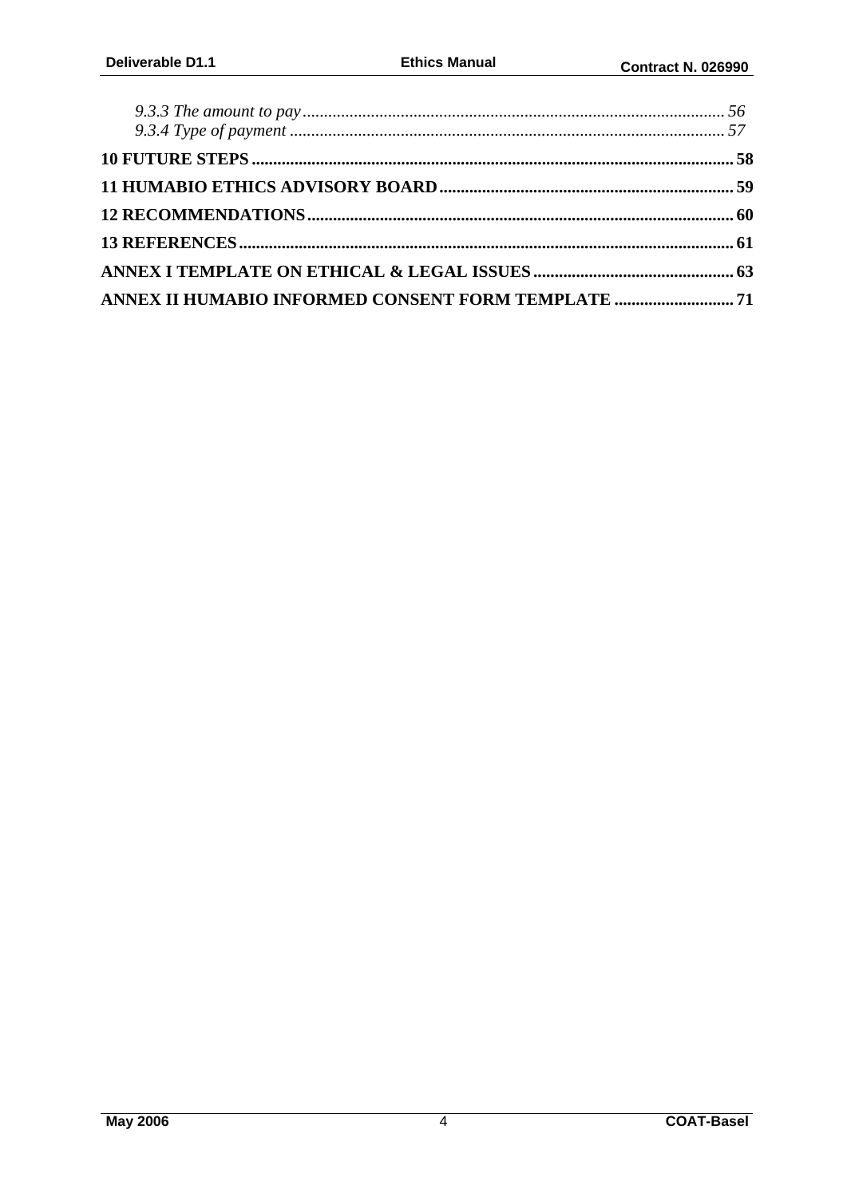*9.3.3 The amount to pay* ................................................................................................. *56*
*9.3.4 Type of payment* ..................................................................................................... *57*

**10 FUTURE STEPS** ................................................................................................................ **58**

**11 HUMABIO ETHICS ADVISORY BOARD** .................................................................... **59**

**12 RECOMMENDATIONS** ................................................................................................... **60**

**13 REFERENCES** .................................................................................................................. **61**

**ANNEX I TEMPLATE ON ETHICAL & LEGAL ISSUES** ............................................... **63**

**ANNEX II HUMABIO INFORMED CONSENT FORM TEMPLATE** ............................ **71**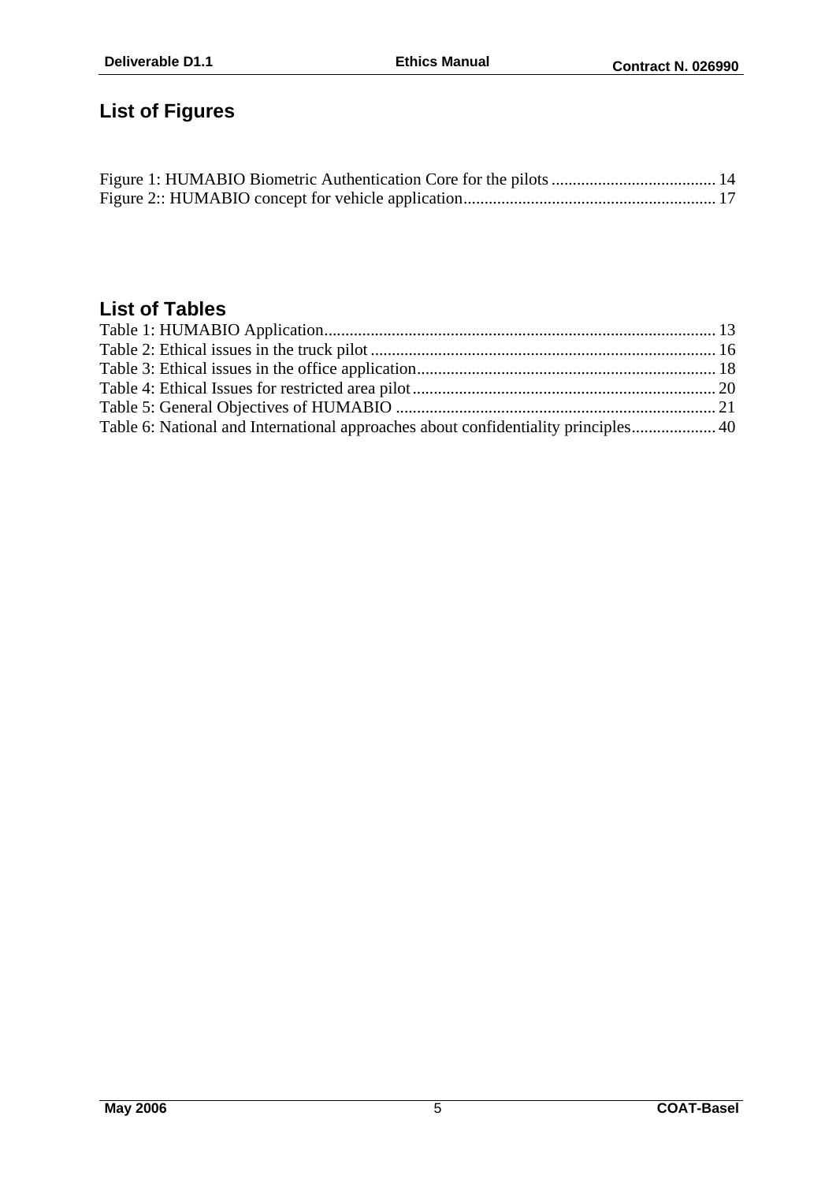## List of Figures

Figure 1: HUMABIO Biometric Authentication Core for the pilots ....................................... 14
Figure 2:: HUMABIO concept for vehicle application............................................................ 17

## List of Tables

Table 1: HUMABIO Application............................................................................................ 13
Table 2: Ethical issues in the truck pilot ................................................................................. 16
Table 3: Ethical issues in the office application....................................................................... 18
Table 4: Ethical Issues for restricted area pilot ....................................................................... 20
Table 5: General Objectives of HUMABIO ........................................................................... 21
Table 6: National and International approaches about confidentiality principles.................... 40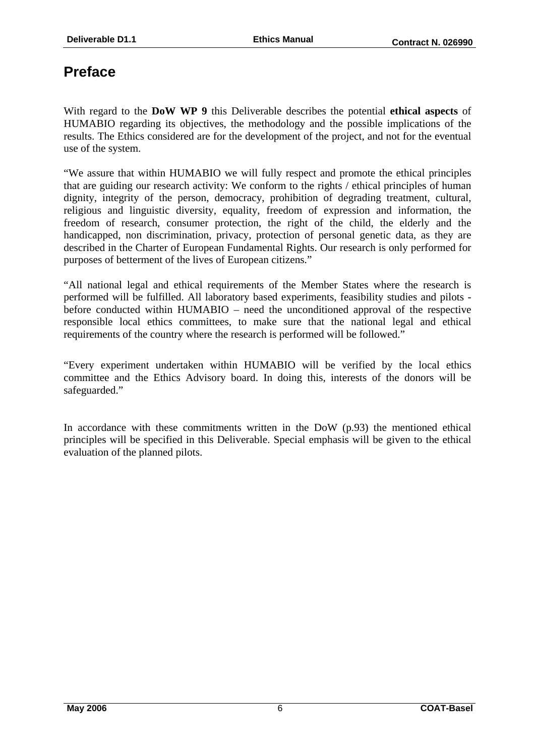# Preface

With regard to the **DoW WP 9** this Deliverable describes the potential **ethical aspects** of HUMABIO regarding its objectives, the methodology and the possible implications of the results. The Ethics considered are for the development of the project, and not for the eventual use of the system.

"We assure that within HUMABIO we will fully respect and promote the ethical principles that are guiding our research activity: We conform to the rights / ethical principles of human dignity, integrity of the person, democracy, prohibition of degrading treatment, cultural, religious and linguistic diversity, equality, freedom of expression and information, the freedom of research, consumer protection, the right of the child, the elderly and the handicapped, non discrimination, privacy, protection of personal genetic data, as they are described in the Charter of European Fundamental Rights. Our research is only performed for purposes of betterment of the lives of European citizens."

"All national legal and ethical requirements of the Member States where the research is performed will be fulfilled. All laboratory based experiments, feasibility studies and pilots - before conducted within HUMABIO – need the unconditioned approval of the respective responsible local ethics committees, to make sure that the national legal and ethical requirements of the country where the research is performed will be followed."

"Every experiment undertaken within HUMABIO will be verified by the local ethics committee and the Ethics Advisory board. In doing this, interests of the donors will be safeguarded."

In accordance with these commitments written in the DoW (p.93) the mentioned ethical principles will be specified in this Deliverable. Special emphasis will be given to the ethical evaluation of the planned pilots.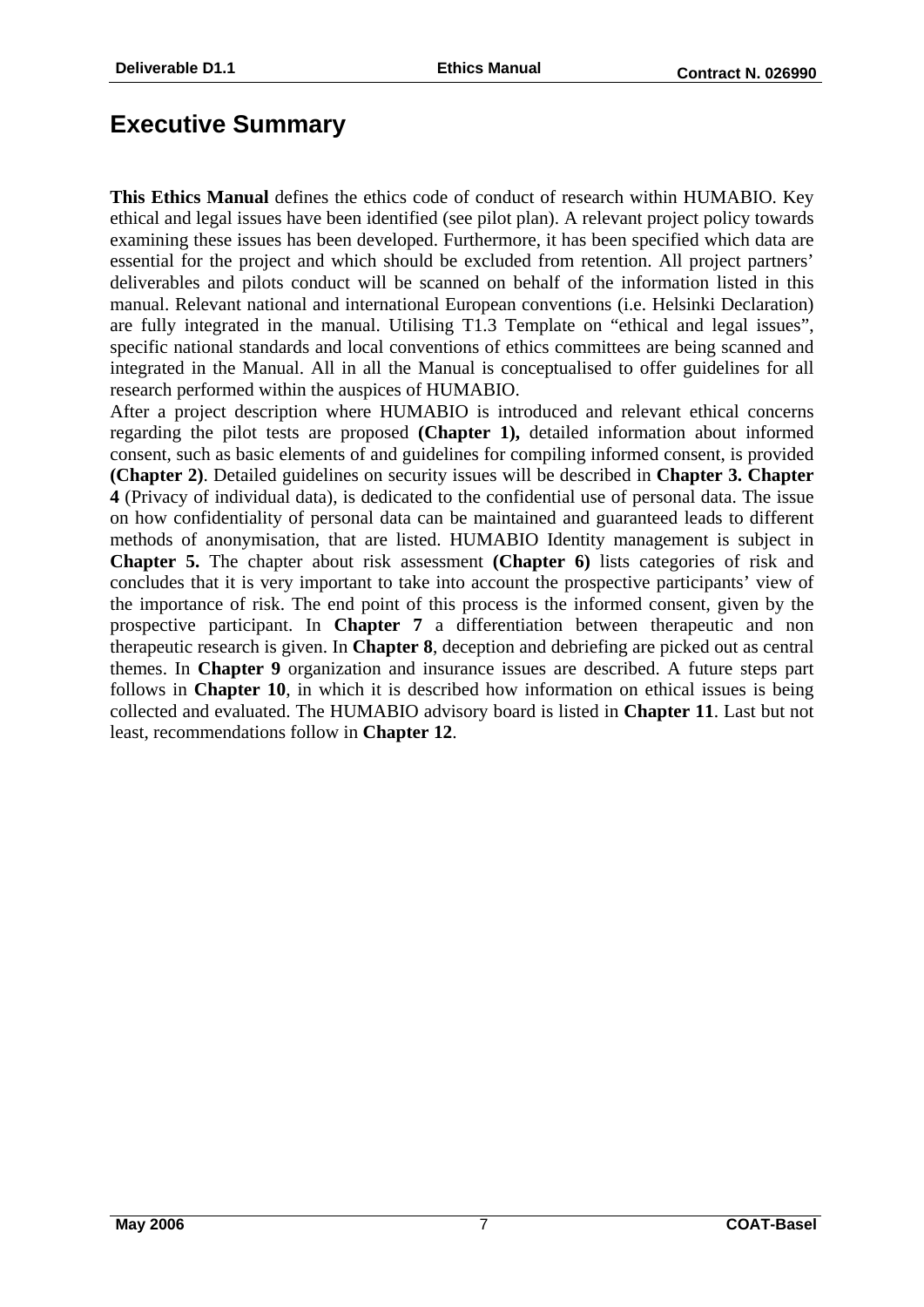# Executive Summary

**This Ethics Manual** defines the ethics code of conduct of research within HUMABIO. Key ethical and legal issues have been identified (see pilot plan). A relevant project policy towards examining these issues has been developed. Furthermore, it has been specified which data are essential for the project and which should be excluded from retention. All project partners' deliverables and pilots conduct will be scanned on behalf of the information listed in this manual. Relevant national and international European conventions (i.e. Helsinki Declaration) are fully integrated in the manual. Utilising T1.3 Template on "ethical and legal issues", specific national standards and local conventions of ethics committees are being scanned and integrated in the Manual. All in all the Manual is conceptualised to offer guidelines for all research performed within the auspices of HUMABIO.

After a project description where HUMABIO is introduced and relevant ethical concerns regarding the pilot tests are proposed **(Chapter 1),** detailed information about informed consent, such as basic elements of and guidelines for compiling informed consent, is provided **(Chapter 2)**. Detailed guidelines on security issues will be described in **Chapter 3. Chapter 4** (Privacy of individual data), is dedicated to the confidential use of personal data. The issue on how confidentiality of personal data can be maintained and guaranteed leads to different methods of anonymisation, that are listed. HUMABIO Identity management is subject in **Chapter 5.** The chapter about risk assessment **(Chapter 6)** lists categories of risk and concludes that it is very important to take into account the prospective participants' view of the importance of risk. The end point of this process is the informed consent, given by the prospective participant. In **Chapter 7** a differentiation between therapeutic and non therapeutic research is given. In **Chapter 8**, deception and debriefing are picked out as central themes. In **Chapter 9** organization and insurance issues are described. A future steps part follows in **Chapter 10**, in which it is described how information on ethical issues is being collected and evaluated. The HUMABIO advisory board is listed in **Chapter 11**. Last but not least, recommendations follow in **Chapter 12**.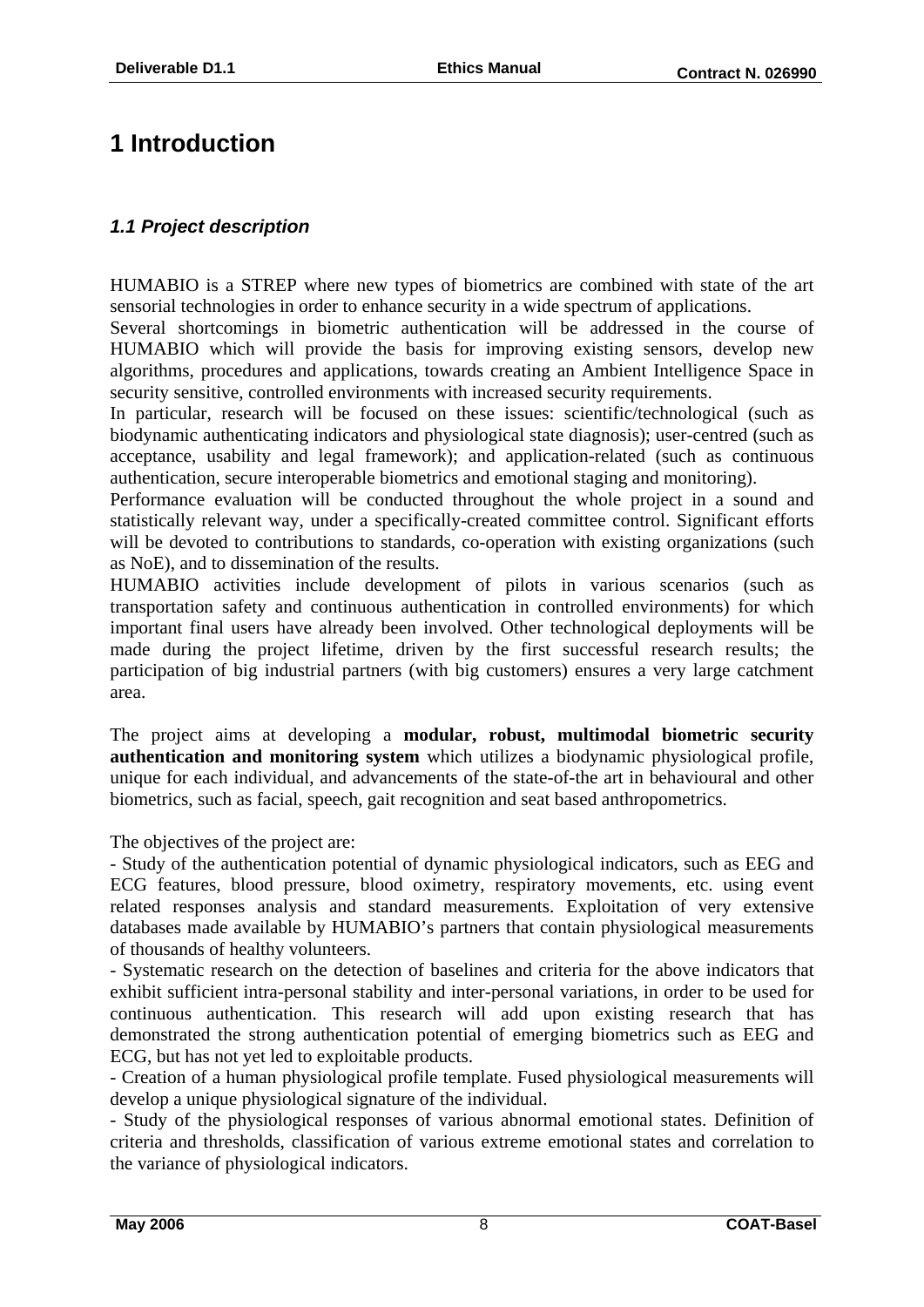# 1 Introduction

## *1.1 Project description*

HUMABIO is a STREP where new types of biometrics are combined with state of the art sensorial technologies in order to enhance security in a wide spectrum of applications.
Several shortcomings in biometric authentication will be addressed in the course of HUMABIO which will provide the basis for improving existing sensors, develop new algorithms, procedures and applications, towards creating an Ambient Intelligence Space in security sensitive, controlled environments with increased security requirements.
In particular, research will be focused on these issues: scientific/technological (such as biodynamic authenticating indicators and physiological state diagnosis); user-centred (such as acceptance, usability and legal framework); and application-related (such as continuous authentication, secure interoperable biometrics and emotional staging and monitoring).
Performance evaluation will be conducted throughout the whole project in a sound and statistically relevant way, under a specifically-created committee control. Significant efforts will be devoted to contributions to standards, co-operation with existing organizations (such as NoE), and to dissemination of the results.
HUMABIO activities include development of pilots in various scenarios (such as transportation safety and continuous authentication in controlled environments) for which important final users have already been involved. Other technological deployments will be made during the project lifetime, driven by the first successful research results; the participation of big industrial partners (with big customers) ensures a very large catchment area.

The project aims at developing a **modular, robust, multimodal biometric security authentication and monitoring system** which utilizes a biodynamic physiological profile, unique for each individual, and advancements of the state-of-the art in behavioural and other biometrics, such as facial, speech, gait recognition and seat based anthropometrics.

The objectives of the project are:
- Study of the authentication potential of dynamic physiological indicators, such as EEG and ECG features, blood pressure, blood oximetry, respiratory movements, etc. using event related responses analysis and standard measurements. Exploitation of very extensive databases made available by HUMABIO's partners that contain physiological measurements of thousands of healthy volunteers.
- Systematic research on the detection of baselines and criteria for the above indicators that exhibit sufficient intra-personal stability and inter-personal variations, in order to be used for continuous authentication. This research will add upon existing research that has demonstrated the strong authentication potential of emerging biometrics such as EEG and ECG, but has not yet led to exploitable products.
- Creation of a human physiological profile template. Fused physiological measurements will develop a unique physiological signature of the individual.
- Study of the physiological responses of various abnormal emotional states. Definition of criteria and thresholds, classification of various extreme emotional states and correlation to the variance of physiological indicators.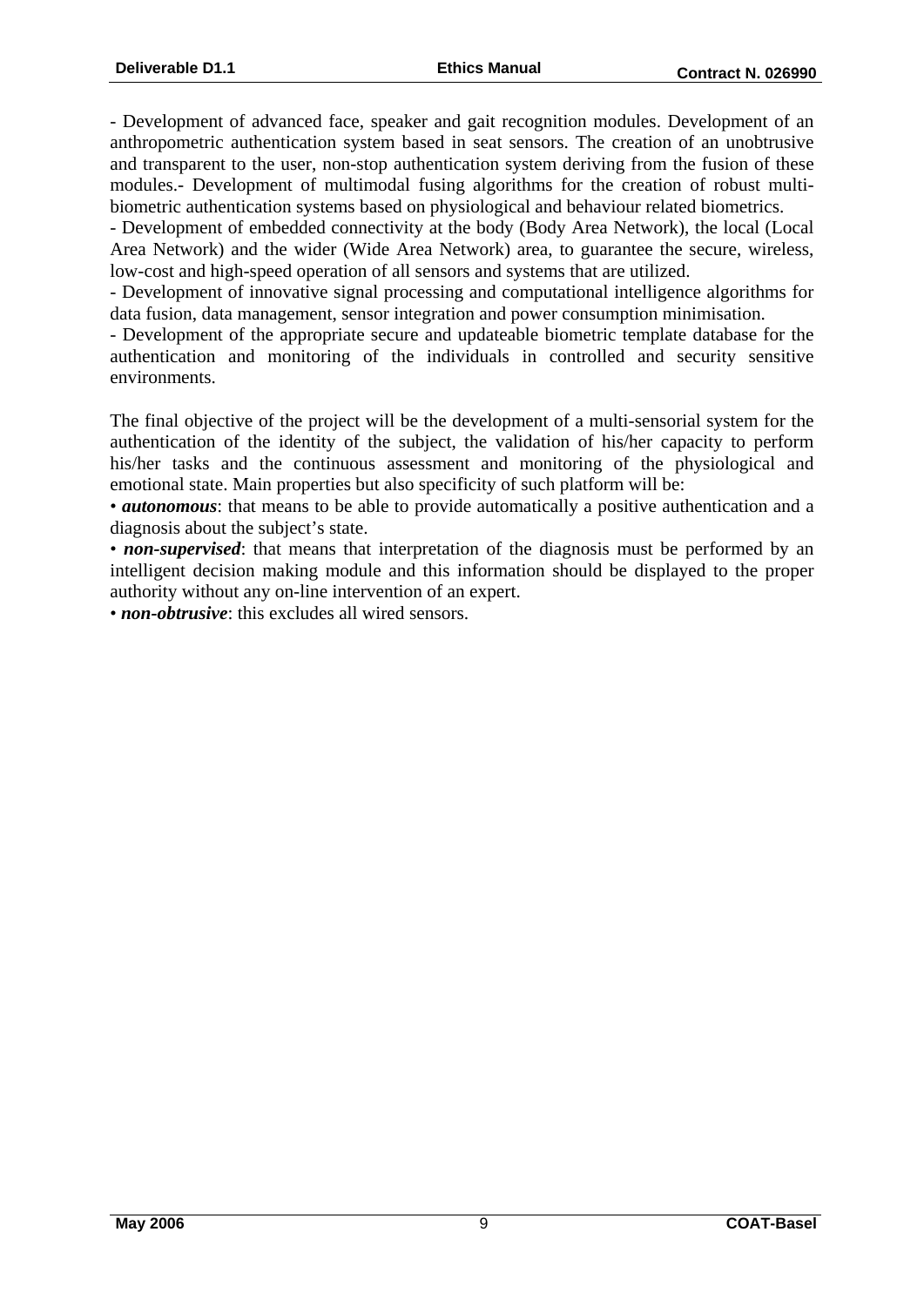- Development of advanced face, speaker and gait recognition modules. Development of an anthropometric authentication system based in seat sensors. The creation of an unobtrusive and transparent to the user, non-stop authentication system deriving from the fusion of these modules.- Development of multimodal fusing algorithms for the creation of robust multi-biometric authentication systems based on physiological and behaviour related biometrics.
- Development of embedded connectivity at the body (Body Area Network), the local (Local Area Network) and the wider (Wide Area Network) area, to guarantee the secure, wireless, low-cost and high-speed operation of all sensors and systems that are utilized.
- Development of innovative signal processing and computational intelligence algorithms for data fusion, data management, sensor integration and power consumption minimisation.
- Development of the appropriate secure and updateable biometric template database for the authentication and monitoring of the individuals in controlled and security sensitive environments.

The final objective of the project will be the development of a multi-sensorial system for the authentication of the identity of the subject, the validation of his/her capacity to perform his/her tasks and the continuous assessment and monitoring of the physiological and emotional state. Main properties but also specificity of such platform will be:

• ***autonomous***: that means to be able to provide automatically a positive authentication and a diagnosis about the subject's state.

• ***non-supervised***: that means that interpretation of the diagnosis must be performed by an intelligent decision making module and this information should be displayed to the proper authority without any on-line intervention of an expert.

• ***non-obtrusive***: this excludes all wired sensors.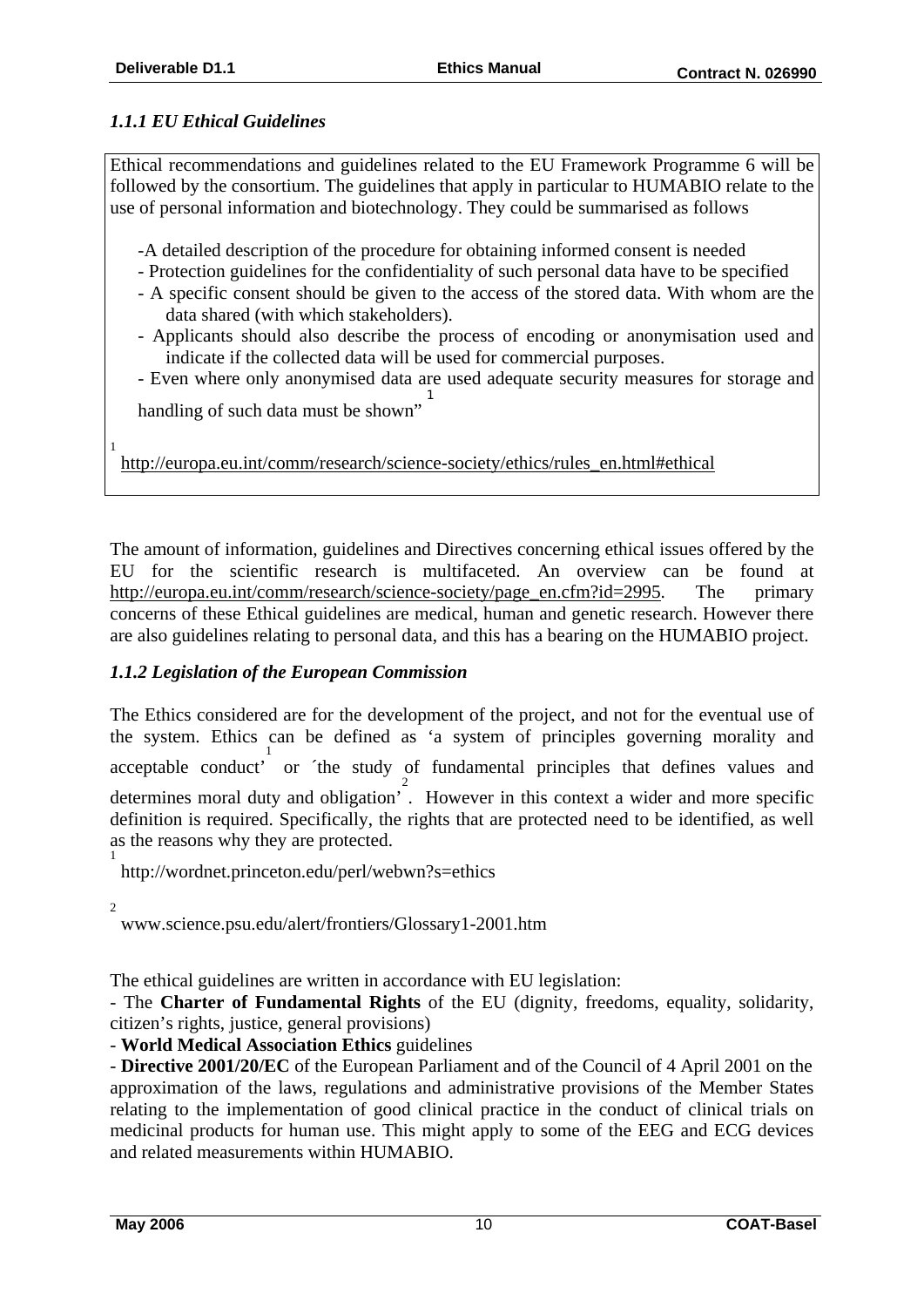### *1.1.1 EU Ethical Guidelines*

Ethical recommendations and guidelines related to the EU Framework Programme 6 will be followed by the consortium. The guidelines that apply in particular to HUMABIO relate to the use of personal information and biotechnology. They could be summarised as follows

- A detailed description of the procedure for obtaining informed consent is needed
- Protection guidelines for the confidentiality of such personal data have to be specified
- A specific consent should be given to the access of the stored data. With whom are the data shared (with which stakeholders).
- Applicants should also describe the process of encoding or anonymisation used and indicate if the collected data will be used for commercial purposes.
- Even where only anonymised data are used adequate security measures for storage and handling of such data must be shown"[1]

[1] http://europa.eu.int/comm/research/science-society/ethics/rules_en.html#ethical

The amount of information, guidelines and Directives concerning ethical issues offered by the EU for the scientific research is multifaceted. An overview can be found at http://europa.eu.int/comm/research/science-society/page_en.cfm?id=2995. The primary concerns of these Ethical guidelines are medical, human and genetic research. However there are also guidelines relating to personal data, and this has a bearing on the HUMABIO project.

### *1.1.2 Legislation of the European Commission*

The Ethics considered are for the development of the project, and not for the eventual use of the system. Ethics can be defined as 'a system of principles governing morality and acceptable conduct'[1] or ´the study of fundamental principles that defines values and determines moral duty and obligation'[2]. However in this context a wider and more specific definition is required. Specifically, the rights that are protected need to be identified, as well as the reasons why they are protected.

[1] http://wordnet.princeton.edu/perl/webwn?s=ethics

[2] www.science.psu.edu/alert/frontiers/Glossary1-2001.htm

The ethical guidelines are written in accordance with EU legislation:

- The **Charter of Fundamental Rights** of the EU (dignity, freedoms, equality, solidarity, citizen's rights, justice, general provisions)
- **World Medical Association Ethics** guidelines
- **Directive 2001/20/EC** of the European Parliament and of the Council of 4 April 2001 on the approximation of the laws, regulations and administrative provisions of the Member States relating to the implementation of good clinical practice in the conduct of clinical trials on medicinal products for human use. This might apply to some of the EEG and ECG devices and related measurements within HUMABIO.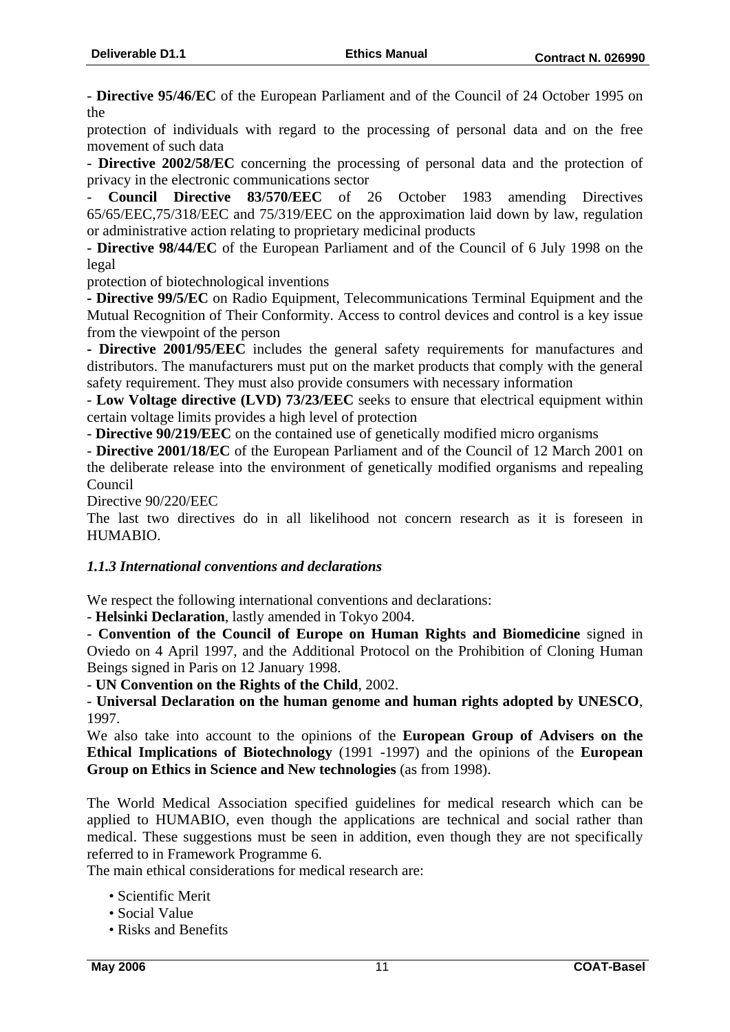- **Directive 95/46/EC** of the European Parliament and of the Council of 24 October 1995 on the

protection of individuals with regard to the processing of personal data and on the free movement of such data

- **Directive 2002/58/EC** concerning the processing of personal data and the protection of privacy in the electronic communications sector

- **Council Directive 83/570/EEC** of 26 October 1983 amending Directives 65/65/EEC,75/318/EEC and 75/319/EEC on the approximation laid down by law, regulation or administrative action relating to proprietary medicinal products

- **Directive 98/44/EC** of the European Parliament and of the Council of 6 July 1998 on the legal

protection of biotechnological inventions

**- Directive 99/5/EC** on Radio Equipment, Telecommunications Terminal Equipment and the Mutual Recognition of Their Conformity. Access to control devices and control is a key issue from the viewpoint of the person

**- Directive 2001/95/EEC** includes the general safety requirements for manufactures and distributors. The manufacturers must put on the market products that comply with the general safety requirement. They must also provide consumers with necessary information

- **Low Voltage directive (LVD) 73/23/EEC** seeks to ensure that electrical equipment within certain voltage limits provides a high level of protection

- **Directive 90/219/EEC** on the contained use of genetically modified micro organisms

- **Directive 2001/18/EC** of the European Parliament and of the Council of 12 March 2001 on the deliberate release into the environment of genetically modified organisms and repealing Council

Directive 90/220/EEC

The last two directives do in all likelihood not concern research as it is foreseen in HUMABIO.

### *1.1.3 International conventions and declarations*

We respect the following international conventions and declarations:

- **Helsinki Declaration**, lastly amended in Tokyo 2004.

- **Convention of the Council of Europe on Human Rights and Biomedicine** signed in Oviedo on 4 April 1997, and the Additional Protocol on the Prohibition of Cloning Human Beings signed in Paris on 12 January 1998.

- **UN Convention on the Rights of the Child**, 2002.

- **Universal Declaration on the human genome and human rights adopted by UNESCO**, 1997.

We also take into account to the opinions of the **European Group of Advisers on the Ethical Implications of Biotechnology** (1991 -1997) and the opinions of the **European Group on Ethics in Science and New technologies** (as from 1998).

The World Medical Association specified guidelines for medical research which can be applied to HUMABIO, even though the applications are technical and social rather than medical. These suggestions must be seen in addition, even though they are not specifically referred to in Framework Programme 6.

The main ethical considerations for medical research are:

- Scientific Merit
- Social Value
- Risks and Benefits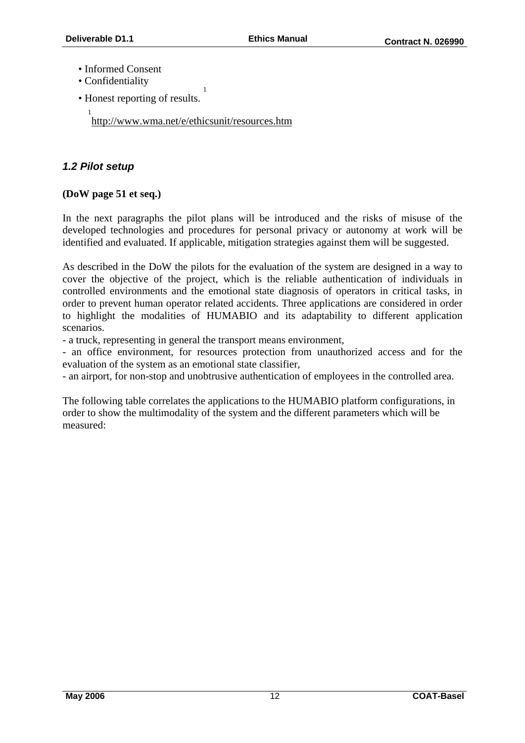- Informed Consent
- Confidentiality
- Honest reporting of results.[1]

[1] http://www.wma.net/e/ethicsunit/resources.htm

## *1.2 Pilot setup*

**(DoW page 51 et seq.)**

In the next paragraphs the pilot plans will be introduced and the risks of misuse of the developed technologies and procedures for personal privacy or autonomy at work will be identified and evaluated. If applicable, mitigation strategies against them will be suggested.

As described in the DoW the pilots for the evaluation of the system are designed in a way to cover the objective of the project, which is the reliable authentication of individuals in controlled environments and the emotional state diagnosis of operators in critical tasks, in order to prevent human operator related accidents. Three applications are considered in order to highlight the modalities of HUMABIO and its adaptability to different application scenarios.

- a truck, representing in general the transport means environment,
- an office environment, for resources protection from unauthorized access and for the evaluation of the system as an emotional state classifier,
- an airport, for non-stop and unobtrusive authentication of employees in the controlled area.

The following table correlates the applications to the HUMABIO platform configurations, in order to show the multimodality of the system and the different parameters which will be measured: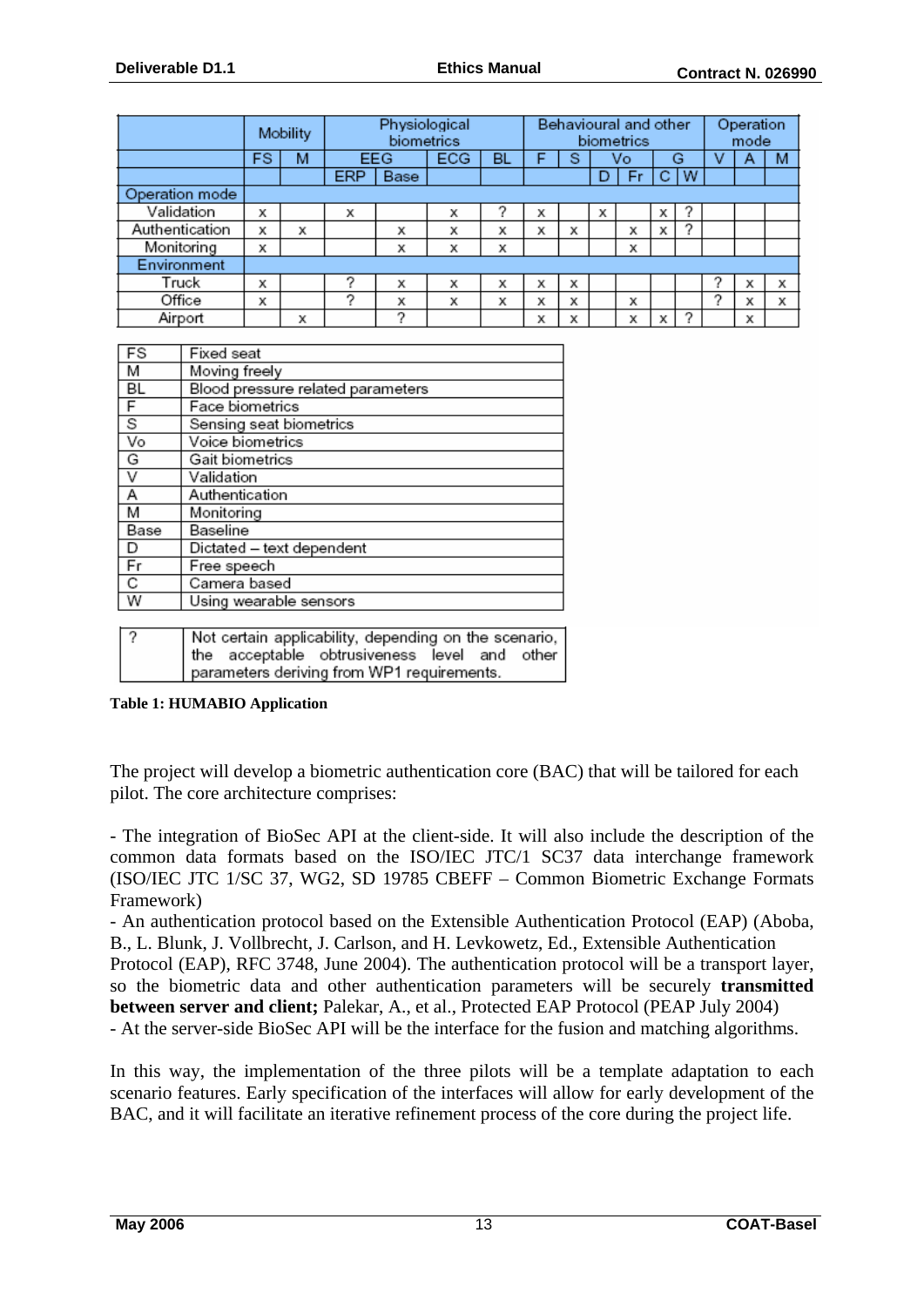| | Mobility | | Physiological biometrics | | | | Behavioural and other biometrics | | | | | | Operation mode | | |
|---|---|---|---|---|---|---|---|---|---|---|---|---|---|---|---|
| | FS | M | EEG | | ECG | BL | F | S | Vo | | G | | V | A | M |
| | | | ERP | Base | | | | | D | Fr | C | W | | | |
| Operation mode | | | | | | | | | | | | | | | |
| Validation | x | | x | | x | ? | x | | x | | x | ? | | | |
| Authentication | x | x | | x | x | x | x | x | | x | x | ? | | | |
| Monitoring | x | | | x | x | x | | | | x | | | | | |
| Environment | | | | | | | | | | | | | | | |
| Truck | x | | ? | x | x | x | x | x | | | | | ? | x | x |
| Office | x | | ? | x | x | x | x | x | | x | | | ? | x | x |
| Airport | | x | | ? | | | x | x | | x | x | ? | | x | |

| | |
|---|---|
| FS | Fixed seat |
| M | Moving freely |
| BL | Blood pressure related parameters |
| F | Face biometrics |
| S | Sensing seat biometrics |
| Vo | Voice biometrics |
| G | Gait biometrics |
| V | Validation |
| A | Authentication |
| M | Monitoring |
| Base | Baseline |
| D | Dictated – text dependent |
| Fr | Free speech |
| C | Camera based |
| W | Using wearable sensors |

| | |
|---|---|
| ? | Not certain applicability, depending on the scenario, the acceptable obtrusiveness level and other parameters deriving from WP1 requirements. |

**Table 1: HUMABIO Application**

The project will develop a biometric authentication core (BAC) that will be tailored for each pilot. The core architecture comprises:

- The integration of BioSec API at the client-side. It will also include the description of the common data formats based on the ISO/IEC JTC/1 SC37 data interchange framework (ISO/IEC JTC 1/SC 37, WG2, SD 19785 CBEFF – Common Biometric Exchange Formats Framework)
- An authentication protocol based on the Extensible Authentication Protocol (EAP) (Aboba, B., L. Blunk, J. Vollbrecht, J. Carlson, and H. Levkowetz, Ed., Extensible Authentication Protocol (EAP), RFC 3748, June 2004). The authentication protocol will be a transport layer, so the biometric data and other authentication parameters will be securely **transmitted between server and client;** Palekar, A., et al., Protected EAP Protocol (PEAP July 2004)
- At the server-side BioSec API will be the interface for the fusion and matching algorithms.

In this way, the implementation of the three pilots will be a template adaptation to each scenario features. Early specification of the interfaces will allow for early development of the BAC, and it will facilitate an iterative refinement process of the core during the project life.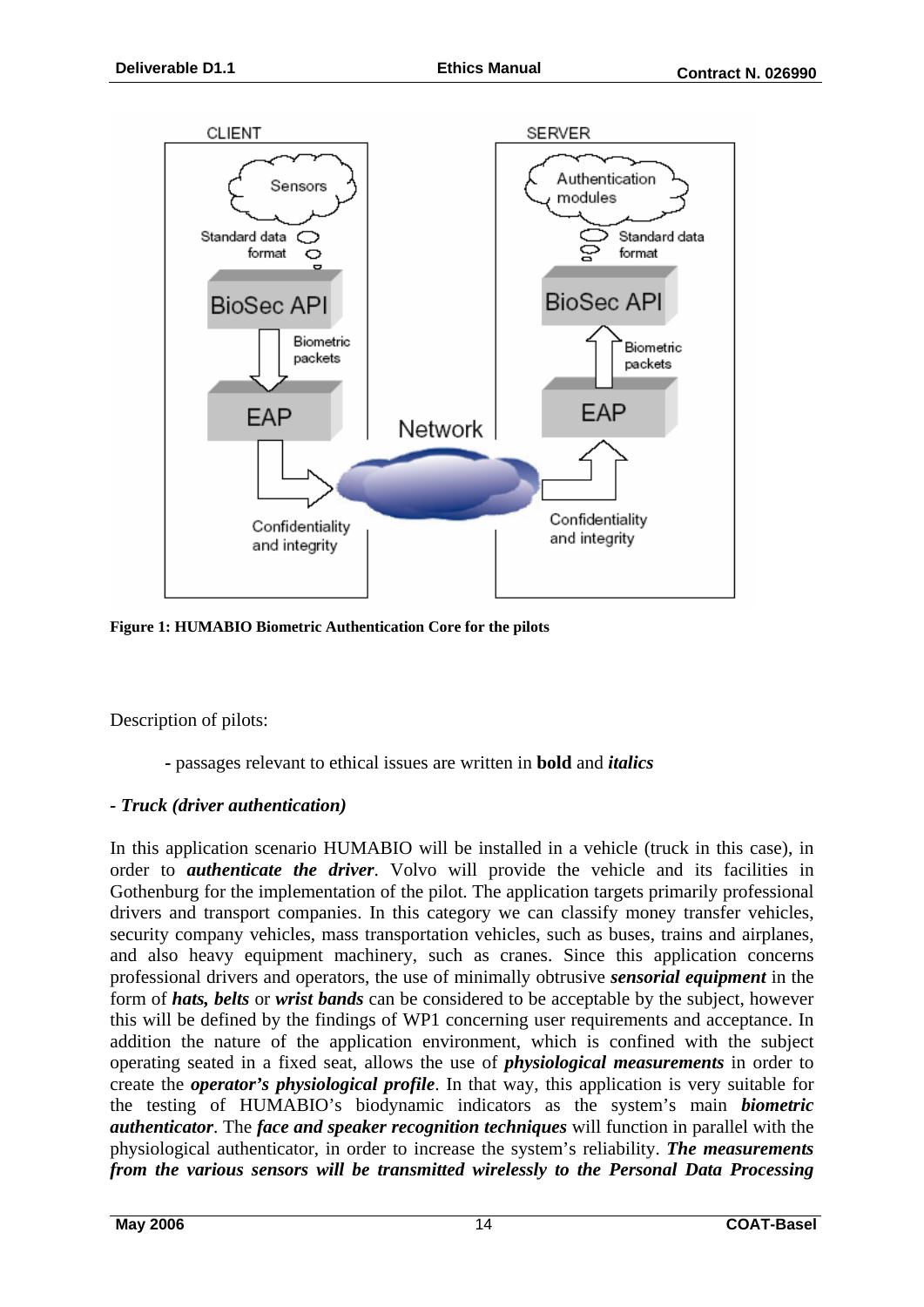Figure 1: HUMABIO Biometric Authentication Core for the pilots

Description of pilots:

- passages relevant to ethical issues are written in **bold** and ***italics***

- ***Truck (driver authentication)***

In this application scenario HUMABIO will be installed in a vehicle (truck in this case), in order to ***authenticate the driver***. Volvo will provide the vehicle and its facilities in Gothenburg for the implementation of the pilot. The application targets primarily professional drivers and transport companies. In this category we can classify money transfer vehicles, security company vehicles, mass transportation vehicles, such as buses, trains and airplanes, and also heavy equipment machinery, such as cranes. Since this application concerns professional drivers and operators, the use of minimally obtrusive ***sensorial equipment*** in the form of ***hats, belts*** or ***wrist bands*** can be considered to be acceptable by the subject, however this will be defined by the findings of WP1 concerning user requirements and acceptance. In addition the nature of the application environment, which is confined with the subject operating seated in a fixed seat, allows the use of ***physiological measurements*** in order to create the ***operator's physiological profile***. In that way, this application is very suitable for the testing of HUMABIO's biodynamic indicators as the system's main ***biometric authenticator***. The ***face and speaker recognition techniques*** will function in parallel with the physiological authenticator, in order to increase the system's reliability. ***The measurements from the various sensors will be transmitted wirelessly to the Personal Data Processing***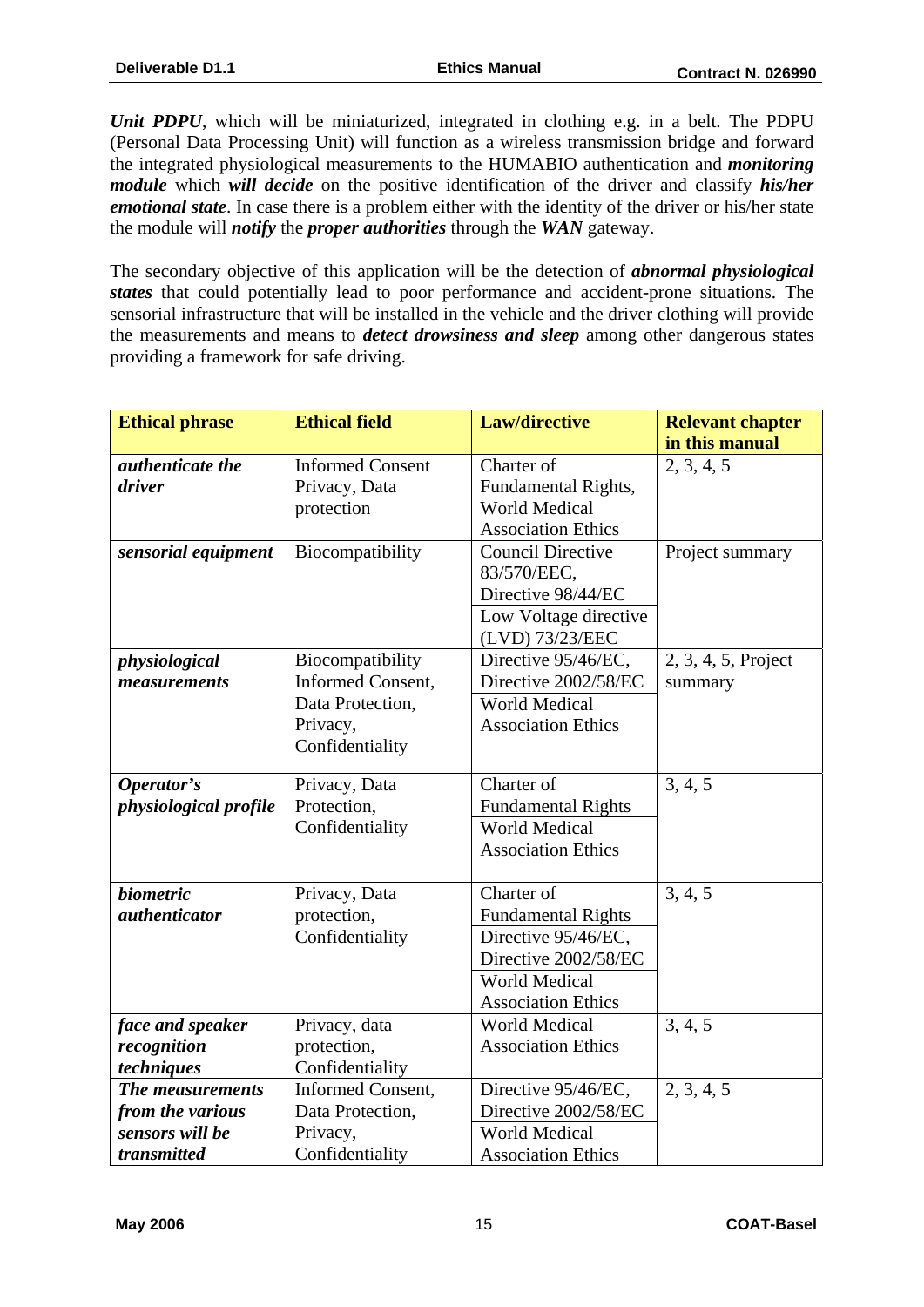***Unit PDPU***, which will be miniaturized, integrated in clothing e.g. in a belt. The PDPU (Personal Data Processing Unit) will function as a wireless transmission bridge and forward the integrated physiological measurements to the HUMABIO authentication and ***monitoring module*** which ***will decide*** on the positive identification of the driver and classify ***his/her emotional state***. In case there is a problem either with the identity of the driver or his/her state the module will ***notify*** the ***proper authorities*** through the ***WAN*** gateway.

The secondary objective of this application will be the detection of ***abnormal physiological states*** that could potentially lead to poor performance and accident-prone situations. The sensorial infrastructure that will be installed in the vehicle and the driver clothing will provide the measurements and means to ***detect drowsiness and sleep*** among other dangerous states providing a framework for safe driving.

| Ethical phrase | Ethical field | Law/directive | Relevant chapter in this manual |
|---|---|---|---|
| ***authenticate the driver*** | Informed Consent Privacy, Data protection | Charter of Fundamental Rights, World Medical Association Ethics | 2, 3, 4, 5 |
| ***sensorial equipment*** | Biocompatibility | Council Directive 83/570/EEC, Directive 98/44/EC<br>Low Voltage directive (LVD) 73/23/EEC | Project summary |
| ***physiological measurements*** | Biocompatibility Informed Consent, Data Protection, Privacy, Confidentiality | Directive 95/46/EC, Directive 2002/58/EC<br>World Medical Association Ethics | 2, 3, 4, 5, Project summary |
| ***Operator's physiological profile*** | Privacy, Data Protection, Confidentiality | Charter of Fundamental Rights<br>World Medical Association Ethics | 3, 4, 5 |
| ***biometric authenticator*** | Privacy, Data protection, Confidentiality | Charter of Fundamental Rights<br>Directive 95/46/EC, Directive 2002/58/EC<br>World Medical Association Ethics | 3, 4, 5 |
| ***face and speaker recognition techniques*** | Privacy, data protection, Confidentiality | World Medical Association Ethics | 3, 4, 5 |
| ***The measurements from the various sensors will be transmitted*** | Informed Consent, Data Protection, Privacy, Confidentiality | Directive 95/46/EC, Directive 2002/58/EC<br>World Medical Association Ethics | 2, 3, 4, 5 |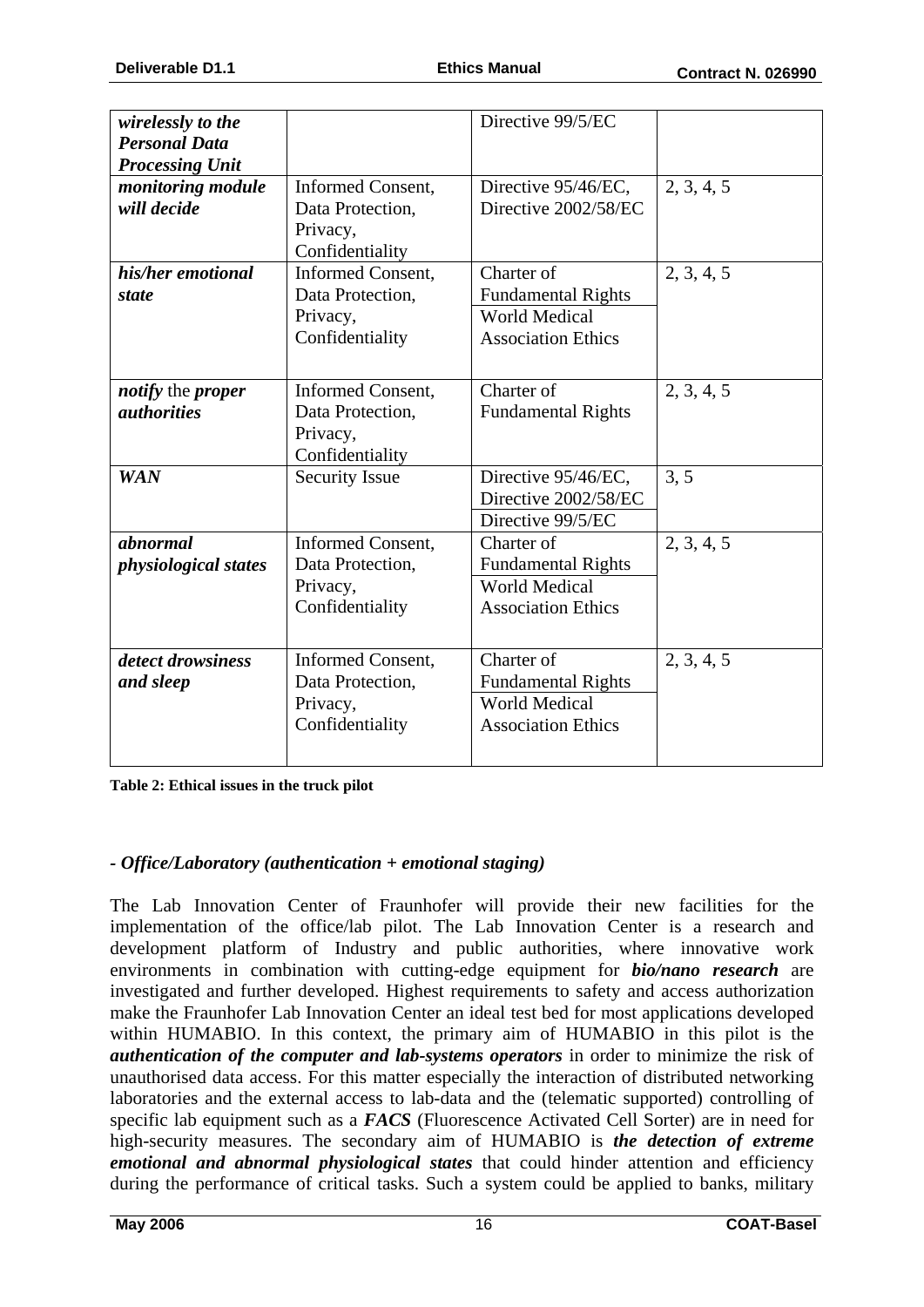| | | | |
|---|---|---|---|
| ***wirelessly to the Personal Data Processing Unit*** | | Directive 99/5/EC | |
| ***monitoring module will decide*** | Informed Consent, Data Protection, Privacy, Confidentiality | Directive 95/46/EC, Directive 2002/58/EC | 2, 3, 4, 5 |
| ***his/her emotional state*** | Informed Consent, Data Protection, Privacy, Confidentiality | Charter of Fundamental Rights<br>World Medical Association Ethics | 2, 3, 4, 5 |
| ***notify*** the ***proper authorities*** | Informed Consent, Data Protection, Privacy, Confidentiality | Charter of Fundamental Rights | 2, 3, 4, 5 |
| ***WAN*** | Security Issue | Directive 95/46/EC, Directive 2002/58/EC<br>Directive 99/5/EC | 3, 5 |
| ***abnormal physiological states*** | Informed Consent, Data Protection, Privacy, Confidentiality | Charter of Fundamental Rights<br>World Medical Association Ethics | 2, 3, 4, 5 |
| ***detect drowsiness and sleep*** | Informed Consent, Data Protection, Privacy, Confidentiality | Charter of Fundamental Rights<br>World Medical Association Ethics | 2, 3, 4, 5 |

**Table 2: Ethical issues in the truck pilot**

### - *Office/Laboratory (authentication + emotional staging)*

The Lab Innovation Center of Fraunhofer will provide their new facilities for the implementation of the office/lab pilot. The Lab Innovation Center is a research and development platform of Industry and public authorities, where innovative work environments in combination with cutting-edge equipment for ***bio/nano research*** are investigated and further developed. Highest requirements to safety and access authorization make the Fraunhofer Lab Innovation Center an ideal test bed for most applications developed within HUMABIO. In this context, the primary aim of HUMABIO in this pilot is the ***authentication of the computer and lab-systems operators*** in order to minimize the risk of unauthorised data access. For this matter especially the interaction of distributed networking laboratories and the external access to lab-data and the (telematic supported) controlling of specific lab equipment such as a ***FACS*** (Fluorescence Activated Cell Sorter) are in need for high-security measures. The secondary aim of HUMABIO is ***the detection of extreme emotional and abnormal physiological states*** that could hinder attention and efficiency during the performance of critical tasks. Such a system could be applied to banks, military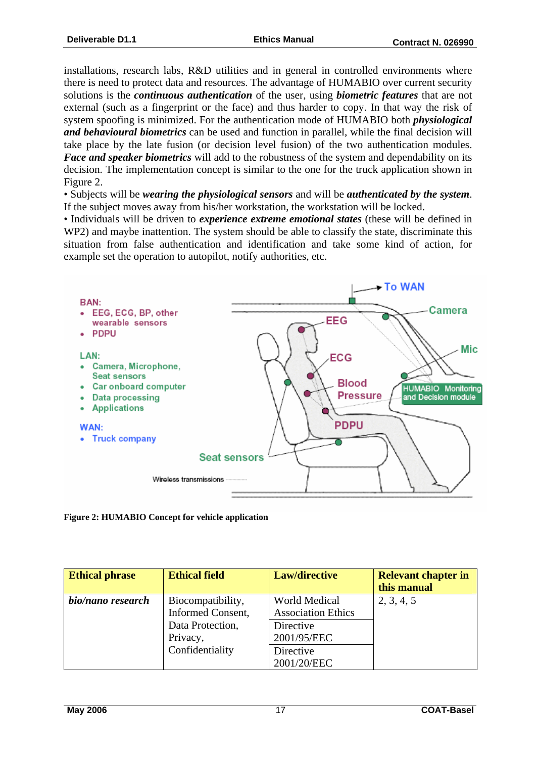installations, research labs, R&D utilities and in general in controlled environments where there is need to protect data and resources. The advantage of HUMABIO over current security solutions is the ***continuous authentication*** of the user, using ***biometric features*** that are not external (such as a fingerprint or the face) and thus harder to copy. In that way the risk of system spoofing is minimized. For the authentication mode of HUMABIO both ***physiological and behavioural biometrics*** can be used and function in parallel, while the final decision will take place by the late fusion (or decision level fusion) of the two authentication modules. ***Face and speaker biometrics*** will add to the robustness of the system and dependability on its decision. The implementation concept is similar to the one for the truck application shown in Figure 2.

• Subjects will be ***wearing the physiological sensors*** and will be ***authenticated by the system***. If the subject moves away from his/her workstation, the workstation will be locked.

• Individuals will be driven to ***experience extreme emotional states*** (these will be defined in WP2) and maybe inattention. The system should be able to classify the state, discriminate this situation from false authentication and identification and take some kind of action, for example set the operation to autopilot, notify authorities, etc.

BAN:
- EEG, ECG, BP, other wearable sensors
- PDPU

LAN:
- Camera, Microphone, Seat sensors
- Car onboard computer
- Data processing
- Applications

WAN:
- Truck company

To WAN · Camera · EEG · Mic · ECG · Blood Pressure · HUMABIO Monitoring and Decision module · PDPU · Seat sensors · Wireless transmissions

**Figure 2: HUMABIO Concept for vehicle application**

| Ethical phrase | Ethical field | Law/directive | Relevant chapter in this manual |
|---|---|---|---|
| ***bio/nano research*** | Biocompatibility, Informed Consent, Data Protection, Privacy, Confidentiality | World Medical Association Ethics | 2, 3, 4, 5 |
| | | Directive 2001/95/EEC | |
| | | Directive 2001/20/EEC | |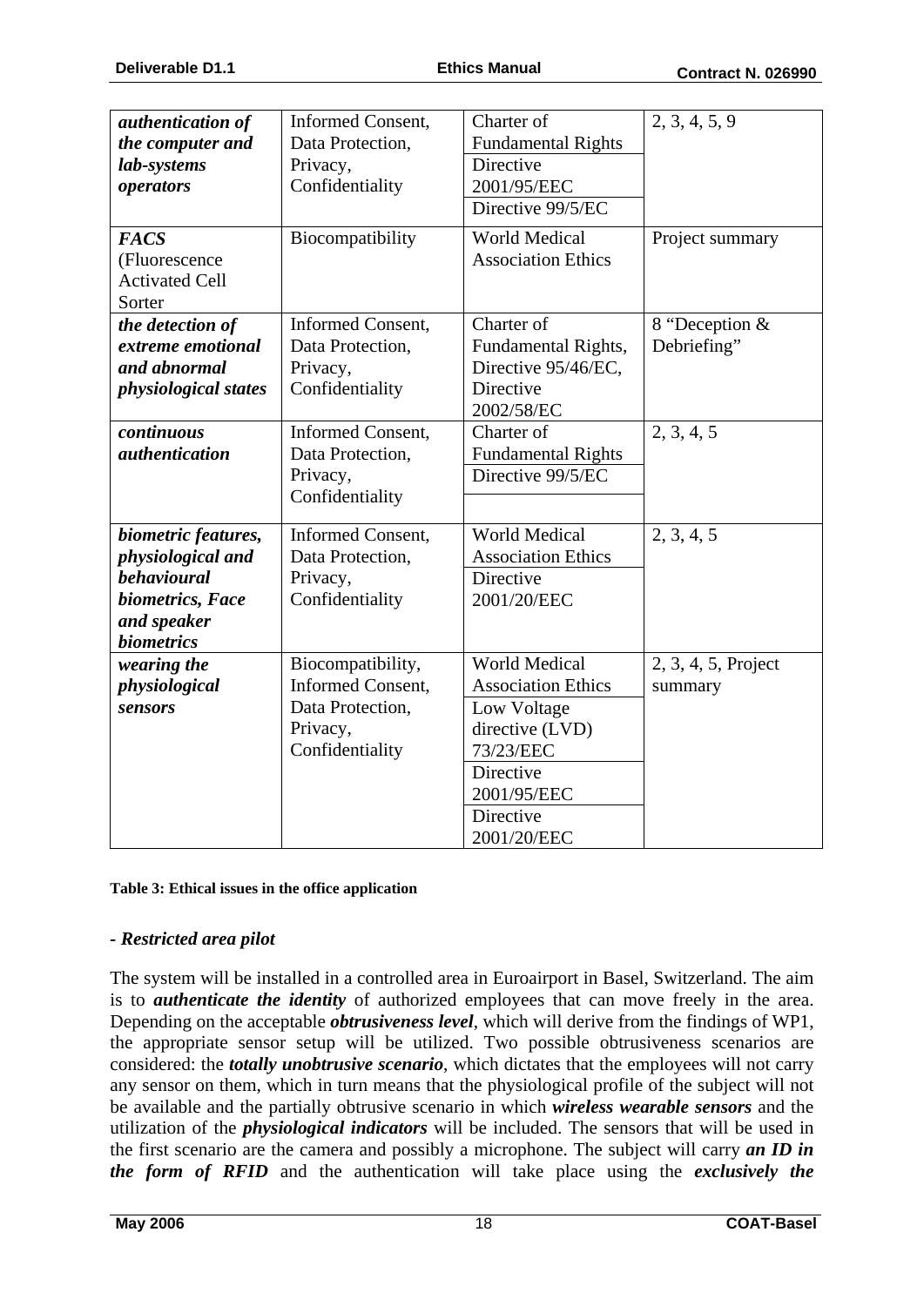| | | | |
|---|---|---|---|
| ***authentication of the computer and lab-systems operators*** | Informed Consent, Data Protection, Privacy, Confidentiality | Charter of Fundamental Rights<br>Directive 2001/95/EEC<br>Directive 99/5/EC | 2, 3, 4, 5, 9 |
| ***FACS*** (Fluorescence Activated Cell Sorter | Biocompatibility | World Medical Association Ethics | Project summary |
| ***the detection of extreme emotional and abnormal physiological states*** | Informed Consent, Data Protection, Privacy, Confidentiality | Charter of Fundamental Rights, Directive 95/46/EC, Directive 2002/58/EC | 8 "Deception & Debriefing" |
| ***continuous authentication*** | Informed Consent, Data Protection, Privacy, Confidentiality | Charter of Fundamental Rights<br>Directive 99/5/EC | 2, 3, 4, 5 |
| ***biometric features, physiological and behavioural biometrics, Face and speaker biometrics*** | Informed Consent, Data Protection, Privacy, Confidentiality | World Medical Association Ethics<br>Directive 2001/20/EEC | 2, 3, 4, 5 |
| ***wearing the physiological sensors*** | Biocompatibility, Informed Consent, Data Protection, Privacy, Confidentiality | World Medical Association Ethics<br>Low Voltage directive (LVD) 73/23/EEC<br>Directive 2001/95/EEC<br>Directive 2001/20/EEC | 2, 3, 4, 5, Project summary |

**Table 3: Ethical issues in the office application**

***- Restricted area pilot***

The system will be installed in a controlled area in Euroairport in Basel, Switzerland. The aim is to ***authenticate the identity*** of authorized employees that can move freely in the area. Depending on the acceptable ***obtrusiveness level***, which will derive from the findings of WP1, the appropriate sensor setup will be utilized. Two possible obtrusiveness scenarios are considered: the ***totally unobtrusive scenario***, which dictates that the employees will not carry any sensor on them, which in turn means that the physiological profile of the subject will not be available and the partially obtrusive scenario in which ***wireless wearable sensors*** and the utilization of the ***physiological indicators*** will be included. The sensors that will be used in the first scenario are the camera and possibly a microphone. The subject will carry ***an ID in the form of RFID*** and the authentication will take place using the ***exclusively the***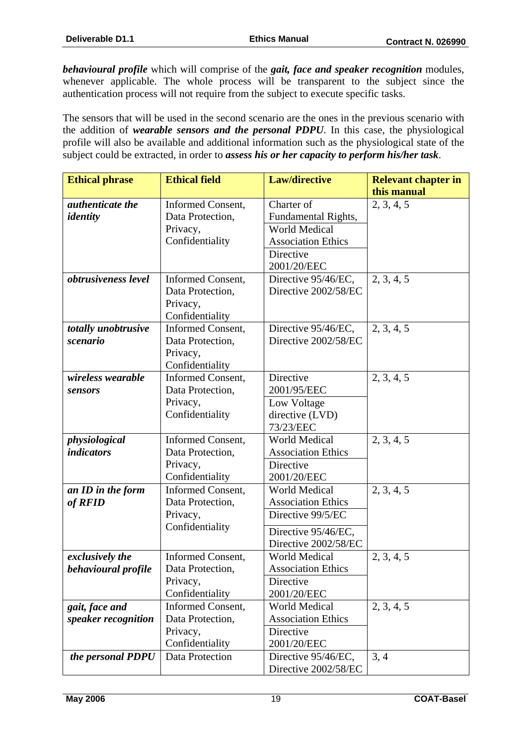***behavioural profile*** which will comprise of the ***gait, face and speaker recognition*** modules, whenever applicable. The whole process will be transparent to the subject since the authentication process will not require from the subject to execute specific tasks.

The sensors that will be used in the second scenario are the ones in the previous scenario with the addition of ***wearable sensors and the personal PDPU***. In this case, the physiological profile will also be available and additional information such as the physiological state of the subject could be extracted, in order to ***assess his or her capacity to perform his/her task***.

| Ethical phrase | Ethical field | Law/directive | Relevant chapter in this manual |
|---|---|---|---|
| ***authenticate the identity*** | Informed Consent, Data Protection, Privacy, Confidentiality | Charter of Fundamental Rights, World Medical Association Ethics, Directive 2001/20/EEC | 2, 3, 4, 5 |
| ***obtrusiveness level*** | Informed Consent, Data Protection, Privacy, Confidentiality | Directive 95/46/EC, Directive 2002/58/EC | 2, 3, 4, 5 |
| ***totally unobtrusive scenario*** | Informed Consent, Data Protection, Privacy, Confidentiality | Directive 95/46/EC, Directive 2002/58/EC | 2, 3, 4, 5 |
| ***wireless wearable sensors*** | Informed Consent, Data Protection, Privacy, Confidentiality | Directive 2001/95/EEC, Low Voltage directive (LVD) 73/23/EEC | 2, 3, 4, 5 |
| ***physiological indicators*** | Informed Consent, Data Protection, Privacy, Confidentiality | World Medical Association Ethics, Directive 2001/20/EEC | 2, 3, 4, 5 |
| ***an ID in the form of RFID*** | Informed Consent, Data Protection, Privacy, Confidentiality | World Medical Association Ethics, Directive 99/5/EC, Directive 95/46/EC, Directive 2002/58/EC | 2, 3, 4, 5 |
| ***exclusively the behavioural profile*** | Informed Consent, Data Protection, Privacy, Confidentiality | World Medical Association Ethics, Directive 2001/20/EEC | 2, 3, 4, 5 |
| ***gait, face and speaker recognition*** | Informed Consent, Data Protection, Privacy, Confidentiality | World Medical Association Ethics, Directive 2001/20/EEC | 2, 3, 4, 5 |
| ***the personal PDPU*** | Data Protection | Directive 95/46/EC, Directive 2002/58/EC | 3, 4 |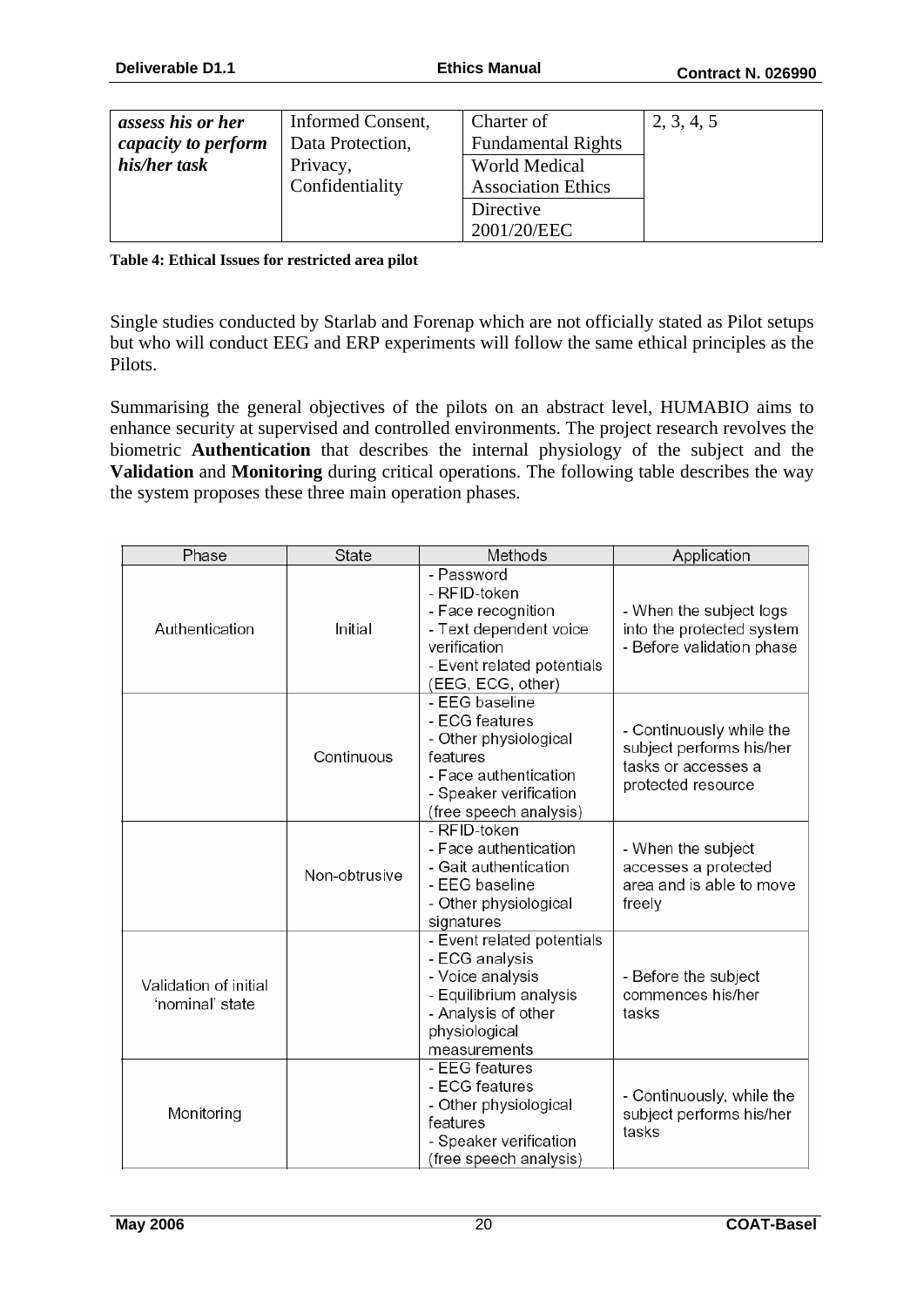| *assess his or her capacity to perform his/her task* | Informed Consent, Data Protection, Privacy, Confidentiality | Charter of Fundamental Rights | 2, 3, 4, 5 |
|---|---|---|---|
| | | World Medical Association Ethics | |
| | | Directive 2001/20/EEC | |

**Table 4: Ethical Issues for restricted area pilot**

Single studies conducted by Starlab and Forenap which are not officially stated as Pilot setups but who will conduct EEG and ERP experiments will follow the same ethical principles as the Pilots.

Summarising the general objectives of the pilots on an abstract level, HUMABIO aims to enhance security at supervised and controlled environments. The project research revolves the biometric **Authentication** that describes the internal physiology of the subject and the **Validation** and **Monitoring** during critical operations. The following table describes the way the system proposes these three main operation phases.

| Phase | State | Methods | Application |
|---|---|---|---|
| Authentication | Initial | - Password<br>- RFID-token<br>- Face recognition<br>- Text dependent voice verification<br>- Event related potentials (EEG, ECG, other) | - When the subject logs into the protected system<br>- Before validation phase |
| | Continuous | - EEG baseline<br>- ECG features<br>- Other physiological features<br>- Face authentication<br>- Speaker verification (free speech analysis) | - Continuously while the subject performs his/her tasks or accesses a protected resource |
| | Non-obtrusive | - RFID-token<br>- Face authentication<br>- Gait authentication<br>- EEG baseline<br>- Other physiological signatures | - When the subject accesses a protected area and is able to move freely |
| Validation of initial 'nominal' state | | - Event related potentials<br>- ECG analysis<br>- Voice analysis<br>- Equilibrium analysis<br>- Analysis of other physiological measurements | - Before the subject commences his/her tasks |
| Monitoring | | - EEG features<br>- ECG features<br>- Other physiological features<br>- Speaker verification (free speech analysis) | - Continuously, while the subject performs his/her tasks |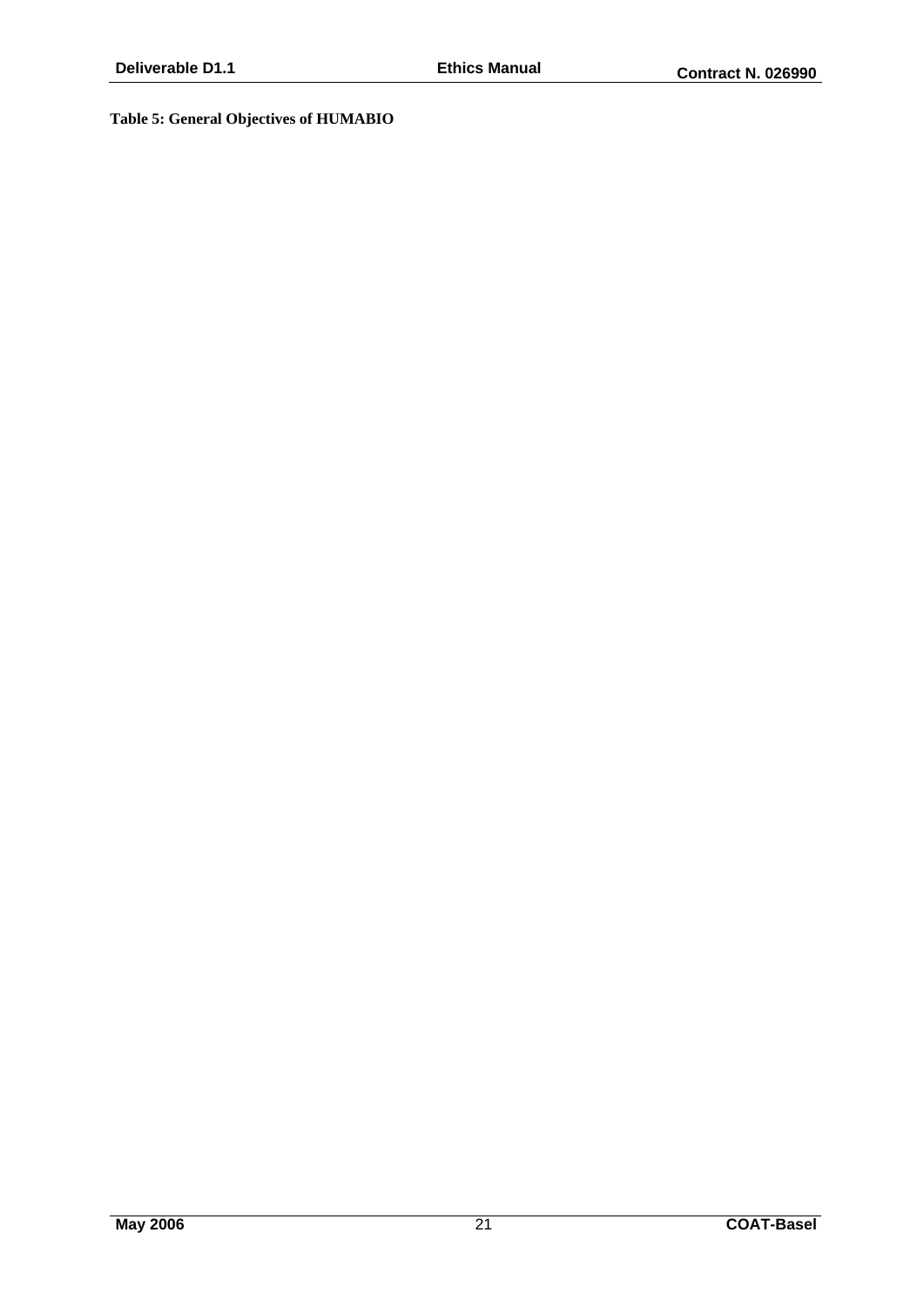**Table 5: General Objectives of HUMABIO**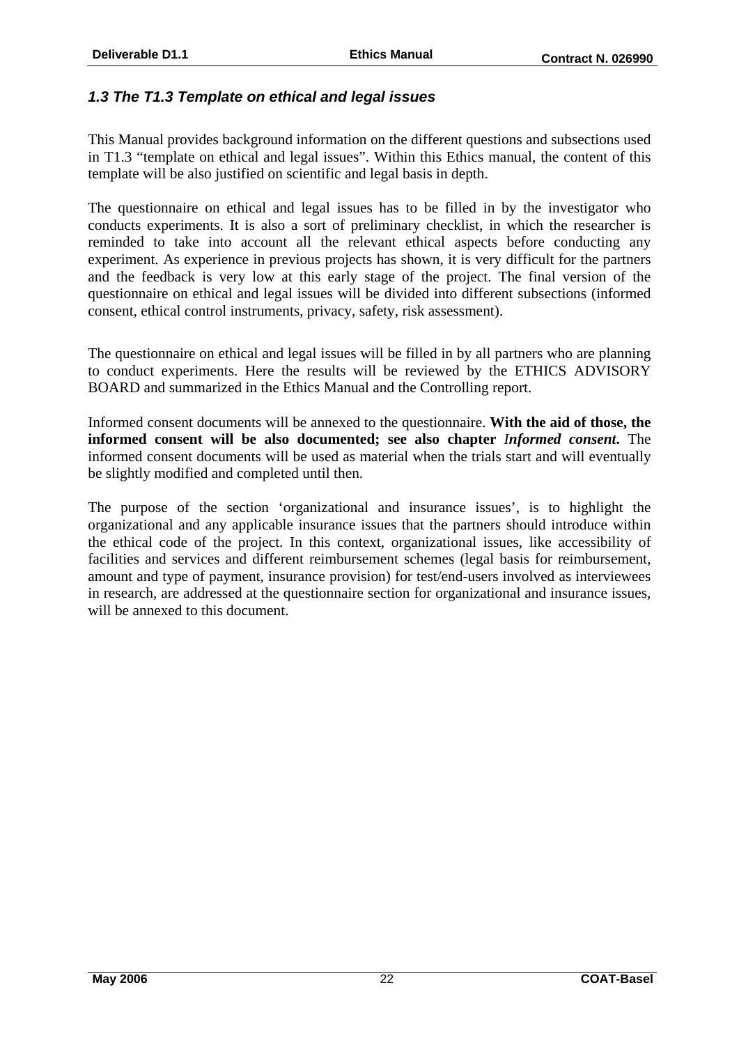### *1.3 The T1.3 Template on ethical and legal issues*

This Manual provides background information on the different questions and subsections used in T1.3 "template on ethical and legal issues". Within this Ethics manual, the content of this template will be also justified on scientific and legal basis in depth.

The questionnaire on ethical and legal issues has to be filled in by the investigator who conducts experiments. It is also a sort of preliminary checklist, in which the researcher is reminded to take into account all the relevant ethical aspects before conducting any experiment. As experience in previous projects has shown, it is very difficult for the partners and the feedback is very low at this early stage of the project. The final version of the questionnaire on ethical and legal issues will be divided into different subsections (informed consent, ethical control instruments, privacy, safety, risk assessment).

The questionnaire on ethical and legal issues will be filled in by all partners who are planning to conduct experiments. Here the results will be reviewed by the ETHICS ADVISORY BOARD and summarized in the Ethics Manual and the Controlling report.

Informed consent documents will be annexed to the questionnaire. **With the aid of those, the informed consent will be also documented; see also chapter *Informed consent*.** The informed consent documents will be used as material when the trials start and will eventually be slightly modified and completed until then.

The purpose of the section 'organizational and insurance issues', is to highlight the organizational and any applicable insurance issues that the partners should introduce within the ethical code of the project. In this context, organizational issues, like accessibility of facilities and services and different reimbursement schemes (legal basis for reimbursement, amount and type of payment, insurance provision) for test/end-users involved as interviewees in research, are addressed at the questionnaire section for organizational and insurance issues, will be annexed to this document.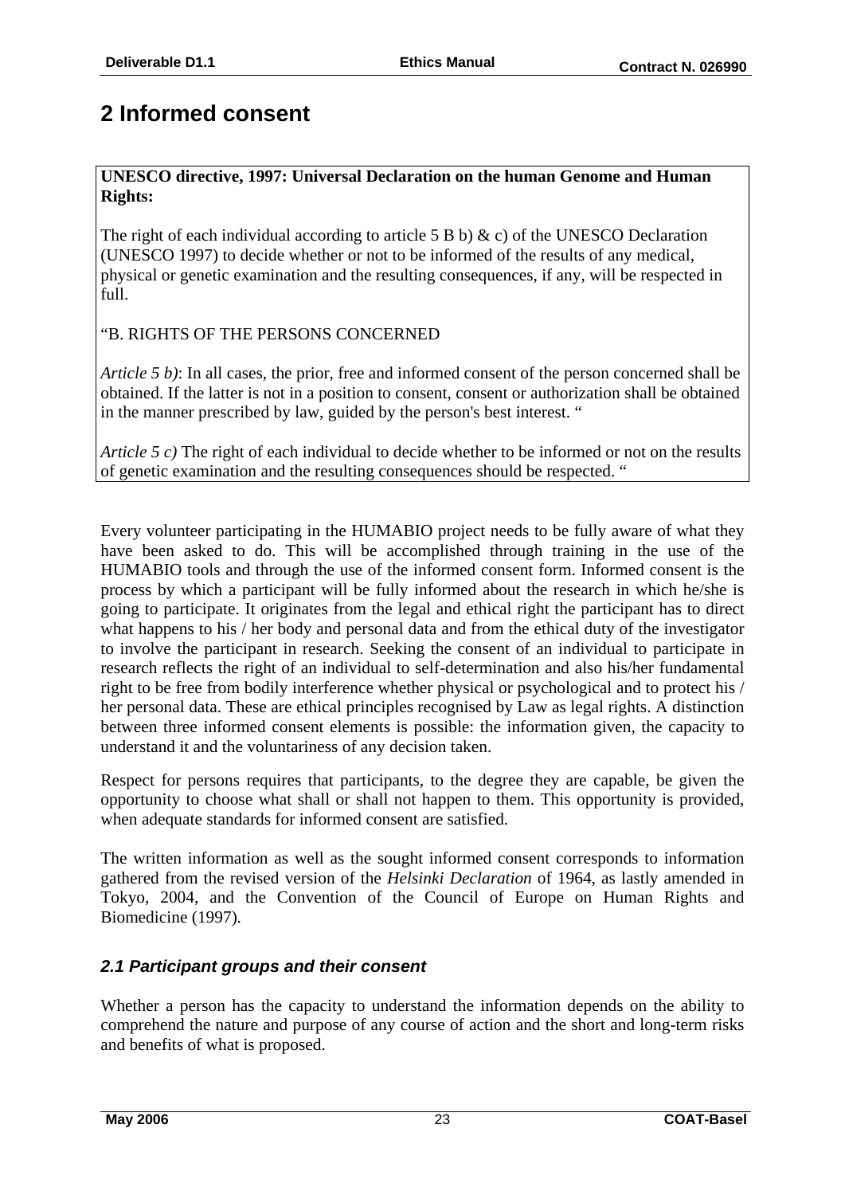# 2 Informed consent

**UNESCO directive, 1997: Universal Declaration on the human Genome and Human Rights:**

The right of each individual according to article 5 B b) & c) of the UNESCO Declaration (UNESCO 1997) to decide whether or not to be informed of the results of any medical, physical or genetic examination and the resulting consequences, if any, will be respected in full.

"B. RIGHTS OF THE PERSONS CONCERNED

*Article 5 b)*: In all cases, the prior, free and informed consent of the person concerned shall be obtained. If the latter is not in a position to consent, consent or authorization shall be obtained in the manner prescribed by law, guided by the person's best interest. "

*Article 5 c)* The right of each individual to decide whether to be informed or not on the results of genetic examination and the resulting consequences should be respected. "

Every volunteer participating in the HUMABIO project needs to be fully aware of what they have been asked to do. This will be accomplished through training in the use of the HUMABIO tools and through the use of the informed consent form. Informed consent is the process by which a participant will be fully informed about the research in which he/she is going to participate. It originates from the legal and ethical right the participant has to direct what happens to his / her body and personal data and from the ethical duty of the investigator to involve the participant in research. Seeking the consent of an individual to participate in research reflects the right of an individual to self-determination and also his/her fundamental right to be free from bodily interference whether physical or psychological and to protect his / her personal data. These are ethical principles recognised by Law as legal rights. A distinction between three informed consent elements is possible: the information given, the capacity to understand it and the voluntariness of any decision taken.

Respect for persons requires that participants, to the degree they are capable, be given the opportunity to choose what shall or shall not happen to them. This opportunity is provided, when adequate standards for informed consent are satisfied.

The written information as well as the sought informed consent corresponds to information gathered from the revised version of the *Helsinki Declaration* of 1964, as lastly amended in Tokyo, 2004, and the Convention of the Council of Europe on Human Rights and Biomedicine (1997).

## *2.1 Participant groups and their consent*

Whether a person has the capacity to understand the information depends on the ability to comprehend the nature and purpose of any course of action and the short and long-term risks and benefits of what is proposed.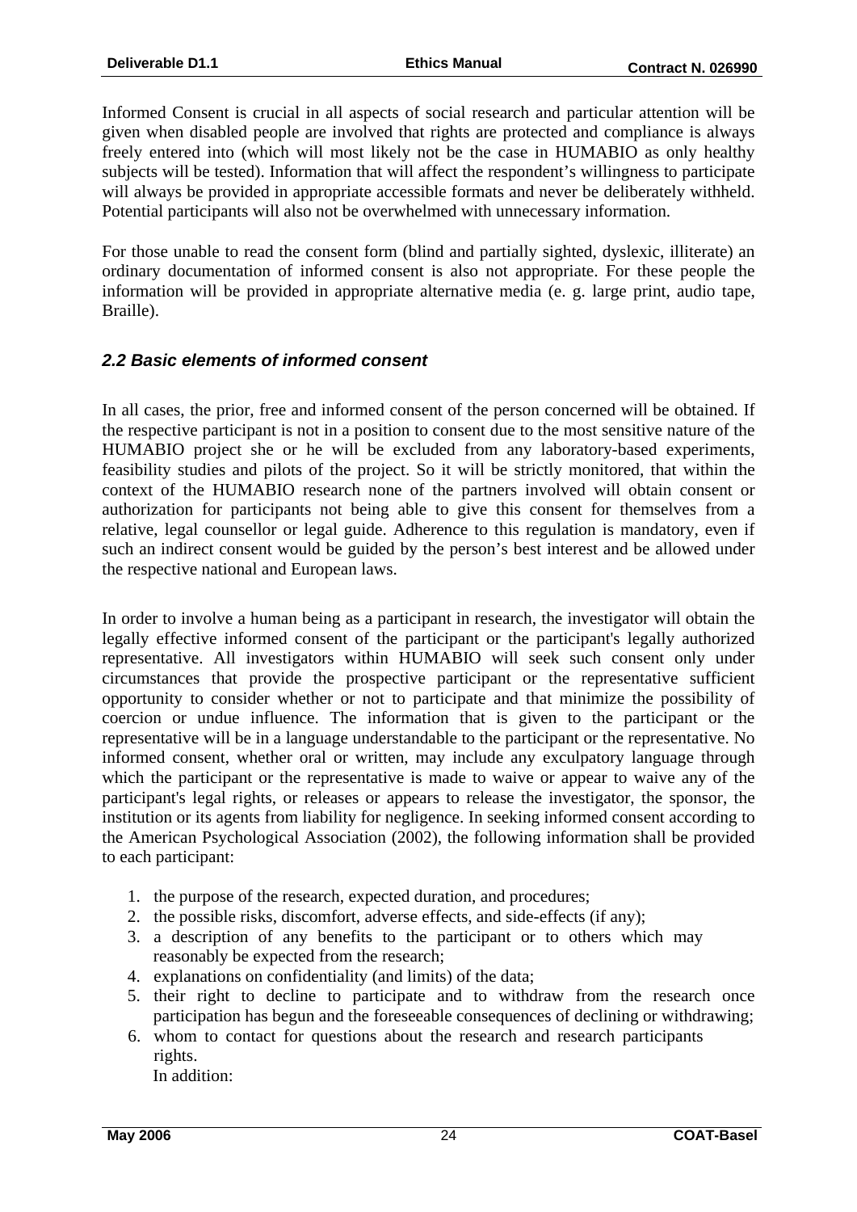Informed Consent is crucial in all aspects of social research and particular attention will be given when disabled people are involved that rights are protected and compliance is always freely entered into (which will most likely not be the case in HUMABIO as only healthy subjects will be tested). Information that will affect the respondent's willingness to participate will always be provided in appropriate accessible formats and never be deliberately withheld. Potential participants will also not be overwhelmed with unnecessary information.

For those unable to read the consent form (blind and partially sighted, dyslexic, illiterate) an ordinary documentation of informed consent is also not appropriate. For these people the information will be provided in appropriate alternative media (e. g. large print, audio tape, Braille).

## *2.2 Basic elements of informed consent*

In all cases, the prior, free and informed consent of the person concerned will be obtained. If the respective participant is not in a position to consent due to the most sensitive nature of the HUMABIO project she or he will be excluded from any laboratory-based experiments, feasibility studies and pilots of the project. So it will be strictly monitored, that within the context of the HUMABIO research none of the partners involved will obtain consent or authorization for participants not being able to give this consent for themselves from a relative, legal counsellor or legal guide. Adherence to this regulation is mandatory, even if such an indirect consent would be guided by the person's best interest and be allowed under the respective national and European laws.

In order to involve a human being as a participant in research, the investigator will obtain the legally effective informed consent of the participant or the participant's legally authorized representative. All investigators within HUMABIO will seek such consent only under circumstances that provide the prospective participant or the representative sufficient opportunity to consider whether or not to participate and that minimize the possibility of coercion or undue influence. The information that is given to the participant or the representative will be in a language understandable to the participant or the representative. No informed consent, whether oral or written, may include any exculpatory language through which the participant or the representative is made to waive or appear to waive any of the participant's legal rights, or releases or appears to release the investigator, the sponsor, the institution or its agents from liability for negligence. In seeking informed consent according to the American Psychological Association (2002), the following information shall be provided to each participant:

1. the purpose of the research, expected duration, and procedures;
2. the possible risks, discomfort, adverse effects, and side-effects (if any);
3. a description of any benefits to the participant or to others which may reasonably be expected from the research;
4. explanations on confidentiality (and limits) of the data;
5. their right to decline to participate and to withdraw from the research once participation has begun and the foreseeable consequences of declining or withdrawing;
6. whom to contact for questions about the research and research participants rights.

   In addition: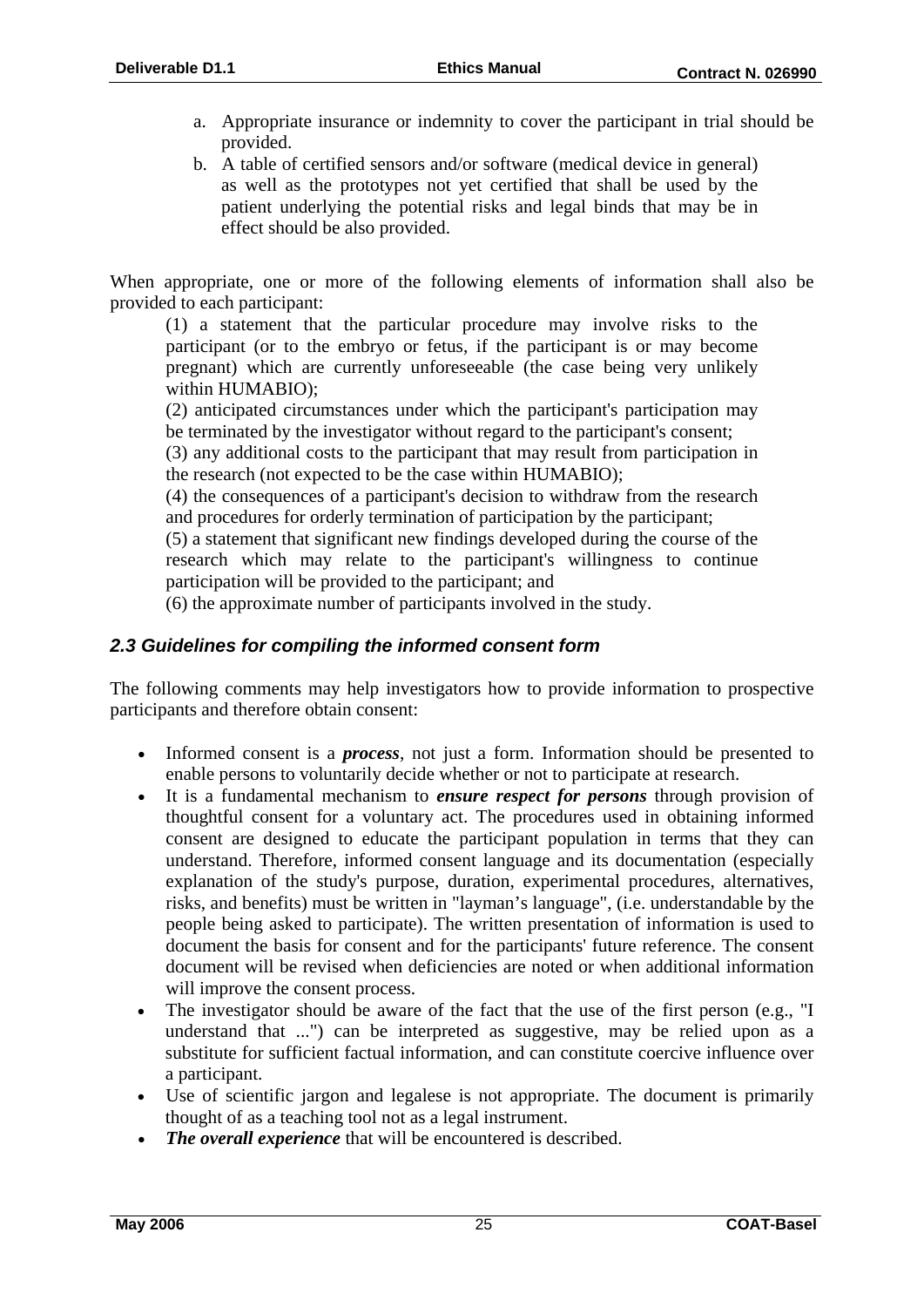a. Appropriate insurance or indemnity to cover the participant in trial should be provided.
b. A table of certified sensors and/or software (medical device in general) as well as the prototypes not yet certified that shall be used by the patient underlying the potential risks and legal binds that may be in effect should be also provided.

When appropriate, one or more of the following elements of information shall also be provided to each participant:

(1) a statement that the particular procedure may involve risks to the participant (or to the embryo or fetus, if the participant is or may become pregnant) which are currently unforeseeable (the case being very unlikely within HUMABIO);
(2) anticipated circumstances under which the participant's participation may be terminated by the investigator without regard to the participant's consent;
(3) any additional costs to the participant that may result from participation in the research (not expected to be the case within HUMABIO);
(4) the consequences of a participant's decision to withdraw from the research and procedures for orderly termination of participation by the participant;
(5) a statement that significant new findings developed during the course of the research which may relate to the participant's willingness to continue participation will be provided to the participant; and
(6) the approximate number of participants involved in the study.

### *2.3 Guidelines for compiling the informed consent form*

The following comments may help investigators how to provide information to prospective participants and therefore obtain consent:

- Informed consent is a ***process***, not just a form. Information should be presented to enable persons to voluntarily decide whether or not to participate at research.
- It is a fundamental mechanism to ***ensure respect for persons*** through provision of thoughtful consent for a voluntary act. The procedures used in obtaining informed consent are designed to educate the participant population in terms that they can understand. Therefore, informed consent language and its documentation (especially explanation of the study's purpose, duration, experimental procedures, alternatives, risks, and benefits) must be written in "layman's language", (i.e. understandable by the people being asked to participate). The written presentation of information is used to document the basis for consent and for the participants' future reference. The consent document will be revised when deficiencies are noted or when additional information will improve the consent process.
- The investigator should be aware of the fact that the use of the first person (e.g., "I understand that ...") can be interpreted as suggestive, may be relied upon as a substitute for sufficient factual information, and can constitute coercive influence over a participant.
- Use of scientific jargon and legalese is not appropriate. The document is primarily thought of as a teaching tool not as a legal instrument.
- ***The overall experience*** that will be encountered is described.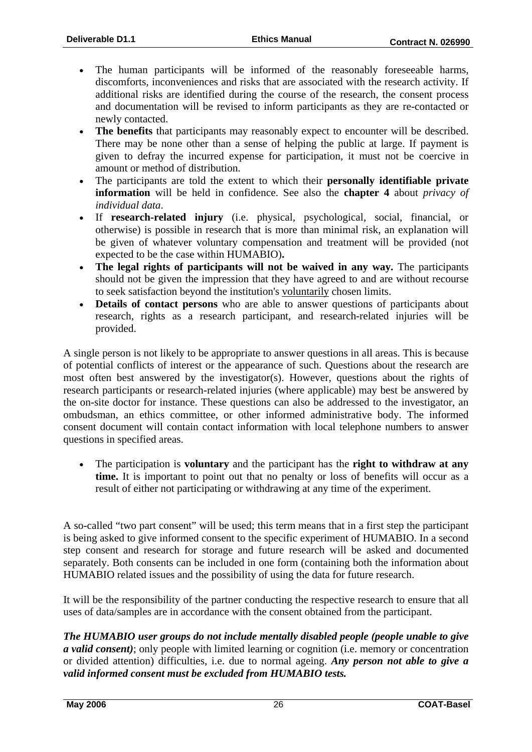- The human participants will be informed of the reasonably foreseeable harms, discomforts, inconveniences and risks that are associated with the research activity. If additional risks are identified during the course of the research, the consent process and documentation will be revised to inform participants as they are re-contacted or newly contacted.
- **The benefits** that participants may reasonably expect to encounter will be described. There may be none other than a sense of helping the public at large. If payment is given to defray the incurred expense for participation, it must not be coercive in amount or method of distribution.
- The participants are told the extent to which their **personally identifiable private information** will be held in confidence. See also the **chapter 4** about *privacy of individual data*.
- If **research-related injury** (i.e. physical, psychological, social, financial, or otherwise) is possible in research that is more than minimal risk, an explanation will be given of whatever voluntary compensation and treatment will be provided (not expected to be the case within HUMABIO)**.**
- **The legal rights of participants will not be waived in any way.** The participants should not be given the impression that they have agreed to and are without recourse to seek satisfaction beyond the institution's <u>voluntarily</u> chosen limits.
- **Details of contact persons** who are able to answer questions of participants about research, rights as a research participant, and research-related injuries will be provided.

A single person is not likely to be appropriate to answer questions in all areas. This is because of potential conflicts of interest or the appearance of such. Questions about the research are most often best answered by the investigator(s). However, questions about the rights of research participants or research-related injuries (where applicable) may best be answered by the on-site doctor for instance. These questions can also be addressed to the investigator, an ombudsman, an ethics committee, or other informed administrative body. The informed consent document will contain contact information with local telephone numbers to answer questions in specified areas.

- The participation is **voluntary** and the participant has the **right to withdraw at any time.** It is important to point out that no penalty or loss of benefits will occur as a result of either not participating or withdrawing at any time of the experiment.

A so-called "two part consent" will be used; this term means that in a first step the participant is being asked to give informed consent to the specific experiment of HUMABIO. In a second step consent and research for storage and future research will be asked and documented separately. Both consents can be included in one form (containing both the information about HUMABIO related issues and the possibility of using the data for future research.

It will be the responsibility of the partner conducting the respective research to ensure that all uses of data/samples are in accordance with the consent obtained from the participant.

***The HUMABIO user groups do not include mentally disabled people (people unable to give a valid consent)***; only people with limited learning or cognition (i.e. memory or concentration or divided attention) difficulties, i.e. due to normal ageing. ***Any person not able to give a valid informed consent must be excluded from HUMABIO tests.***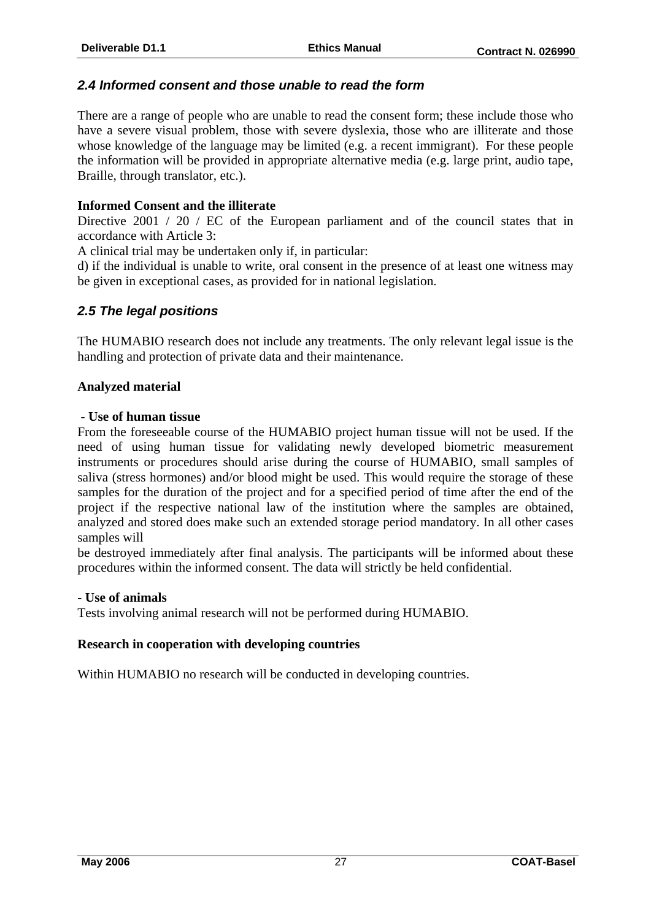### *2.4 Informed consent and those unable to read the form*

There are a range of people who are unable to read the consent form; these include those who have a severe visual problem, those with severe dyslexia, those who are illiterate and those whose knowledge of the language may be limited (e.g. a recent immigrant). For these people the information will be provided in appropriate alternative media (e.g. large print, audio tape, Braille, through translator, etc.).

**Informed Consent and the illiterate**

Directive 2001 / 20 / EC of the European parliament and of the council states that in accordance with Article 3:

A clinical trial may be undertaken only if, in particular:

d) if the individual is unable to write, oral consent in the presence of at least one witness may be given in exceptional cases, as provided for in national legislation.

### *2.5 The legal positions*

The HUMABIO research does not include any treatments. The only relevant legal issue is the handling and protection of private data and their maintenance.

**Analyzed material**

**- Use of human tissue**

From the foreseeable course of the HUMABIO project human tissue will not be used. If the need of using human tissue for validating newly developed biometric measurement instruments or procedures should arise during the course of HUMABIO, small samples of saliva (stress hormones) and/or blood might be used. This would require the storage of these samples for the duration of the project and for a specified period of time after the end of the project if the respective national law of the institution where the samples are obtained, analyzed and stored does make such an extended storage period mandatory. In all other cases samples will

be destroyed immediately after final analysis. The participants will be informed about these procedures within the informed consent. The data will strictly be held confidential.

**- Use of animals**

Tests involving animal research will not be performed during HUMABIO.

**Research in cooperation with developing countries**

Within HUMABIO no research will be conducted in developing countries.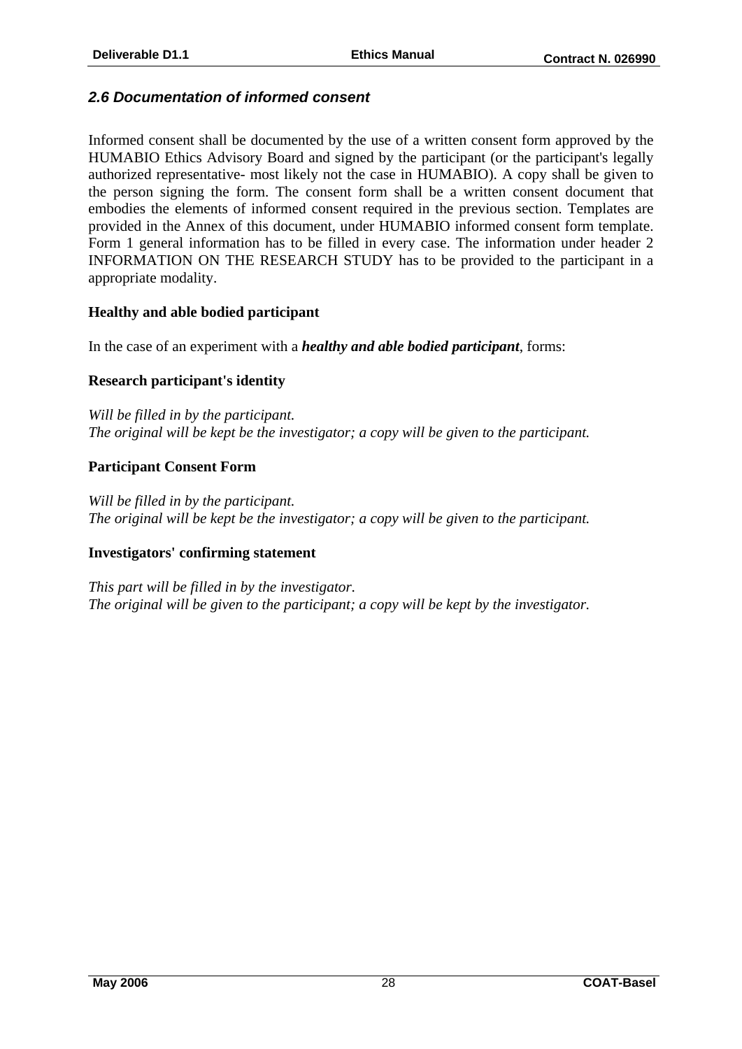### *2.6 Documentation of informed consent*

Informed consent shall be documented by the use of a written consent form approved by the HUMABIO Ethics Advisory Board and signed by the participant (or the participant's legally authorized representative- most likely not the case in HUMABIO). A copy shall be given to the person signing the form. The consent form shall be a written consent document that embodies the elements of informed consent required in the previous section. Templates are provided in the Annex of this document, under HUMABIO informed consent form template. Form 1 general information has to be filled in every case. The information under header 2 INFORMATION ON THE RESEARCH STUDY has to be provided to the participant in a appropriate modality.

**Healthy and able bodied participant**

In the case of an experiment with a ***healthy and able bodied participant***, forms:

**Research participant's identity**

*Will be filled in by the participant.*
*The original will be kept be the investigator; a copy will be given to the participant.*

**Participant Consent Form**

*Will be filled in by the participant.*
*The original will be kept be the investigator; a copy will be given to the participant.*

**Investigators' confirming statement**

*This part will be filled in by the investigator.*
*The original will be given to the participant; a copy will be kept by the investigator.*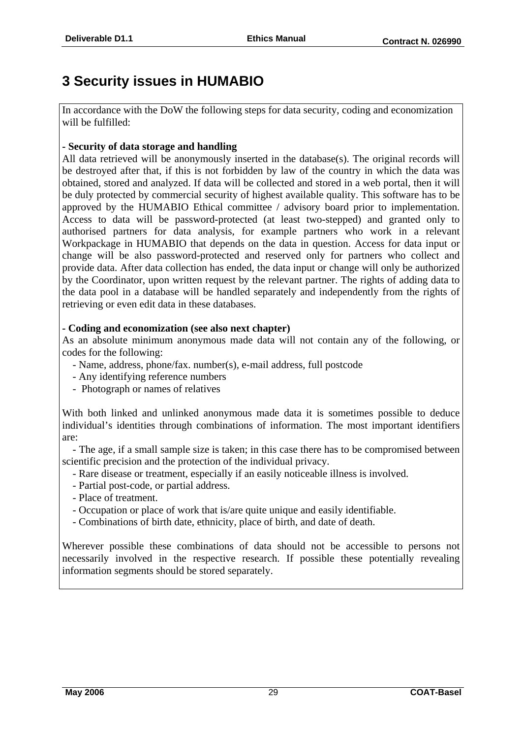# 3 Security issues in HUMABIO

In accordance with the DoW the following steps for data security, coding and economization will be fulfilled:

**- Security of data storage and handling**

All data retrieved will be anonymously inserted in the database(s). The original records will be destroyed after that, if this is not forbidden by law of the country in which the data was obtained, stored and analyzed. If data will be collected and stored in a web portal, then it will be duly protected by commercial security of highest available quality. This software has to be approved by the HUMABIO Ethical committee / advisory board prior to implementation. Access to data will be password-protected (at least two-stepped) and granted only to authorised partners for data analysis, for example partners who work in a relevant Workpackage in HUMABIO that depends on the data in question. Access for data input or change will be also password-protected and reserved only for partners who collect and provide data. After data collection has ended, the data input or change will only be authorized by the Coordinator, upon written request by the relevant partner. The rights of adding data to the data pool in a database will be handled separately and independently from the rights of retrieving or even edit data in these databases.

**- Coding and economization (see also next chapter)**

As an absolute minimum anonymous made data will not contain any of the following, or codes for the following:

- Name, address, phone/fax. number(s), e-mail address, full postcode
- Any identifying reference numbers
- Photograph or names of relatives

With both linked and unlinked anonymous made data it is sometimes possible to deduce individual's identities through combinations of information. The most important identifiers are:

- The age, if a small sample size is taken; in this case there has to be compromised between scientific precision and the protection of the individual privacy.
- Rare disease or treatment, especially if an easily noticeable illness is involved.
- Partial post-code, or partial address.
- Place of treatment.
- Occupation or place of work that is/are quite unique and easily identifiable.
- Combinations of birth date, ethnicity, place of birth, and date of death.

Wherever possible these combinations of data should not be accessible to persons not necessarily involved in the respective research. If possible these potentially revealing information segments should be stored separately.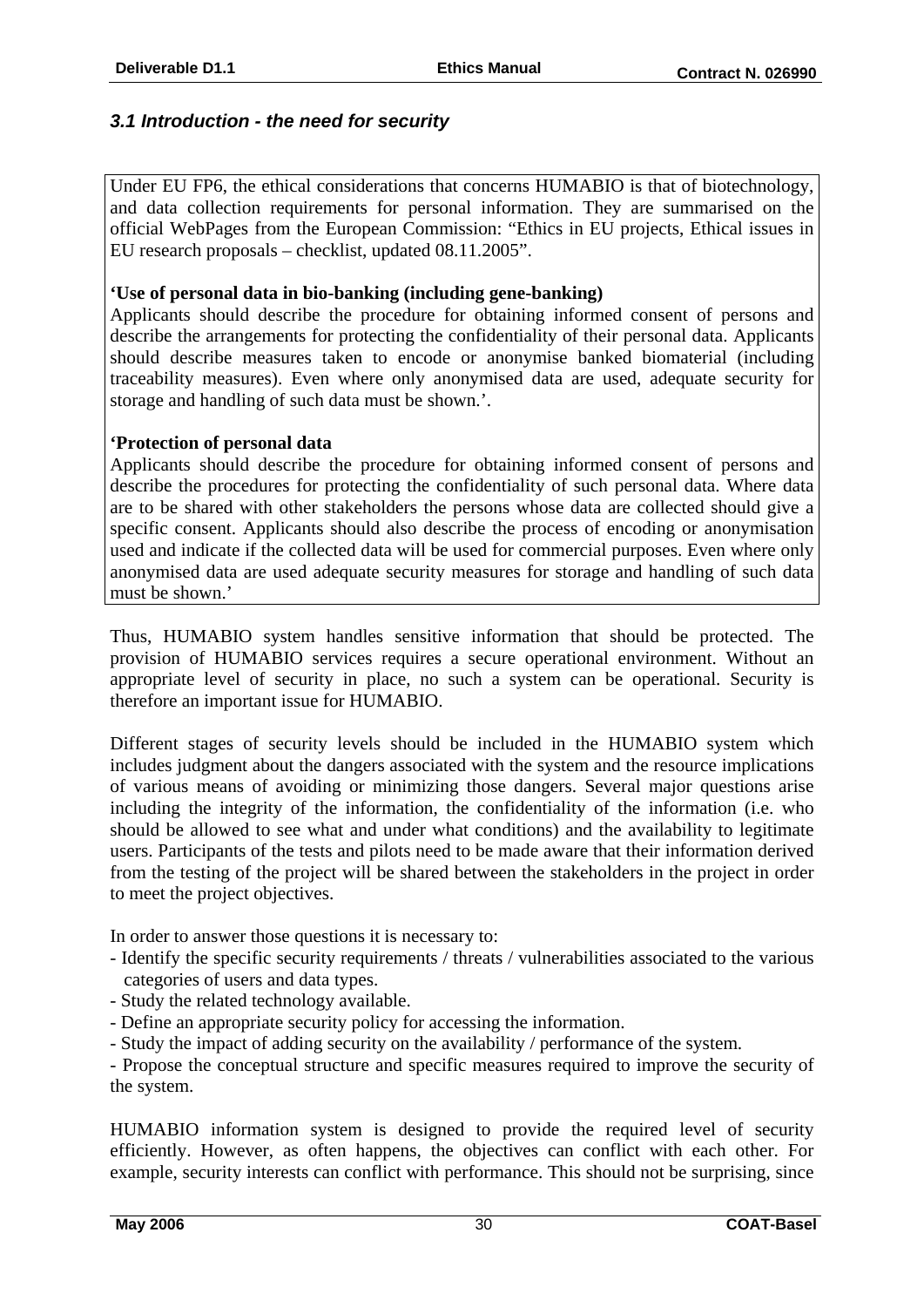### *3.1 Introduction - the need for security*

Under EU FP6, the ethical considerations that concerns HUMABIO is that of biotechnology, and data collection requirements for personal information. They are summarised on the official WebPages from the European Commission: "Ethics in EU projects, Ethical issues in EU research proposals – checklist, updated 08.11.2005".

**'Use of personal data in bio-banking (including gene-banking)**
Applicants should describe the procedure for obtaining informed consent of persons and describe the arrangements for protecting the confidentiality of their personal data. Applicants should describe measures taken to encode or anonymise banked biomaterial (including traceability measures). Even where only anonymised data are used, adequate security for storage and handling of such data must be shown.'.

**'Protection of personal data**
Applicants should describe the procedure for obtaining informed consent of persons and describe the procedures for protecting the confidentiality of such personal data. Where data are to be shared with other stakeholders the persons whose data are collected should give a specific consent. Applicants should also describe the process of encoding or anonymisation used and indicate if the collected data will be used for commercial purposes. Even where only anonymised data are used adequate security measures for storage and handling of such data must be shown.'

Thus, HUMABIO system handles sensitive information that should be protected. The provision of HUMABIO services requires a secure operational environment. Without an appropriate level of security in place, no such a system can be operational. Security is therefore an important issue for HUMABIO.

Different stages of security levels should be included in the HUMABIO system which includes judgment about the dangers associated with the system and the resource implications of various means of avoiding or minimizing those dangers. Several major questions arise including the integrity of the information, the confidentiality of the information (i.e. who should be allowed to see what and under what conditions) and the availability to legitimate users. Participants of the tests and pilots need to be made aware that their information derived from the testing of the project will be shared between the stakeholders in the project in order to meet the project objectives.

In order to answer those questions it is necessary to:

- Identify the specific security requirements / threats / vulnerabilities associated to the various categories of users and data types.
- Study the related technology available.
- Define an appropriate security policy for accessing the information.
- Study the impact of adding security on the availability / performance of the system.
- Propose the conceptual structure and specific measures required to improve the security of the system.

HUMABIO information system is designed to provide the required level of security efficiently. However, as often happens, the objectives can conflict with each other. For example, security interests can conflict with performance. This should not be surprising, since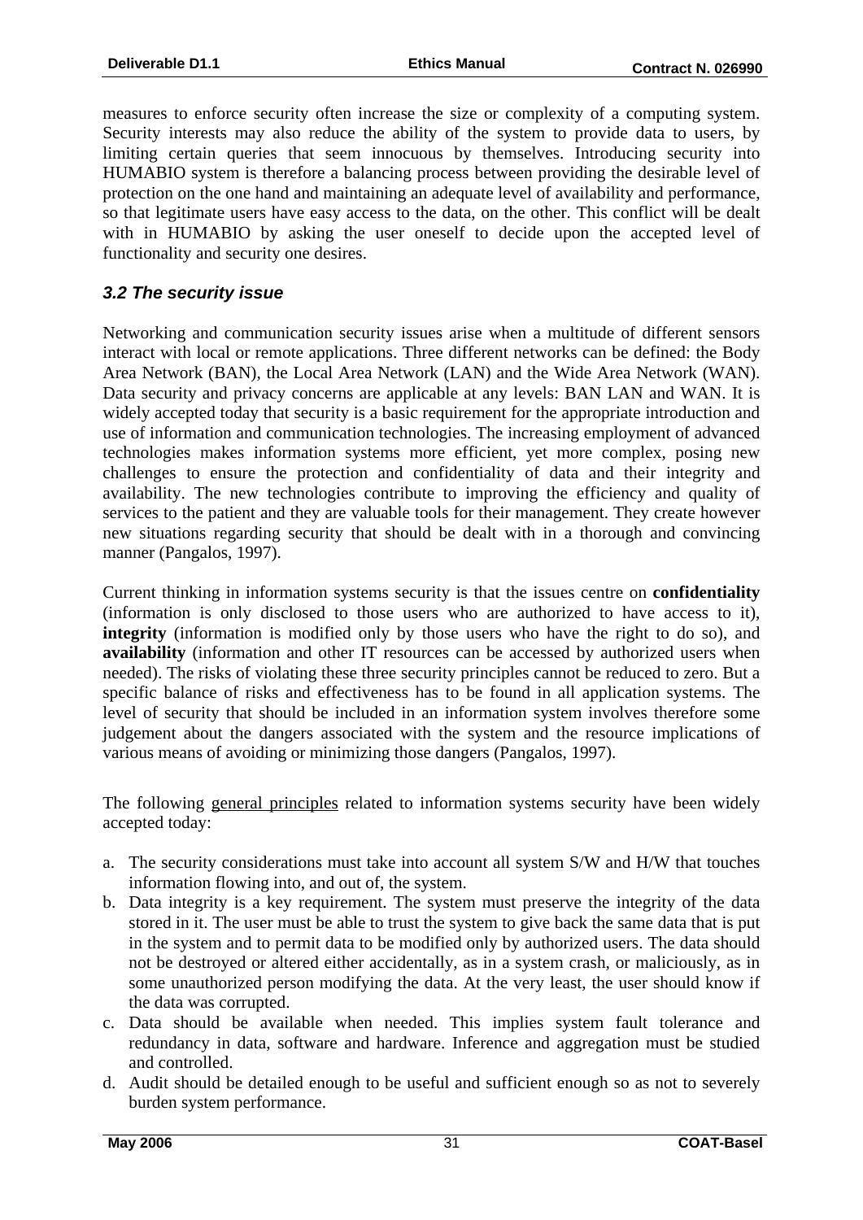measures to enforce security often increase the size or complexity of a computing system. Security interests may also reduce the ability of the system to provide data to users, by limiting certain queries that seem innocuous by themselves. Introducing security into HUMABIO system is therefore a balancing process between providing the desirable level of protection on the one hand and maintaining an adequate level of availability and performance, so that legitimate users have easy access to the data, on the other. This conflict will be dealt with in HUMABIO by asking the user oneself to decide upon the accepted level of functionality and security one desires.

### *3.2 The security issue*

Networking and communication security issues arise when a multitude of different sensors interact with local or remote applications. Three different networks can be defined: the Body Area Network (BAN), the Local Area Network (LAN) and the Wide Area Network (WAN). Data security and privacy concerns are applicable at any levels: BAN LAN and WAN. It is widely accepted today that security is a basic requirement for the appropriate introduction and use of information and communication technologies. The increasing employment of advanced technologies makes information systems more efficient, yet more complex, posing new challenges to ensure the protection and confidentiality of data and their integrity and availability. The new technologies contribute to improving the efficiency and quality of services to the patient and they are valuable tools for their management. They create however new situations regarding security that should be dealt with in a thorough and convincing manner (Pangalos, 1997).

Current thinking in information systems security is that the issues centre on **confidentiality** (information is only disclosed to those users who are authorized to have access to it), **integrity** (information is modified only by those users who have the right to do so), and **availability** (information and other IT resources can be accessed by authorized users when needed). The risks of violating these three security principles cannot be reduced to zero. But a specific balance of risks and effectiveness has to be found in all application systems. The level of security that should be included in an information system involves therefore some judgement about the dangers associated with the system and the resource implications of various means of avoiding or minimizing those dangers (Pangalos, 1997).

The following <u>general principles</u> related to information systems security have been widely accepted today:

a. The security considerations must take into account all system S/W and H/W that touches information flowing into, and out of, the system.
b. Data integrity is a key requirement. The system must preserve the integrity of the data stored in it. The user must be able to trust the system to give back the same data that is put in the system and to permit data to be modified only by authorized users. The data should not be destroyed or altered either accidentally, as in a system crash, or maliciously, as in some unauthorized person modifying the data. At the very least, the user should know if the data was corrupted.
c. Data should be available when needed. This implies system fault tolerance and redundancy in data, software and hardware. Inference and aggregation must be studied and controlled.
d. Audit should be detailed enough to be useful and sufficient enough so as not to severely burden system performance.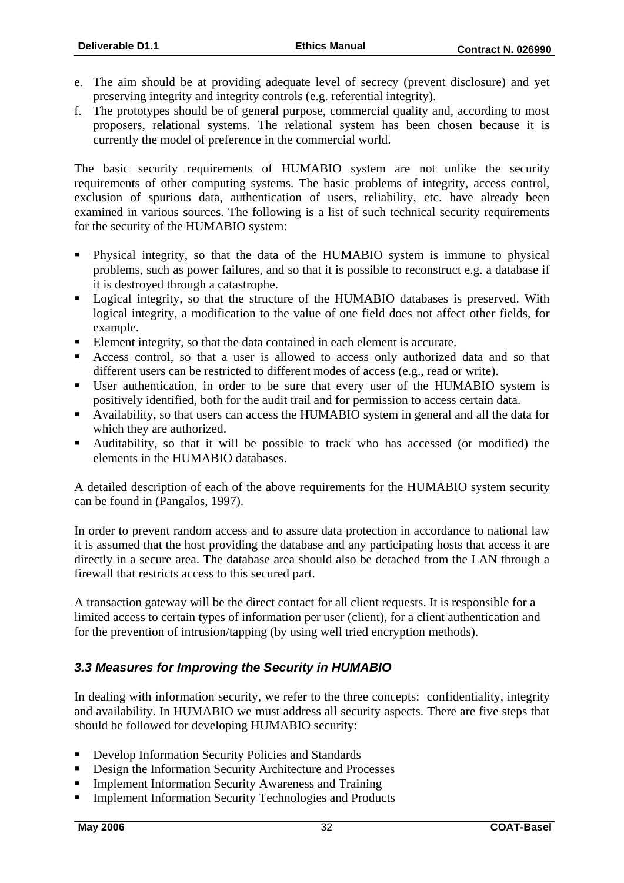e. The aim should be at providing adequate level of secrecy (prevent disclosure) and yet preserving integrity and integrity controls (e.g. referential integrity).
f. The prototypes should be of general purpose, commercial quality and, according to most proposers, relational systems. The relational system has been chosen because it is currently the model of preference in the commercial world.

The basic security requirements of HUMABIO system are not unlike the security requirements of other computing systems. The basic problems of integrity, access control, exclusion of spurious data, authentication of users, reliability, etc. have already been examined in various sources. The following is a list of such technical security requirements for the security of the HUMABIO system:

- Physical integrity, so that the data of the HUMABIO system is immune to physical problems, such as power failures, and so that it is possible to reconstruct e.g. a database if it is destroyed through a catastrophe.
- Logical integrity, so that the structure of the HUMABIO databases is preserved. With logical integrity, a modification to the value of one field does not affect other fields, for example.
- Element integrity, so that the data contained in each element is accurate.
- Access control, so that a user is allowed to access only authorized data and so that different users can be restricted to different modes of access (e.g., read or write).
- User authentication, in order to be sure that every user of the HUMABIO system is positively identified, both for the audit trail and for permission to access certain data.
- Availability, so that users can access the HUMABIO system in general and all the data for which they are authorized.
- Auditability, so that it will be possible to track who has accessed (or modified) the elements in the HUMABIO databases.

A detailed description of each of the above requirements for the HUMABIO system security can be found in (Pangalos, 1997).

In order to prevent random access and to assure data protection in accordance to national law it is assumed that the host providing the database and any participating hosts that access it are directly in a secure area. The database area should also be detached from the LAN through a firewall that restricts access to this secured part.

A transaction gateway will be the direct contact for all client requests. It is responsible for a limited access to certain types of information per user (client), for a client authentication and for the prevention of intrusion/tapping (by using well tried encryption methods).

### *3.3 Measures for Improving the Security in HUMABIO*

In dealing with information security, we refer to the three concepts: confidentiality, integrity and availability. In HUMABIO we must address all security aspects. There are five steps that should be followed for developing HUMABIO security:

- Develop Information Security Policies and Standards
- Design the Information Security Architecture and Processes
- Implement Information Security Awareness and Training
- Implement Information Security Technologies and Products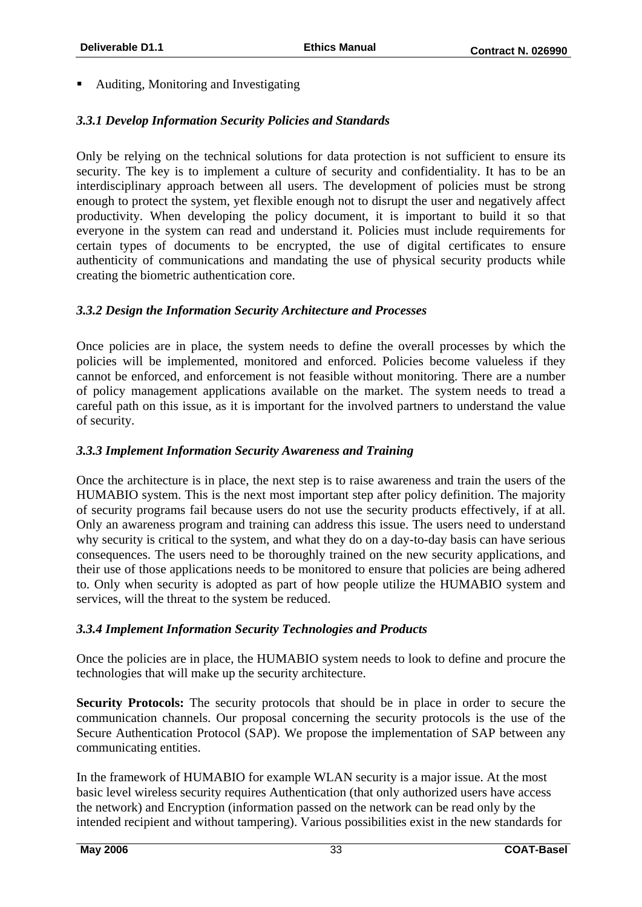- Auditing, Monitoring and Investigating

### *3.3.1 Develop Information Security Policies and Standards*

Only be relying on the technical solutions for data protection is not sufficient to ensure its security. The key is to implement a culture of security and confidentiality. It has to be an interdisciplinary approach between all users. The development of policies must be strong enough to protect the system, yet flexible enough not to disrupt the user and negatively affect productivity. When developing the policy document, it is important to build it so that everyone in the system can read and understand it. Policies must include requirements for certain types of documents to be encrypted, the use of digital certificates to ensure authenticity of communications and mandating the use of physical security products while creating the biometric authentication core.

### *3.3.2 Design the Information Security Architecture and Processes*

Once policies are in place, the system needs to define the overall processes by which the policies will be implemented, monitored and enforced. Policies become valueless if they cannot be enforced, and enforcement is not feasible without monitoring. There are a number of policy management applications available on the market. The system needs to tread a careful path on this issue, as it is important for the involved partners to understand the value of security.

### *3.3.3 Implement Information Security Awareness and Training*

Once the architecture is in place, the next step is to raise awareness and train the users of the HUMABIO system. This is the next most important step after policy definition. The majority of security programs fail because users do not use the security products effectively, if at all. Only an awareness program and training can address this issue. The users need to understand why security is critical to the system, and what they do on a day-to-day basis can have serious consequences. The users need to be thoroughly trained on the new security applications, and their use of those applications needs to be monitored to ensure that policies are being adhered to. Only when security is adopted as part of how people utilize the HUMABIO system and services, will the threat to the system be reduced.

### *3.3.4 Implement Information Security Technologies and Products*

Once the policies are in place, the HUMABIO system needs to look to define and procure the technologies that will make up the security architecture.

**Security Protocols:** The security protocols that should be in place in order to secure the communication channels. Our proposal concerning the security protocols is the use of the Secure Authentication Protocol (SAP). We propose the implementation of SAP between any communicating entities.

In the framework of HUMABIO for example WLAN security is a major issue. At the most basic level wireless security requires Authentication (that only authorized users have access the network) and Encryption (information passed on the network can be read only by the intended recipient and without tampering). Various possibilities exist in the new standards for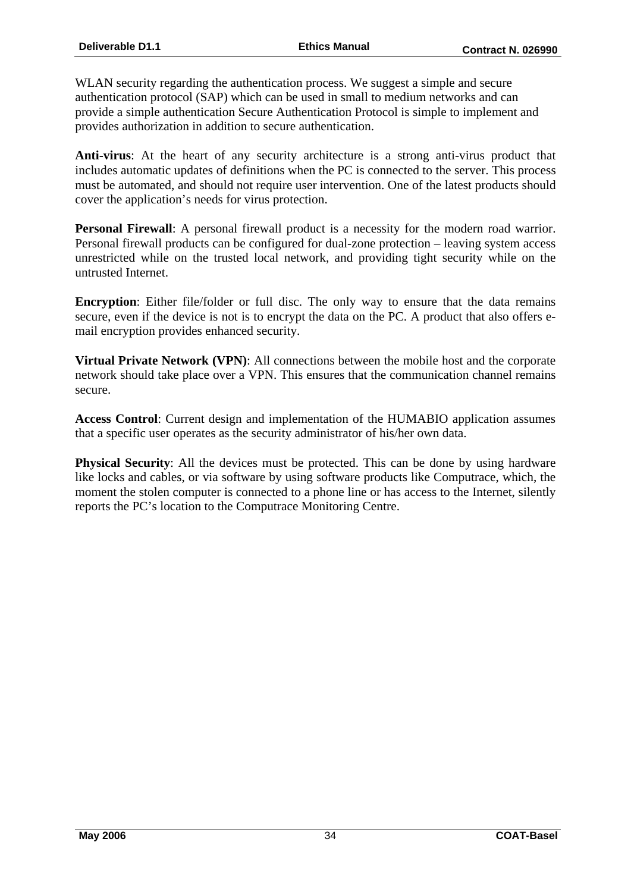WLAN security regarding the authentication process. We suggest a simple and secure authentication protocol (SAP) which can be used in small to medium networks and can provide a simple authentication Secure Authentication Protocol is simple to implement and provides authorization in addition to secure authentication.

**Anti-virus**: At the heart of any security architecture is a strong anti-virus product that includes automatic updates of definitions when the PC is connected to the server. This process must be automated, and should not require user intervention. One of the latest products should cover the application's needs for virus protection.

**Personal Firewall**: A personal firewall product is a necessity for the modern road warrior. Personal firewall products can be configured for dual-zone protection – leaving system access unrestricted while on the trusted local network, and providing tight security while on the untrusted Internet.

**Encryption**: Either file/folder or full disc. The only way to ensure that the data remains secure, even if the device is not is to encrypt the data on the PC. A product that also offers e-mail encryption provides enhanced security.

**Virtual Private Network (VPN)**: All connections between the mobile host and the corporate network should take place over a VPN. This ensures that the communication channel remains secure.

**Access Control**: Current design and implementation of the HUMABIO application assumes that a specific user operates as the security administrator of his/her own data.

**Physical Security**: All the devices must be protected. This can be done by using hardware like locks and cables, or via software by using software products like Computrace, which, the moment the stolen computer is connected to a phone line or has access to the Internet, silently reports the PC's location to the Computrace Monitoring Centre.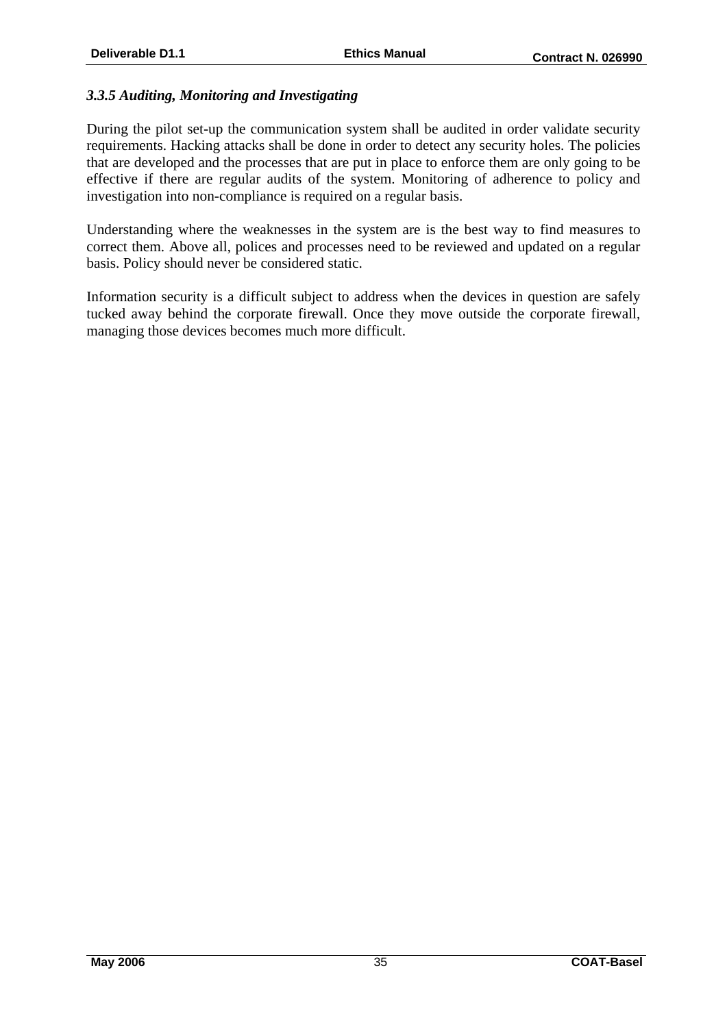### *3.3.5 Auditing, Monitoring and Investigating*

During the pilot set-up the communication system shall be audited in order validate security requirements. Hacking attacks shall be done in order to detect any security holes. The policies that are developed and the processes that are put in place to enforce them are only going to be effective if there are regular audits of the system. Monitoring of adherence to policy and investigation into non-compliance is required on a regular basis.

Understanding where the weaknesses in the system are is the best way to find measures to correct them. Above all, polices and processes need to be reviewed and updated on a regular basis. Policy should never be considered static.

Information security is a difficult subject to address when the devices in question are safely tucked away behind the corporate firewall. Once they move outside the corporate firewall, managing those devices becomes much more difficult.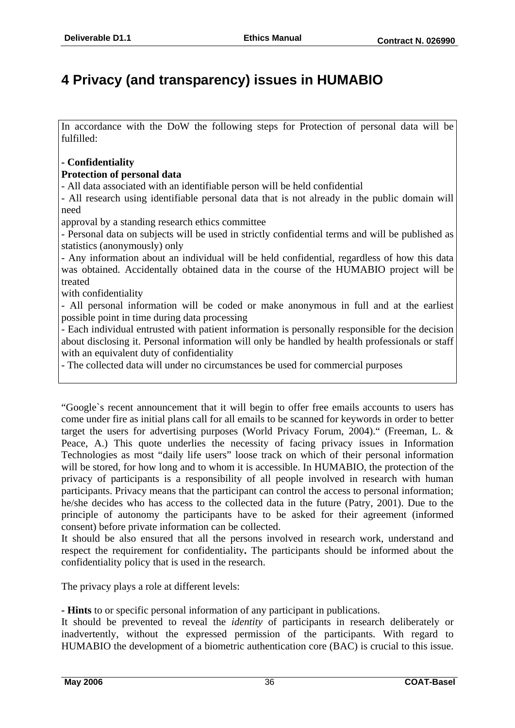# 4 Privacy (and transparency) issues in HUMABIO

In accordance with the DoW the following steps for Protection of personal data will be fulfilled:

**- Confidentiality**
**Protection of personal data**

- All data associated with an identifiable person will be held confidential
- All research using identifiable personal data that is not already in the public domain will need
approval by a standing research ethics committee
- Personal data on subjects will be used in strictly confidential terms and will be published as statistics (anonymously) only
- Any information about an individual will be held confidential, regardless of how this data was obtained. Accidentally obtained data in the course of the HUMABIO project will be treated
with confidentiality
- All personal information will be coded or make anonymous in full and at the earliest possible point in time during data processing
- Each individual entrusted with patient information is personally responsible for the decision about disclosing it. Personal information will only be handled by health professionals or staff with an equivalent duty of confidentiality
- The collected data will under no circumstances be used for commercial purposes

"Google`s recent announcement that it will begin to offer free emails accounts to users has come under fire as initial plans call for all emails to be scanned for keywords in order to better target the users for advertising purposes (World Privacy Forum, 2004)." (Freeman, L. & Peace, A.) This quote underlies the necessity of facing privacy issues in Information Technologies as most "daily life users" loose track on which of their personal information will be stored, for how long and to whom it is accessible. In HUMABIO, the protection of the privacy of participants is a responsibility of all people involved in research with human participants. Privacy means that the participant can control the access to personal information; he/she decides who has access to the collected data in the future (Patry, 2001). Due to the principle of autonomy the participants have to be asked for their agreement (informed consent) before private information can be collected.
It should be also ensured that all the persons involved in research work, understand and respect the requirement for confidentiality**.** The participants should be informed about the confidentiality policy that is used in the research.

The privacy plays a role at different levels:

- **Hints** to or specific personal information of any participant in publications.
It should be prevented to reveal the *identity* of participants in research deliberately or inadvertently, without the expressed permission of the participants. With regard to HUMABIO the development of a biometric authentication core (BAC) is crucial to this issue.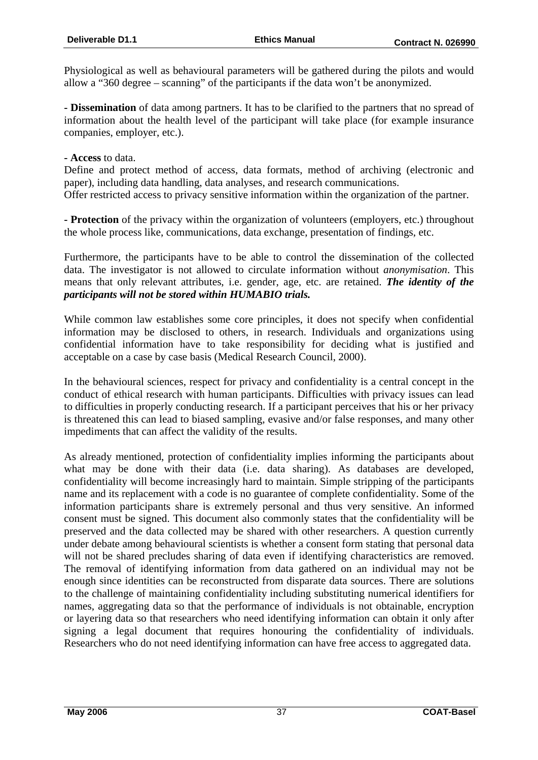Physiological as well as behavioural parameters will be gathered during the pilots and would allow a "360 degree – scanning" of the participants if the data won't be anonymized.

**- Dissemination** of data among partners. It has to be clarified to the partners that no spread of information about the health level of the participant will take place (for example insurance companies, employer, etc.).

**- Access** to data.
Define and protect method of access, data formats, method of archiving (electronic and paper), including data handling, data analyses, and research communications.
Offer restricted access to privacy sensitive information within the organization of the partner.

**- Protection** of the privacy within the organization of volunteers (employers, etc.) throughout the whole process like, communications, data exchange, presentation of findings, etc.

Furthermore, the participants have to be able to control the dissemination of the collected data. The investigator is not allowed to circulate information without *anonymisation*. This means that only relevant attributes, i.e. gender, age, etc. are retained. ***The identity of the participants will not be stored within HUMABIO trials.***

While common law establishes some core principles, it does not specify when confidential information may be disclosed to others, in research. Individuals and organizations using confidential information have to take responsibility for deciding what is justified and acceptable on a case by case basis (Medical Research Council, 2000).

In the behavioural sciences, respect for privacy and confidentiality is a central concept in the conduct of ethical research with human participants. Difficulties with privacy issues can lead to difficulties in properly conducting research. If a participant perceives that his or her privacy is threatened this can lead to biased sampling, evasive and/or false responses, and many other impediments that can affect the validity of the results.

As already mentioned, protection of confidentiality implies informing the participants about what may be done with their data (i.e. data sharing). As databases are developed, confidentiality will become increasingly hard to maintain. Simple stripping of the participants name and its replacement with a code is no guarantee of complete confidentiality. Some of the information participants share is extremely personal and thus very sensitive. An informed consent must be signed. This document also commonly states that the confidentiality will be preserved and the data collected may be shared with other researchers. A question currently under debate among behavioural scientists is whether a consent form stating that personal data will not be shared precludes sharing of data even if identifying characteristics are removed. The removal of identifying information from data gathered on an individual may not be enough since identities can be reconstructed from disparate data sources. There are solutions to the challenge of maintaining confidentiality including substituting numerical identifiers for names, aggregating data so that the performance of individuals is not obtainable, encryption or layering data so that researchers who need identifying information can obtain it only after signing a legal document that requires honouring the confidentiality of individuals. Researchers who do not need identifying information can have free access to aggregated data.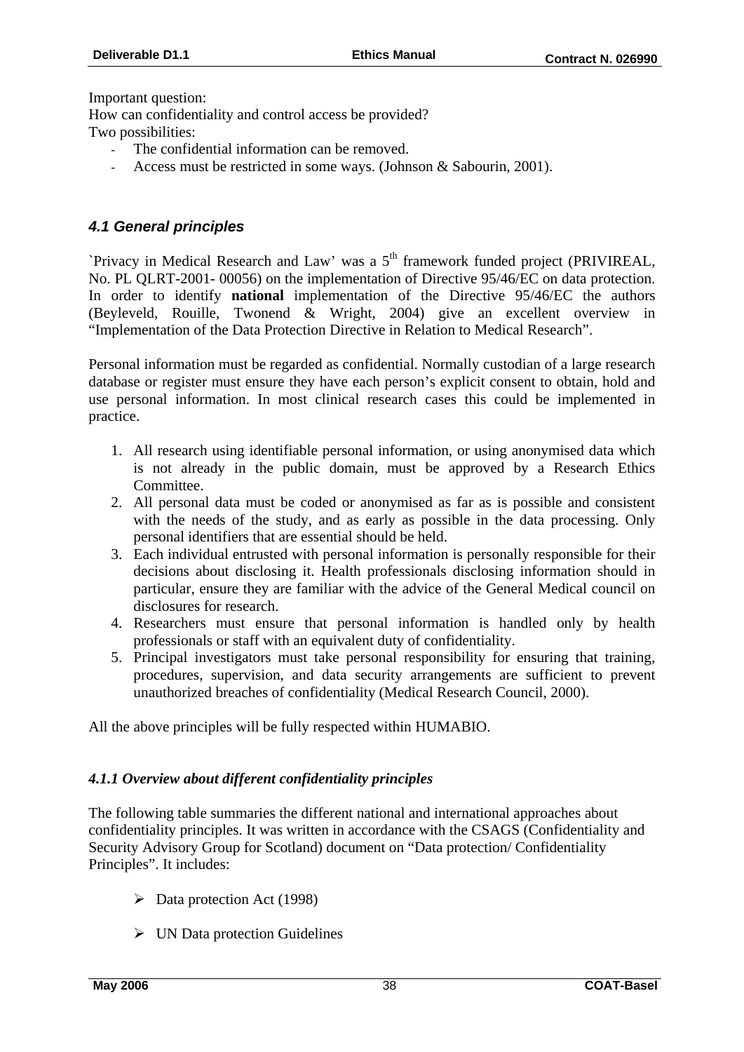Important question:
How can confidentiality and control access be provided?
Two possibilities:

- The confidential information can be removed.
- Access must be restricted in some ways. (Johnson & Sabourin, 2001).

### *4.1 General principles*

`Privacy in Medical Research and Law' was a 5th framework funded project (PRIVIREAL, No. PL QLRT-2001- 00056) on the implementation of Directive 95/46/EC on data protection. In order to identify **national** implementation of the Directive 95/46/EC the authors (Beyleveld, Rouille, Twonend & Wright, 2004) give an excellent overview in "Implementation of the Data Protection Directive in Relation to Medical Research".

Personal information must be regarded as confidential. Normally custodian of a large research database or register must ensure they have each person's explicit consent to obtain, hold and use personal information. In most clinical research cases this could be implemented in practice.

1. All research using identifiable personal information, or using anonymised data which is not already in the public domain, must be approved by a Research Ethics Committee.
2. All personal data must be coded or anonymised as far as is possible and consistent with the needs of the study, and as early as possible in the data processing. Only personal identifiers that are essential should be held.
3. Each individual entrusted with personal information is personally responsible for their decisions about disclosing it. Health professionals disclosing information should in particular, ensure they are familiar with the advice of the General Medical council on disclosures for research.
4. Researchers must ensure that personal information is handled only by health professionals or staff with an equivalent duty of confidentiality.
5. Principal investigators must take personal responsibility for ensuring that training, procedures, supervision, and data security arrangements are sufficient to prevent unauthorized breaches of confidentiality (Medical Research Council, 2000).

All the above principles will be fully respected within HUMABIO.

#### *4.1.1 Overview about different confidentiality principles*

The following table summaries the different national and international approaches about confidentiality principles. It was written in accordance with the CSAGS (Confidentiality and Security Advisory Group for Scotland) document on "Data protection/ Confidentiality Principles". It includes:

- Data protection Act (1998)
- UN Data protection Guidelines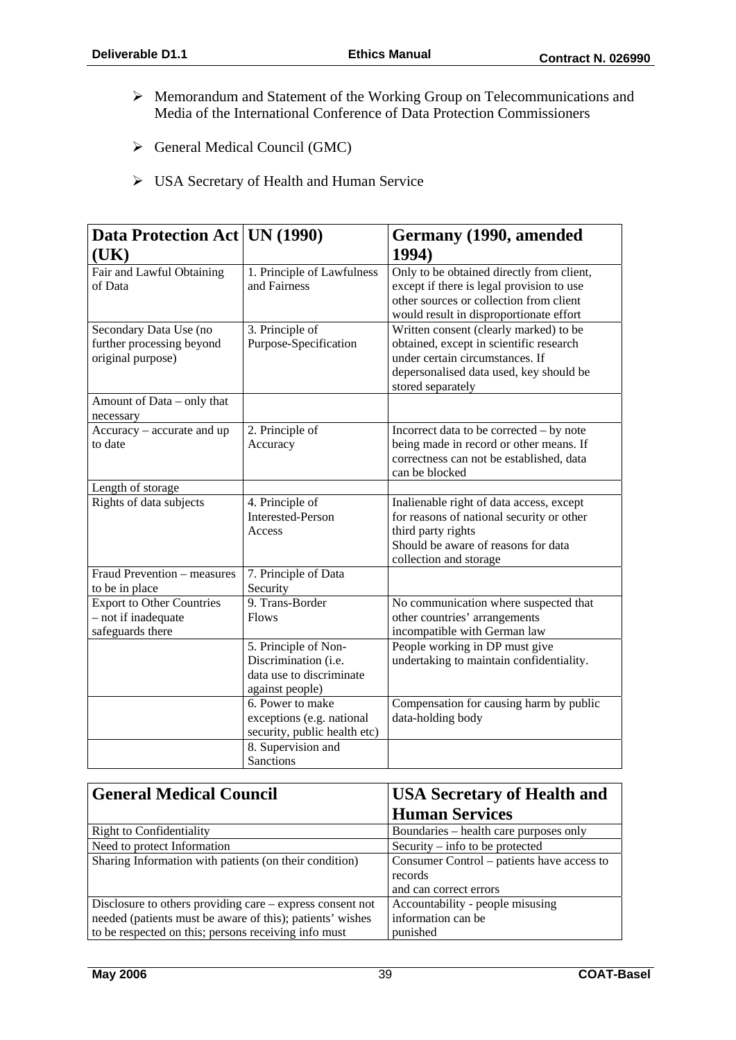- Memorandum and Statement of the Working Group on Telecommunications and Media of the International Conference of Data Protection Commissioners
- General Medical Council (GMC)
- USA Secretary of Health and Human Service

| Data Protection Act (UK) | UN (1990) | Germany (1990, amended 1994) |
|---|---|---|
| Fair and Lawful Obtaining of Data | 1. Principle of Lawfulness and Fairness | Only to be obtained directly from client, except if there is legal provision to use other sources or collection from client would result in disproportionate effort |
| Secondary Data Use (no further processing beyond original purpose) | 3. Principle of Purpose-Specification | Written consent (clearly marked) to be obtained, except in scientific research under certain circumstances. If depersonalised data used, key should be stored separately |
| Amount of Data – only that necessary | | |
| Accuracy – accurate and up to date | 2. Principle of Accuracy | Incorrect data to be corrected – by note being made in record or other means. If correctness can not be established, data can be blocked |
| Length of storage | | |
| Rights of data subjects | 4. Principle of Interested-Person Access | Inalienable right of data access, except for reasons of national security or other third party rights<br>Should be aware of reasons for data collection and storage |
| Fraud Prevention – measures to be in place | 7. Principle of Data Security | |
| Export to Other Countries – not if inadequate safeguards there | 9. Trans-Border Flows | No communication where suspected that other countries' arrangements incompatible with German law |
| | 5. Principle of Non-Discrimination (i.e. data use to discriminate against people) | People working in DP must give undertaking to maintain confidentiality. |
| | 6. Power to make exceptions (e.g. national security, public health etc) | Compensation for causing harm by public data-holding body |
| | 8. Supervision and Sanctions | |

| General Medical Council | USA Secretary of Health and Human Services |
|---|---|
| Right to Confidentiality | Boundaries – health care purposes only |
| Need to protect Information | Security – info to be protected |
| Sharing Information with patients (on their condition) | Consumer Control – patients have access to records<br>and can correct errors |
| Disclosure to others providing care – express consent not needed (patients must be aware of this); patients' wishes to be respected on this; persons receiving info must | Accountability - people misusing information can be punished |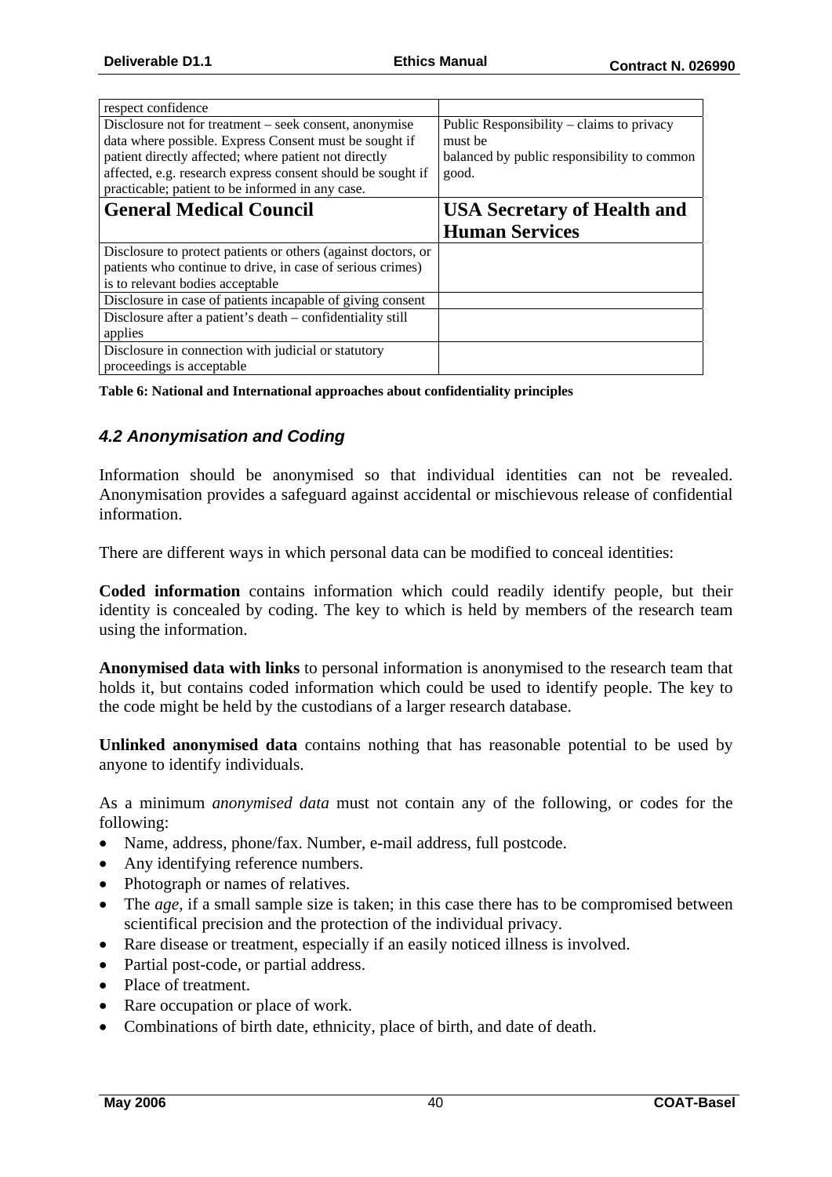| respect confidence | |
|---|---|
| Disclosure not for treatment – seek consent, anonymise data where possible. Express Consent must be sought if patient directly affected; where patient not directly affected, e.g. research express consent should be sought if practicable; patient to be informed in any case. | Public Responsibility – claims to privacy must be balanced by public responsibility to common good. |
| **General Medical Council** | **USA Secretary of Health and Human Services** |
| Disclosure to protect patients or others (against doctors, or patients who continue to drive, in case of serious crimes) is to relevant bodies acceptable | |
| Disclosure in case of patients incapable of giving consent | |
| Disclosure after a patient's death – confidentiality still applies | |
| Disclosure in connection with judicial or statutory proceedings is acceptable | |

**Table 6: National and International approaches about confidentiality principles**

## *4.2 Anonymisation and Coding*

Information should be anonymised so that individual identities can not be revealed. Anonymisation provides a safeguard against accidental or mischievous release of confidential information.

There are different ways in which personal data can be modified to conceal identities:

**Coded information** contains information which could readily identify people, but their identity is concealed by coding. The key to which is held by members of the research team using the information.

**Anonymised data with links** to personal information is anonymised to the research team that holds it, but contains coded information which could be used to identify people. The key to the code might be held by the custodians of a larger research database.

**Unlinked anonymised data** contains nothing that has reasonable potential to be used by anyone to identify individuals.

As a minimum *anonymised data* must not contain any of the following, or codes for the following:

- Name, address, phone/fax. Number, e-mail address, full postcode.
- Any identifying reference numbers.
- Photograph or names of relatives.
- The *age*, if a small sample size is taken; in this case there has to be compromised between scientifical precision and the protection of the individual privacy.
- Rare disease or treatment, especially if an easily noticed illness is involved.
- Partial post-code, or partial address.
- Place of treatment.
- Rare occupation or place of work.
- Combinations of birth date, ethnicity, place of birth, and date of death.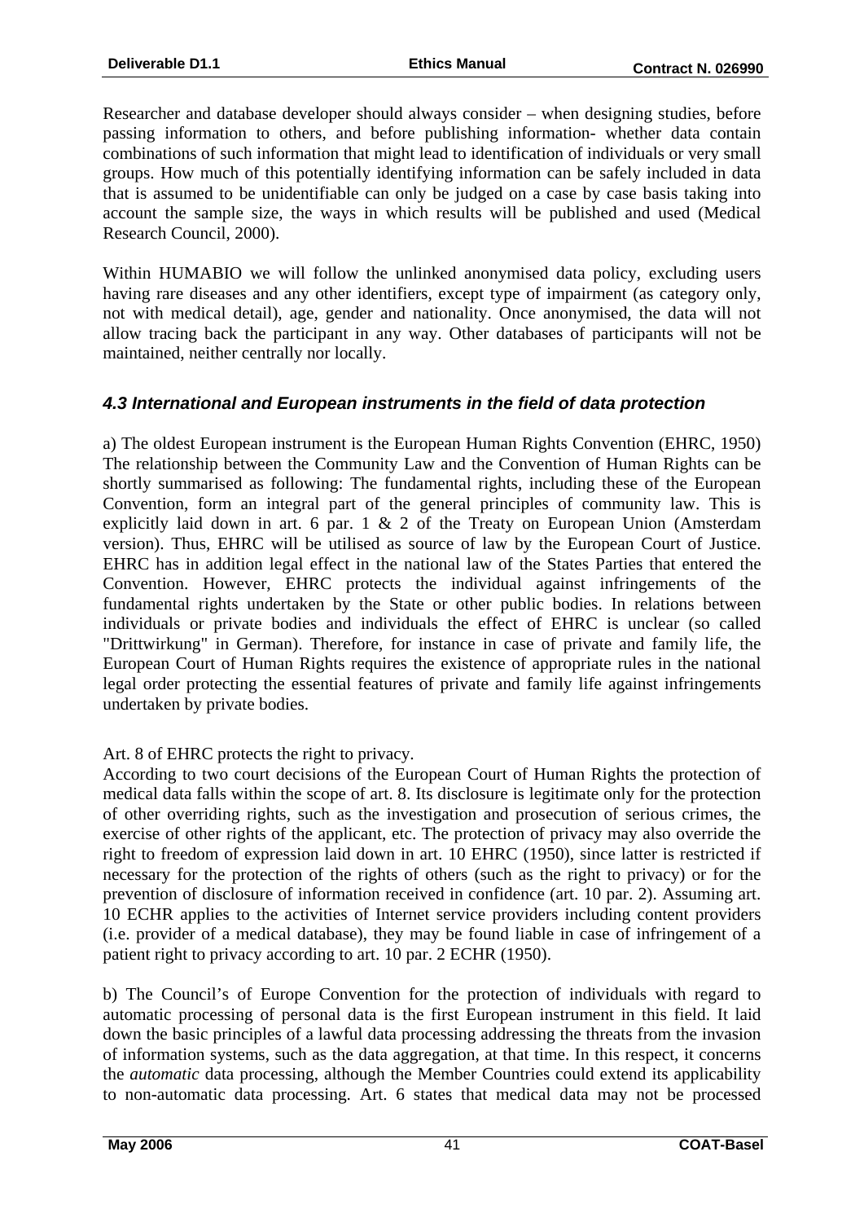Researcher and database developer should always consider – when designing studies, before passing information to others, and before publishing information- whether data contain combinations of such information that might lead to identification of individuals or very small groups. How much of this potentially identifying information can be safely included in data that is assumed to be unidentifiable can only be judged on a case by case basis taking into account the sample size, the ways in which results will be published and used (Medical Research Council, 2000).

Within HUMABIO we will follow the unlinked anonymised data policy, excluding users having rare diseases and any other identifiers, except type of impairment (as category only, not with medical detail), age, gender and nationality. Once anonymised, the data will not allow tracing back the participant in any way. Other databases of participants will not be maintained, neither centrally nor locally.

### *4.3 International and European instruments in the field of data protection*

a) The oldest European instrument is the European Human Rights Convention (EHRC, 1950) The relationship between the Community Law and the Convention of Human Rights can be shortly summarised as following: The fundamental rights, including these of the European Convention, form an integral part of the general principles of community law. This is explicitly laid down in art. 6 par. 1 & 2 of the Treaty on European Union (Amsterdam version). Thus, EHRC will be utilised as source of law by the European Court of Justice. EHRC has in addition legal effect in the national law of the States Parties that entered the Convention. However, EHRC protects the individual against infringements of the fundamental rights undertaken by the State or other public bodies. In relations between individuals or private bodies and individuals the effect of EHRC is unclear (so called "Drittwirkung" in German). Therefore, for instance in case of private and family life, the European Court of Human Rights requires the existence of appropriate rules in the national legal order protecting the essential features of private and family life against infringements undertaken by private bodies.

Art. 8 of EHRC protects the right to privacy.
According to two court decisions of the European Court of Human Rights the protection of medical data falls within the scope of art. 8. Its disclosure is legitimate only for the protection of other overriding rights, such as the investigation and prosecution of serious crimes, the exercise of other rights of the applicant, etc. The protection of privacy may also override the right to freedom of expression laid down in art. 10 EHRC (1950), since latter is restricted if necessary for the protection of the rights of others (such as the right to privacy) or for the prevention of disclosure of information received in confidence (art. 10 par. 2). Assuming art. 10 ECHR applies to the activities of Internet service providers including content providers (i.e. provider of a medical database), they may be found liable in case of infringement of a patient right to privacy according to art. 10 par. 2 ECHR (1950).

b) The Council's of Europe Convention for the protection of individuals with regard to automatic processing of personal data is the first European instrument in this field. It laid down the basic principles of a lawful data processing addressing the threats from the invasion of information systems, such as the data aggregation, at that time. In this respect, it concerns the *automatic* data processing, although the Member Countries could extend its applicability to non-automatic data processing. Art. 6 states that medical data may not be processed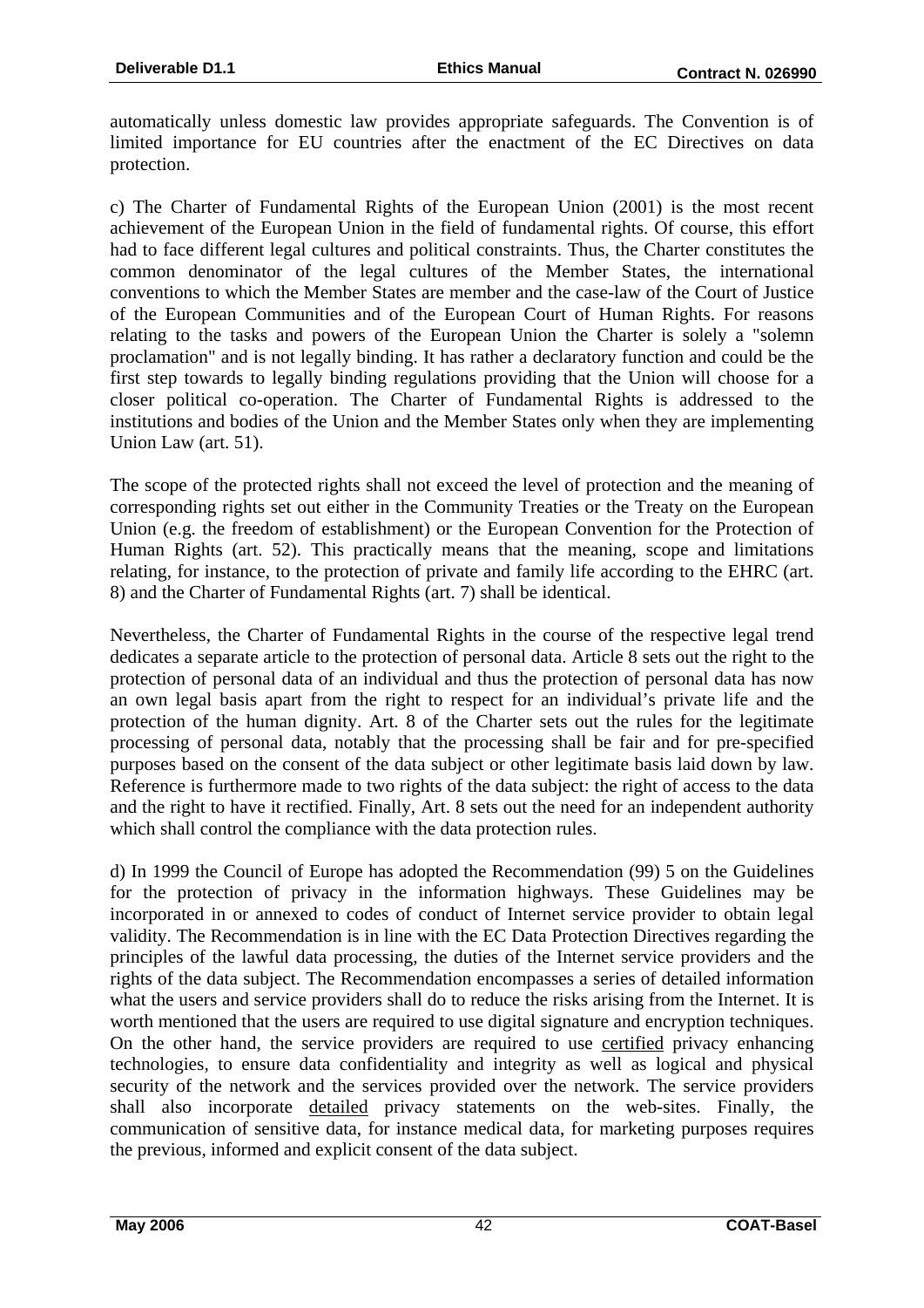automatically unless domestic law provides appropriate safeguards. The Convention is of limited importance for EU countries after the enactment of the EC Directives on data protection.

c) The Charter of Fundamental Rights of the European Union (2001) is the most recent achievement of the European Union in the field of fundamental rights. Of course, this effort had to face different legal cultures and political constraints. Thus, the Charter constitutes the common denominator of the legal cultures of the Member States, the international conventions to which the Member States are member and the case-law of the Court of Justice of the European Communities and of the European Court of Human Rights. For reasons relating to the tasks and powers of the European Union the Charter is solely a "solemn proclamation" and is not legally binding. It has rather a declaratory function and could be the first step towards to legally binding regulations providing that the Union will choose for a closer political co-operation. The Charter of Fundamental Rights is addressed to the institutions and bodies of the Union and the Member States only when they are implementing Union Law (art. 51).

The scope of the protected rights shall not exceed the level of protection and the meaning of corresponding rights set out either in the Community Treaties or the Treaty on the European Union (e.g. the freedom of establishment) or the European Convention for the Protection of Human Rights (art. 52). This practically means that the meaning, scope and limitations relating, for instance, to the protection of private and family life according to the EHRC (art. 8) and the Charter of Fundamental Rights (art. 7) shall be identical.

Nevertheless, the Charter of Fundamental Rights in the course of the respective legal trend dedicates a separate article to the protection of personal data. Article 8 sets out the right to the protection of personal data of an individual and thus the protection of personal data has now an own legal basis apart from the right to respect for an individual's private life and the protection of the human dignity. Art. 8 of the Charter sets out the rules for the legitimate processing of personal data, notably that the processing shall be fair and for pre-specified purposes based on the consent of the data subject or other legitimate basis laid down by law. Reference is furthermore made to two rights of the data subject: the right of access to the data and the right to have it rectified. Finally, Art. 8 sets out the need for an independent authority which shall control the compliance with the data protection rules.

d) In 1999 the Council of Europe has adopted the Recommendation (99) 5 on the Guidelines for the protection of privacy in the information highways. These Guidelines may be incorporated in or annexed to codes of conduct of Internet service provider to obtain legal validity. The Recommendation is in line with the EC Data Protection Directives regarding the principles of the lawful data processing, the duties of the Internet service providers and the rights of the data subject. The Recommendation encompasses a series of detailed information what the users and service providers shall do to reduce the risks arising from the Internet. It is worth mentioned that the users are required to use digital signature and encryption techniques. On the other hand, the service providers are required to use <u>certified</u> privacy enhancing technologies, to ensure data confidentiality and integrity as well as logical and physical security of the network and the services provided over the network. The service providers shall also incorporate <u>detailed</u> privacy statements on the web-sites. Finally, the communication of sensitive data, for instance medical data, for marketing purposes requires the previous, informed and explicit consent of the data subject.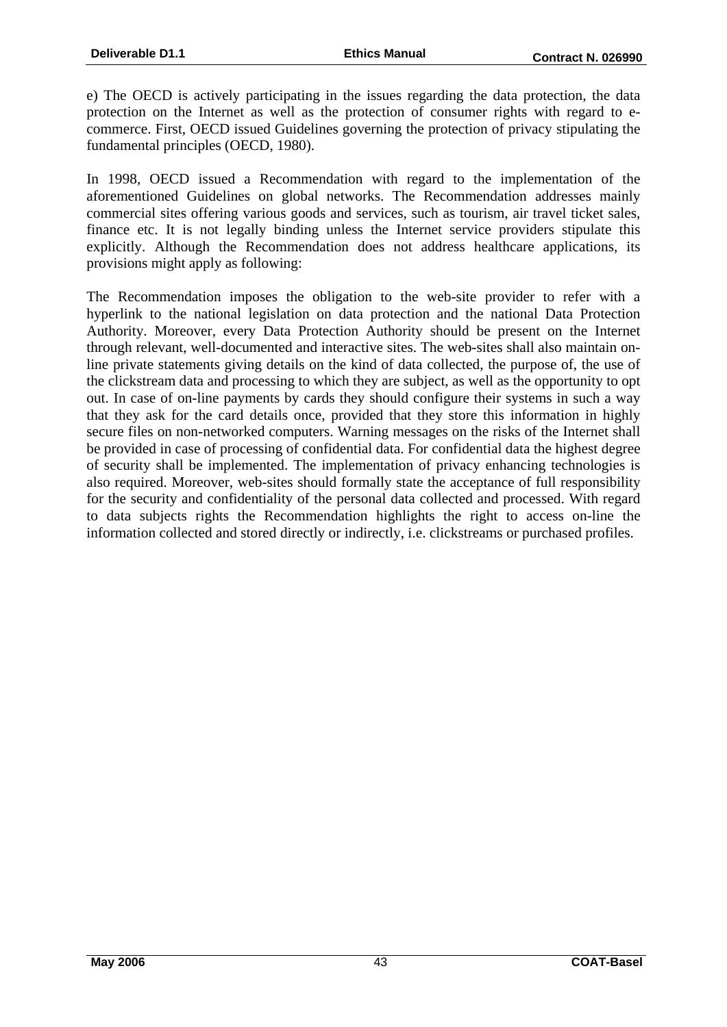e) The OECD is actively participating in the issues regarding the data protection, the data protection on the Internet as well as the protection of consumer rights with regard to e-commerce. First, OECD issued Guidelines governing the protection of privacy stipulating the fundamental principles (OECD, 1980).

In 1998, OECD issued a Recommendation with regard to the implementation of the aforementioned Guidelines on global networks. The Recommendation addresses mainly commercial sites offering various goods and services, such as tourism, air travel ticket sales, finance etc. It is not legally binding unless the Internet service providers stipulate this explicitly. Although the Recommendation does not address healthcare applications, its provisions might apply as following:

The Recommendation imposes the obligation to the web-site provider to refer with a hyperlink to the national legislation on data protection and the national Data Protection Authority. Moreover, every Data Protection Authority should be present on the Internet through relevant, well-documented and interactive sites. The web-sites shall also maintain on-line private statements giving details on the kind of data collected, the purpose of, the use of the clickstream data and processing to which they are subject, as well as the opportunity to opt out. In case of on-line payments by cards they should configure their systems in such a way that they ask for the card details once, provided that they store this information in highly secure files on non-networked computers. Warning messages on the risks of the Internet shall be provided in case of processing of confidential data. For confidential data the highest degree of security shall be implemented. The implementation of privacy enhancing technologies is also required. Moreover, web-sites should formally state the acceptance of full responsibility for the security and confidentiality of the personal data collected and processed. With regard to data subjects rights the Recommendation highlights the right to access on-line the information collected and stored directly or indirectly, i.e. clickstreams or purchased profiles.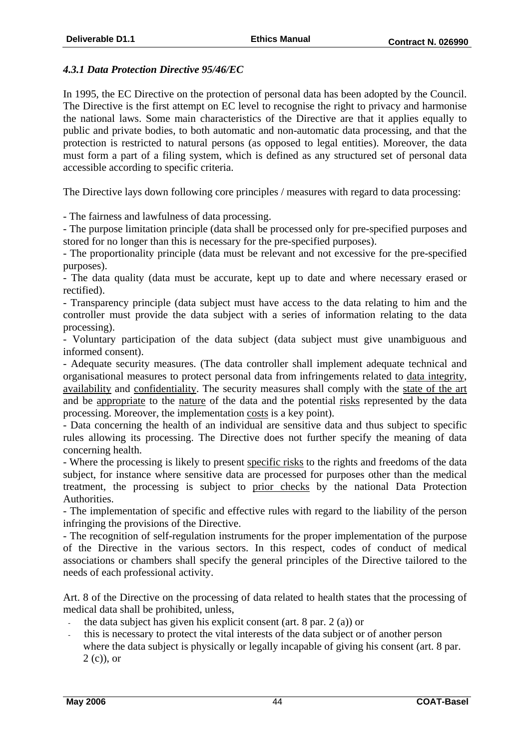#### *4.3.1 Data Protection Directive 95/46/EC*

In 1995, the EC Directive on the protection of personal data has been adopted by the Council. The Directive is the first attempt on EC level to recognise the right to privacy and harmonise the national laws. Some main characteristics of the Directive are that it applies equally to public and private bodies, to both automatic and non-automatic data processing, and that the protection is restricted to natural persons (as opposed to legal entities). Moreover, the data must form a part of a filing system, which is defined as any structured set of personal data accessible according to specific criteria.

The Directive lays down following core principles / measures with regard to data processing:

- The fairness and lawfulness of data processing.
- The purpose limitation principle (data shall be processed only for pre-specified purposes and stored for no longer than this is necessary for the pre-specified purposes).
- The proportionality principle (data must be relevant and not excessive for the pre-specified purposes).
- The data quality (data must be accurate, kept up to date and where necessary erased or rectified).
- Transparency principle (data subject must have access to the data relating to him and the controller must provide the data subject with a series of information relating to the data processing).
- Voluntary participation of the data subject (data subject must give unambiguous and informed consent).
- Adequate security measures. (The data controller shall implement adequate technical and organisational measures to protect personal data from infringements related to <u>data integrity</u>, <u>availability</u> and <u>confidentiality</u>. The security measures shall comply with the <u>state of the art</u> and be <u>appropriate</u> to the <u>nature</u> of the data and the potential <u>risks</u> represented by the data processing. Moreover, the implementation <u>costs</u> is a key point).
- Data concerning the health of an individual are sensitive data and thus subject to specific rules allowing its processing. The Directive does not further specify the meaning of data concerning health.
- Where the processing is likely to present <u>specific risks</u> to the rights and freedoms of the data subject, for instance where sensitive data are processed for purposes other than the medical treatment, the processing is subject to <u>prior checks</u> by the national Data Protection Authorities.
- The implementation of specific and effective rules with regard to the liability of the person infringing the provisions of the Directive.
- The recognition of self-regulation instruments for the proper implementation of the purpose of the Directive in the various sectors. In this respect, codes of conduct of medical associations or chambers shall specify the general principles of the Directive tailored to the needs of each professional activity.

Art. 8 of the Directive on the processing of data related to health states that the processing of medical data shall be prohibited, unless,

- the data subject has given his explicit consent (art. 8 par. 2 (a)) or
- this is necessary to protect the vital interests of the data subject or of another person where the data subject is physically or legally incapable of giving his consent (art. 8 par. 2 (c)), or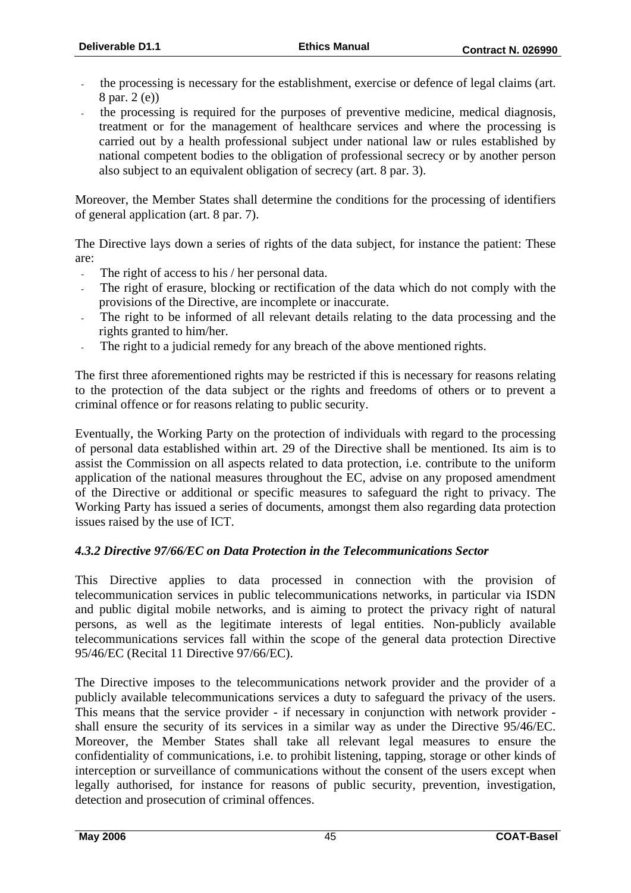- the processing is necessary for the establishment, exercise or defence of legal claims (art. 8 par. 2 (e))
- the processing is required for the purposes of preventive medicine, medical diagnosis, treatment or for the management of healthcare services and where the processing is carried out by a health professional subject under national law or rules established by national competent bodies to the obligation of professional secrecy or by another person also subject to an equivalent obligation of secrecy (art. 8 par. 3).

Moreover, the Member States shall determine the conditions for the processing of identifiers of general application (art. 8 par. 7).

The Directive lays down a series of rights of the data subject, for instance the patient: These are:

- The right of access to his / her personal data.
- The right of erasure, blocking or rectification of the data which do not comply with the provisions of the Directive, are incomplete or inaccurate.
- The right to be informed of all relevant details relating to the data processing and the rights granted to him/her.
- The right to a judicial remedy for any breach of the above mentioned rights.

The first three aforementioned rights may be restricted if this is necessary for reasons relating to the protection of the data subject or the rights and freedoms of others or to prevent a criminal offence or for reasons relating to public security.

Eventually, the Working Party on the protection of individuals with regard to the processing of personal data established within art. 29 of the Directive shall be mentioned. Its aim is to assist the Commission on all aspects related to data protection, i.e. contribute to the uniform application of the national measures throughout the EC, advise on any proposed amendment of the Directive or additional or specific measures to safeguard the right to privacy. The Working Party has issued a series of documents, amongst them also regarding data protection issues raised by the use of ICT.

#### *4.3.2 Directive 97/66/EC on Data Protection in the Telecommunications Sector*

This Directive applies to data processed in connection with the provision of telecommunication services in public telecommunications networks, in particular via ISDN and public digital mobile networks, and is aiming to protect the privacy right of natural persons, as well as the legitimate interests of legal entities. Non-publicly available telecommunications services fall within the scope of the general data protection Directive 95/46/EC (Recital 11 Directive 97/66/EC).

The Directive imposes to the telecommunications network provider and the provider of a publicly available telecommunications services a duty to safeguard the privacy of the users. This means that the service provider - if necessary in conjunction with network provider - shall ensure the security of its services in a similar way as under the Directive 95/46/EC. Moreover, the Member States shall take all relevant legal measures to ensure the confidentiality of communications, i.e. to prohibit listening, tapping, storage or other kinds of interception or surveillance of communications without the consent of the users except when legally authorised, for instance for reasons of public security, prevention, investigation, detection and prosecution of criminal offences.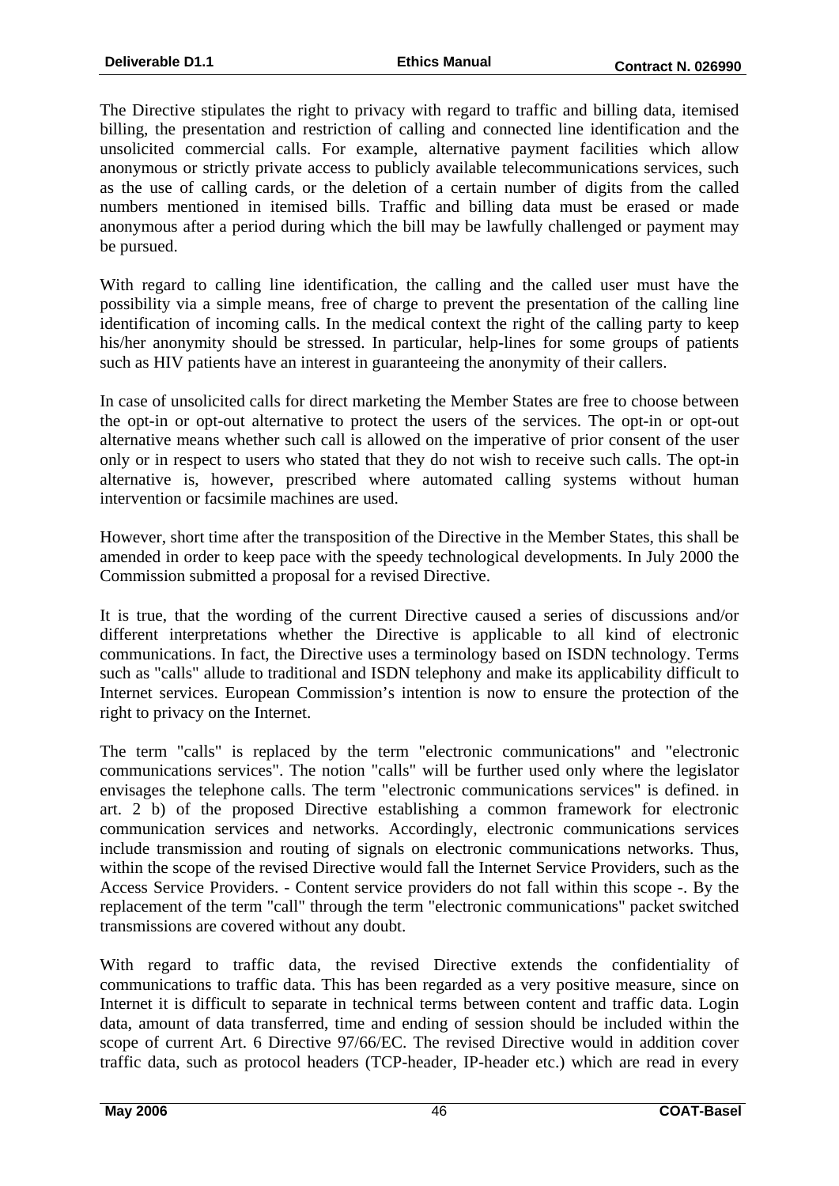The Directive stipulates the right to privacy with regard to traffic and billing data, itemised billing, the presentation and restriction of calling and connected line identification and the unsolicited commercial calls. For example, alternative payment facilities which allow anonymous or strictly private access to publicly available telecommunications services, such as the use of calling cards, or the deletion of a certain number of digits from the called numbers mentioned in itemised bills. Traffic and billing data must be erased or made anonymous after a period during which the bill may be lawfully challenged or payment may be pursued.

With regard to calling line identification, the calling and the called user must have the possibility via a simple means, free of charge to prevent the presentation of the calling line identification of incoming calls. In the medical context the right of the calling party to keep his/her anonymity should be stressed. In particular, help-lines for some groups of patients such as HIV patients have an interest in guaranteeing the anonymity of their callers.

In case of unsolicited calls for direct marketing the Member States are free to choose between the opt-in or opt-out alternative to protect the users of the services. The opt-in or opt-out alternative means whether such call is allowed on the imperative of prior consent of the user only or in respect to users who stated that they do not wish to receive such calls. The opt-in alternative is, however, prescribed where automated calling systems without human intervention or facsimile machines are used.

However, short time after the transposition of the Directive in the Member States, this shall be amended in order to keep pace with the speedy technological developments. In July 2000 the Commission submitted a proposal for a revised Directive.

It is true, that the wording of the current Directive caused a series of discussions and/or different interpretations whether the Directive is applicable to all kind of electronic communications. In fact, the Directive uses a terminology based on ISDN technology. Terms such as "calls" allude to traditional and ISDN telephony and make its applicability difficult to Internet services. European Commission's intention is now to ensure the protection of the right to privacy on the Internet.

The term "calls" is replaced by the term "electronic communications" and "electronic communications services". The notion "calls" will be further used only where the legislator envisages the telephone calls. The term "electronic communications services" is defined. in art. 2 b) of the proposed Directive establishing a common framework for electronic communication services and networks. Accordingly, electronic communications services include transmission and routing of signals on electronic communications networks. Thus, within the scope of the revised Directive would fall the Internet Service Providers, such as the Access Service Providers. - Content service providers do not fall within this scope -. By the replacement of the term "call" through the term "electronic communications" packet switched transmissions are covered without any doubt.

With regard to traffic data, the revised Directive extends the confidentiality of communications to traffic data. This has been regarded as a very positive measure, since on Internet it is difficult to separate in technical terms between content and traffic data. Login data, amount of data transferred, time and ending of session should be included within the scope of current Art. 6 Directive 97/66/EC. The revised Directive would in addition cover traffic data, such as protocol headers (TCP-header, IP-header etc.) which are read in every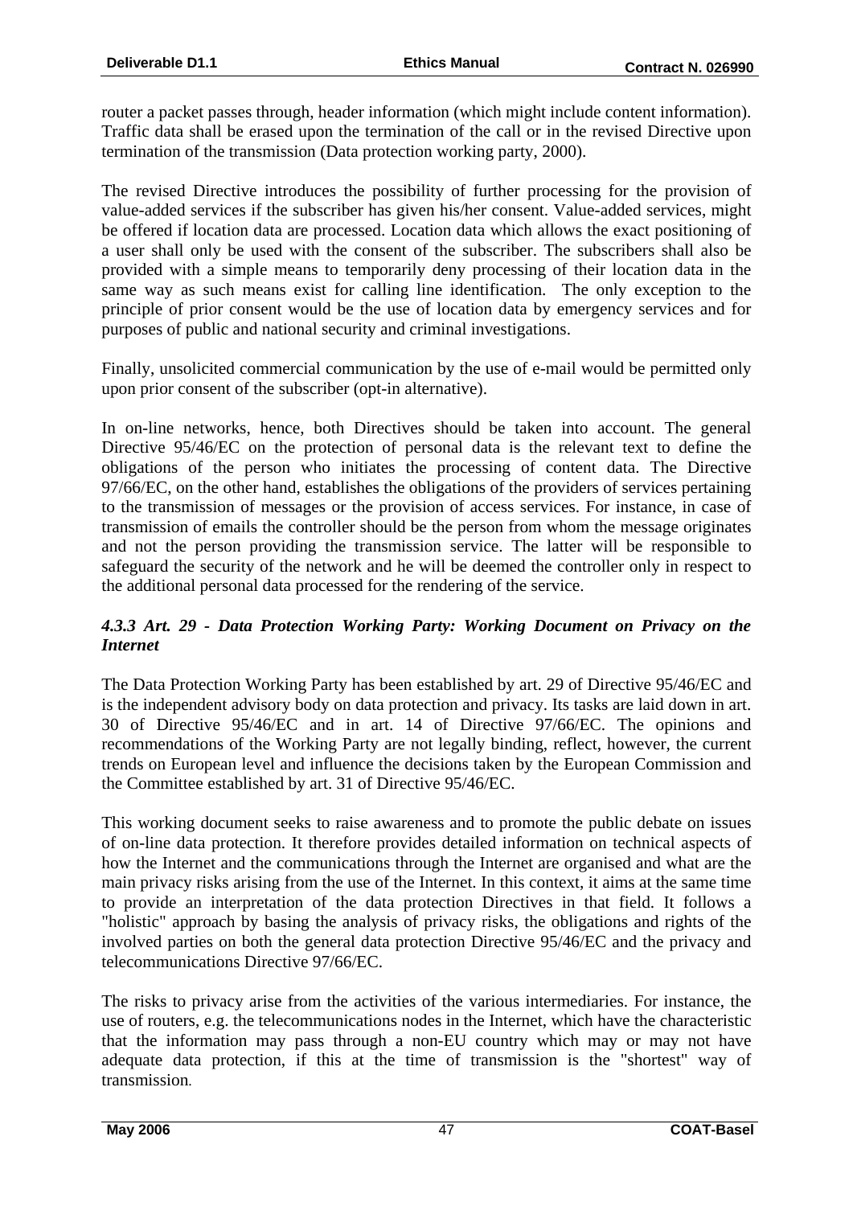router a packet passes through, header information (which might include content information). Traffic data shall be erased upon the termination of the call or in the revised Directive upon termination of the transmission (Data protection working party, 2000).

The revised Directive introduces the possibility of further processing for the provision of value-added services if the subscriber has given his/her consent. Value-added services, might be offered if location data are processed. Location data which allows the exact positioning of a user shall only be used with the consent of the subscriber. The subscribers shall also be provided with a simple means to temporarily deny processing of their location data in the same way as such means exist for calling line identification. The only exception to the principle of prior consent would be the use of location data by emergency services and for purposes of public and national security and criminal investigations.

Finally, unsolicited commercial communication by the use of e-mail would be permitted only upon prior consent of the subscriber (opt-in alternative).

In on-line networks, hence, both Directives should be taken into account. The general Directive 95/46/EC on the protection of personal data is the relevant text to define the obligations of the person who initiates the processing of content data. The Directive 97/66/EC, on the other hand, establishes the obligations of the providers of services pertaining to the transmission of messages or the provision of access services. For instance, in case of transmission of emails the controller should be the person from whom the message originates and not the person providing the transmission service. The latter will be responsible to safeguard the security of the network and he will be deemed the controller only in respect to the additional personal data processed for the rendering of the service.

#### *4.3.3 Art. 29 - Data Protection Working Party: Working Document on Privacy on the Internet*

The Data Protection Working Party has been established by art. 29 of Directive 95/46/EC and is the independent advisory body on data protection and privacy. Its tasks are laid down in art. 30 of Directive 95/46/EC and in art. 14 of Directive 97/66/EC. The opinions and recommendations of the Working Party are not legally binding, reflect, however, the current trends on European level and influence the decisions taken by the European Commission and the Committee established by art. 31 of Directive 95/46/EC.

This working document seeks to raise awareness and to promote the public debate on issues of on-line data protection. It therefore provides detailed information on technical aspects of how the Internet and the communications through the Internet are organised and what are the main privacy risks arising from the use of the Internet. In this context, it aims at the same time to provide an interpretation of the data protection Directives in that field. It follows a "holistic" approach by basing the analysis of privacy risks, the obligations and rights of the involved parties on both the general data protection Directive 95/46/EC and the privacy and telecommunications Directive 97/66/EC.

The risks to privacy arise from the activities of the various intermediaries. For instance, the use of routers, e.g. the telecommunications nodes in the Internet, which have the characteristic that the information may pass through a non-EU country which may or may not have adequate data protection, if this at the time of transmission is the "shortest" way of transmission.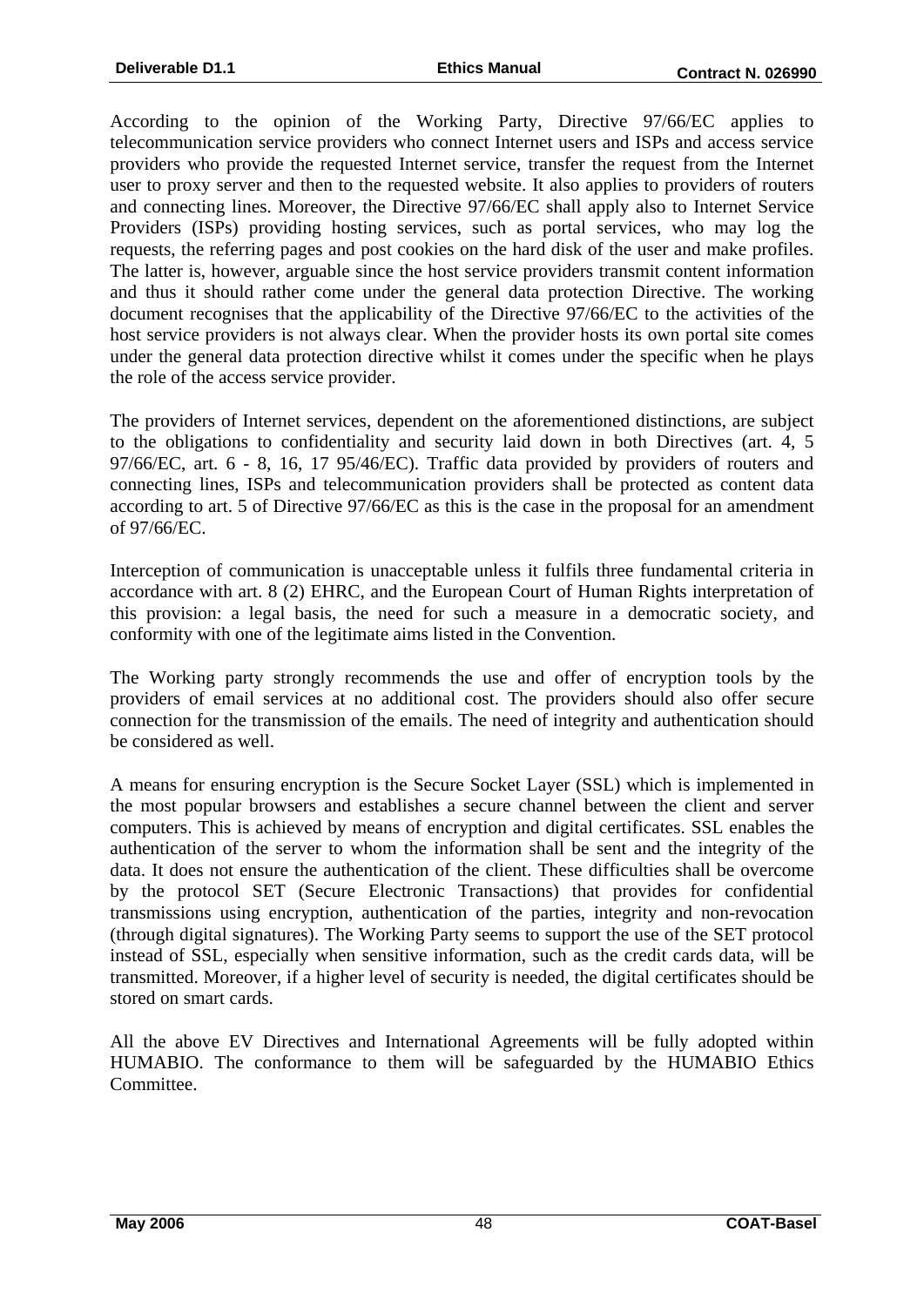According to the opinion of the Working Party, Directive 97/66/EC applies to telecommunication service providers who connect Internet users and ISPs and access service providers who provide the requested Internet service, transfer the request from the Internet user to proxy server and then to the requested website. It also applies to providers of routers and connecting lines. Moreover, the Directive 97/66/EC shall apply also to Internet Service Providers (ISPs) providing hosting services, such as portal services, who may log the requests, the referring pages and post cookies on the hard disk of the user and make profiles. The latter is, however, arguable since the host service providers transmit content information and thus it should rather come under the general data protection Directive. The working document recognises that the applicability of the Directive 97/66/EC to the activities of the host service providers is not always clear. When the provider hosts its own portal site comes under the general data protection directive whilst it comes under the specific when he plays the role of the access service provider.

The providers of Internet services, dependent on the aforementioned distinctions, are subject to the obligations to confidentiality and security laid down in both Directives (art. 4, 5 97/66/EC, art. 6 - 8, 16, 17 95/46/EC). Traffic data provided by providers of routers and connecting lines, ISPs and telecommunication providers shall be protected as content data according to art. 5 of Directive 97/66/EC as this is the case in the proposal for an amendment of 97/66/EC.

Interception of communication is unacceptable unless it fulfils three fundamental criteria in accordance with art. 8 (2) EHRC, and the European Court of Human Rights interpretation of this provision: a legal basis, the need for such a measure in a democratic society, and conformity with one of the legitimate aims listed in the Convention.

The Working party strongly recommends the use and offer of encryption tools by the providers of email services at no additional cost. The providers should also offer secure connection for the transmission of the emails. The need of integrity and authentication should be considered as well.

A means for ensuring encryption is the Secure Socket Layer (SSL) which is implemented in the most popular browsers and establishes a secure channel between the client and server computers. This is achieved by means of encryption and digital certificates. SSL enables the authentication of the server to whom the information shall be sent and the integrity of the data. It does not ensure the authentication of the client. These difficulties shall be overcome by the protocol SET (Secure Electronic Transactions) that provides for confidential transmissions using encryption, authentication of the parties, integrity and non-revocation (through digital signatures). The Working Party seems to support the use of the SET protocol instead of SSL, especially when sensitive information, such as the credit cards data, will be transmitted. Moreover, if a higher level of security is needed, the digital certificates should be stored on smart cards.

All the above EV Directives and International Agreements will be fully adopted within HUMABIO. The conformance to them will be safeguarded by the HUMABIO Ethics Committee.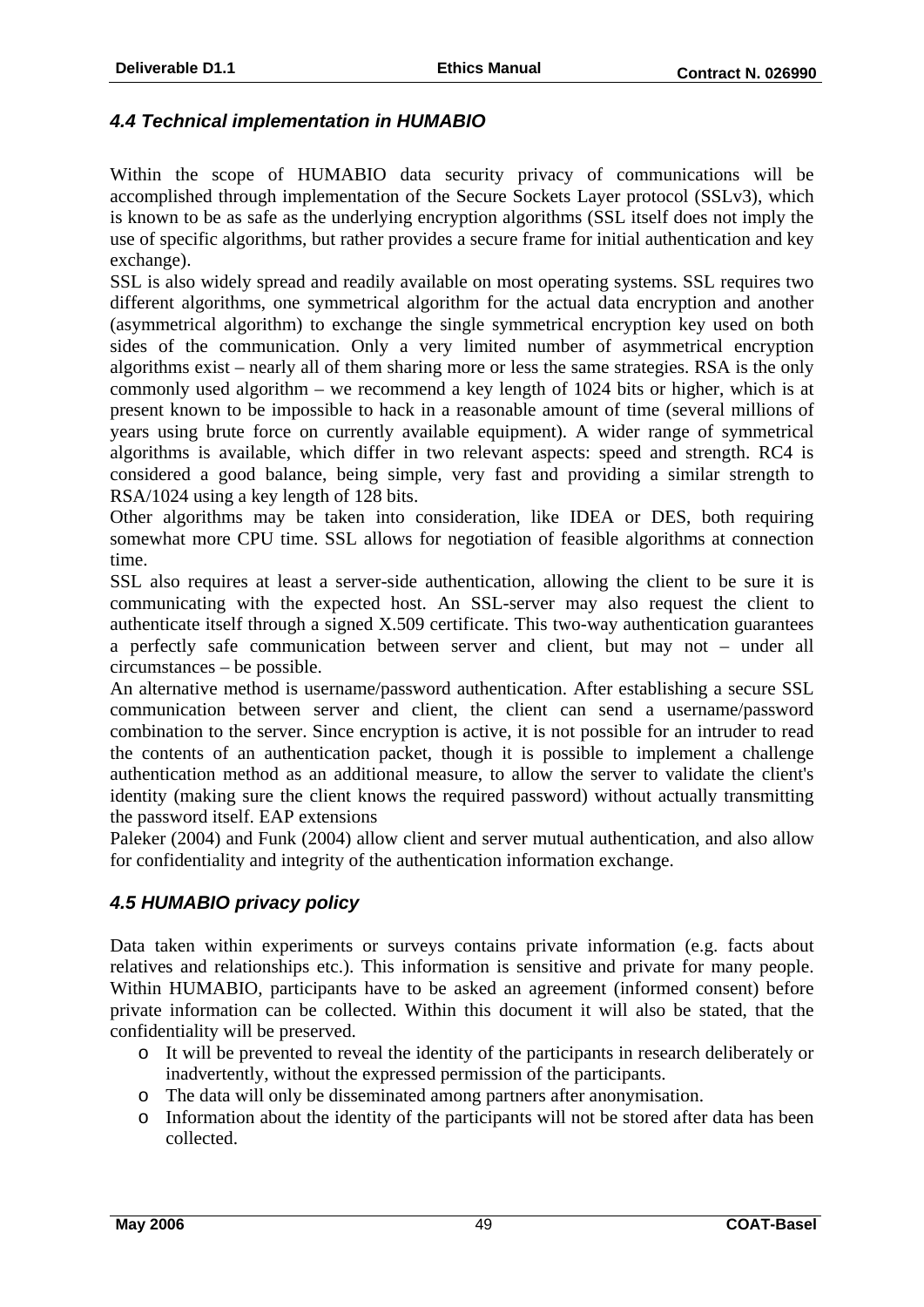### *4.4 Technical implementation in HUMABIO*

Within the scope of HUMABIO data security privacy of communications will be accomplished through implementation of the Secure Sockets Layer protocol (SSLv3), which is known to be as safe as the underlying encryption algorithms (SSL itself does not imply the use of specific algorithms, but rather provides a secure frame for initial authentication and key exchange).

SSL is also widely spread and readily available on most operating systems. SSL requires two different algorithms, one symmetrical algorithm for the actual data encryption and another (asymmetrical algorithm) to exchange the single symmetrical encryption key used on both sides of the communication. Only a very limited number of asymmetrical encryption algorithms exist – nearly all of them sharing more or less the same strategies. RSA is the only commonly used algorithm – we recommend a key length of 1024 bits or higher, which is at present known to be impossible to hack in a reasonable amount of time (several millions of years using brute force on currently available equipment). A wider range of symmetrical algorithms is available, which differ in two relevant aspects: speed and strength. RC4 is considered a good balance, being simple, very fast and providing a similar strength to RSA/1024 using a key length of 128 bits.

Other algorithms may be taken into consideration, like IDEA or DES, both requiring somewhat more CPU time. SSL allows for negotiation of feasible algorithms at connection time.

SSL also requires at least a server-side authentication, allowing the client to be sure it is communicating with the expected host. An SSL-server may also request the client to authenticate itself through a signed X.509 certificate. This two-way authentication guarantees a perfectly safe communication between server and client, but may not – under all circumstances – be possible.

An alternative method is username/password authentication. After establishing a secure SSL communication between server and client, the client can send a username/password combination to the server. Since encryption is active, it is not possible for an intruder to read the contents of an authentication packet, though it is possible to implement a challenge authentication method as an additional measure, to allow the server to validate the client's identity (making sure the client knows the required password) without actually transmitting the password itself. EAP extensions

Paleker (2004) and Funk (2004) allow client and server mutual authentication, and also allow for confidentiality and integrity of the authentication information exchange.

### *4.5 HUMABIO privacy policy*

Data taken within experiments or surveys contains private information (e.g. facts about relatives and relationships etc.). This information is sensitive and private for many people. Within HUMABIO, participants have to be asked an agreement (informed consent) before private information can be collected. Within this document it will also be stated, that the confidentiality will be preserved.

- It will be prevented to reveal the identity of the participants in research deliberately or inadvertently, without the expressed permission of the participants.
- The data will only be disseminated among partners after anonymisation.
- Information about the identity of the participants will not be stored after data has been collected.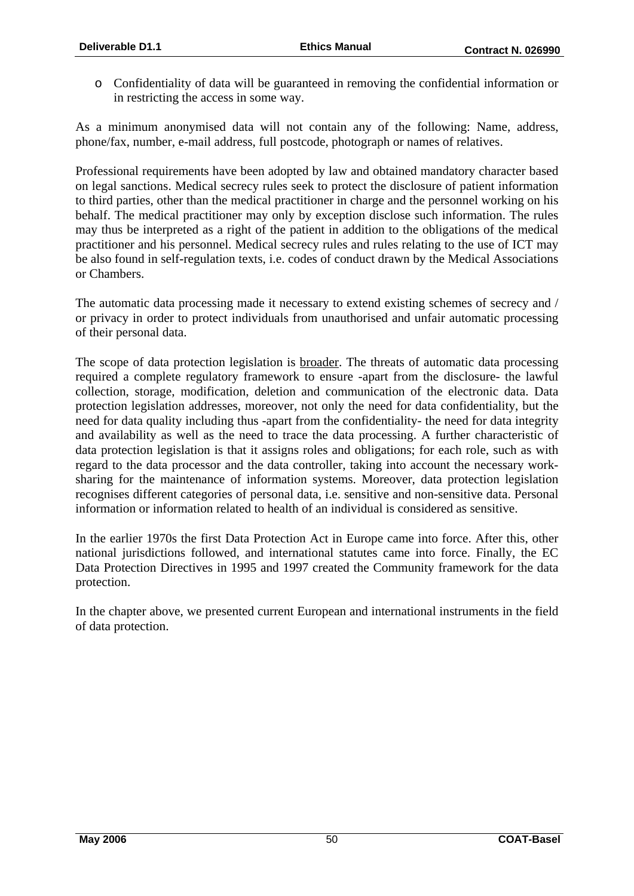- Confidentiality of data will be guaranteed in removing the confidential information or in restricting the access in some way.

As a minimum anonymised data will not contain any of the following: Name, address, phone/fax, number, e-mail address, full postcode, photograph or names of relatives.

Professional requirements have been adopted by law and obtained mandatory character based on legal sanctions. Medical secrecy rules seek to protect the disclosure of patient information to third parties, other than the medical practitioner in charge and the personnel working on his behalf. The medical practitioner may only by exception disclose such information. The rules may thus be interpreted as a right of the patient in addition to the obligations of the medical practitioner and his personnel. Medical secrecy rules and rules relating to the use of ICT may be also found in self-regulation texts, i.e. codes of conduct drawn by the Medical Associations or Chambers.

The automatic data processing made it necessary to extend existing schemes of secrecy and / or privacy in order to protect individuals from unauthorised and unfair automatic processing of their personal data.

The scope of data protection legislation is <u>broader</u>. The threats of automatic data processing required a complete regulatory framework to ensure -apart from the disclosure- the lawful collection, storage, modification, deletion and communication of the electronic data. Data protection legislation addresses, moreover, not only the need for data confidentiality, but the need for data quality including thus -apart from the confidentiality- the need for data integrity and availability as well as the need to trace the data processing. A further characteristic of data protection legislation is that it assigns roles and obligations; for each role, such as with regard to the data processor and the data controller, taking into account the necessary work-sharing for the maintenance of information systems. Moreover, data protection legislation recognises different categories of personal data, i.e. sensitive and non-sensitive data. Personal information or information related to health of an individual is considered as sensitive.

In the earlier 1970s the first Data Protection Act in Europe came into force. After this, other national jurisdictions followed, and international statutes came into force. Finally, the EC Data Protection Directives in 1995 and 1997 created the Community framework for the data protection.

In the chapter above, we presented current European and international instruments in the field of data protection.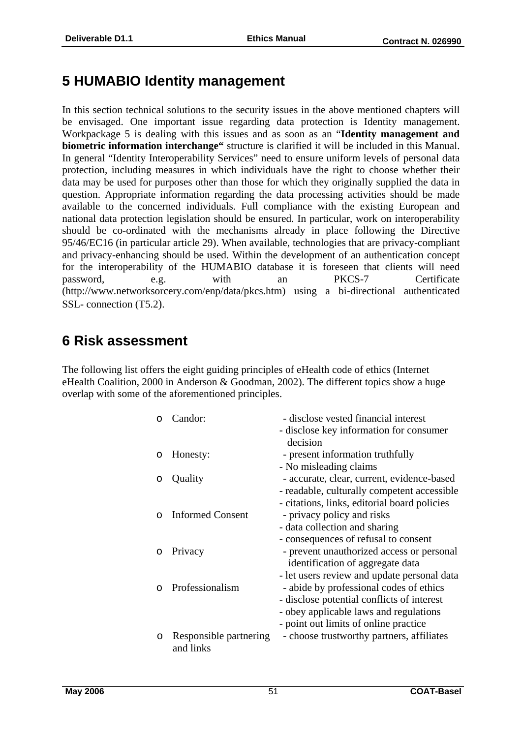# 5 HUMABIO Identity management

In this section technical solutions to the security issues in the above mentioned chapters will be envisaged. One important issue regarding data protection is Identity management. Workpackage 5 is dealing with this issues and as soon as an "**Identity management and biometric information interchange"** structure is clarified it will be included in this Manual. In general "Identity Interoperability Services" need to ensure uniform levels of personal data protection, including measures in which individuals have the right to choose whether their data may be used for purposes other than those for which they originally supplied the data in question. Appropriate information regarding the data processing activities should be made available to the concerned individuals. Full compliance with the existing European and national data protection legislation should be ensured. In particular, work on interoperability should be co-ordinated with the mechanisms already in place following the Directive 95/46/EC16 (in particular article 29). When available, technologies that are privacy-compliant and privacy-enhancing should be used. Within the development of an authentication concept for the interoperability of the HUMABIO database it is foreseen that clients will need password, e.g. with an PKCS-7 Certificate (http://www.networksorcery.com/enp/data/pkcs.htm) using a bi-directional authenticated SSL- connection (T5.2).

# 6 Risk assessment

The following list offers the eight guiding principles of eHealth code of ethics (Internet eHealth Coalition, 2000 in Anderson & Goodman, 2002). The different topics show a huge overlap with some of the aforementioned principles.

- Candor:
  - disclose vested financial interest
  - disclose key information for consumer decision
- Honesty:
  - present information truthfully
  - No misleading claims
- Quality
  - accurate, clear, current, evidence-based
  - readable, culturally competent accessible
  - citations, links, editorial board policies
- Informed Consent
  - privacy policy and risks
  - data collection and sharing
  - consequences of refusal to consent
- Privacy
  - prevent unauthorized access or personal identification of aggregate data
  - let users review and update personal data
- Professionalism
  - abide by professional codes of ethics
  - disclose potential conflicts of interest
  - obey applicable laws and regulations
  - point out limits of online practice
- Responsible partnering and links
  - choose trustworthy partners, affiliates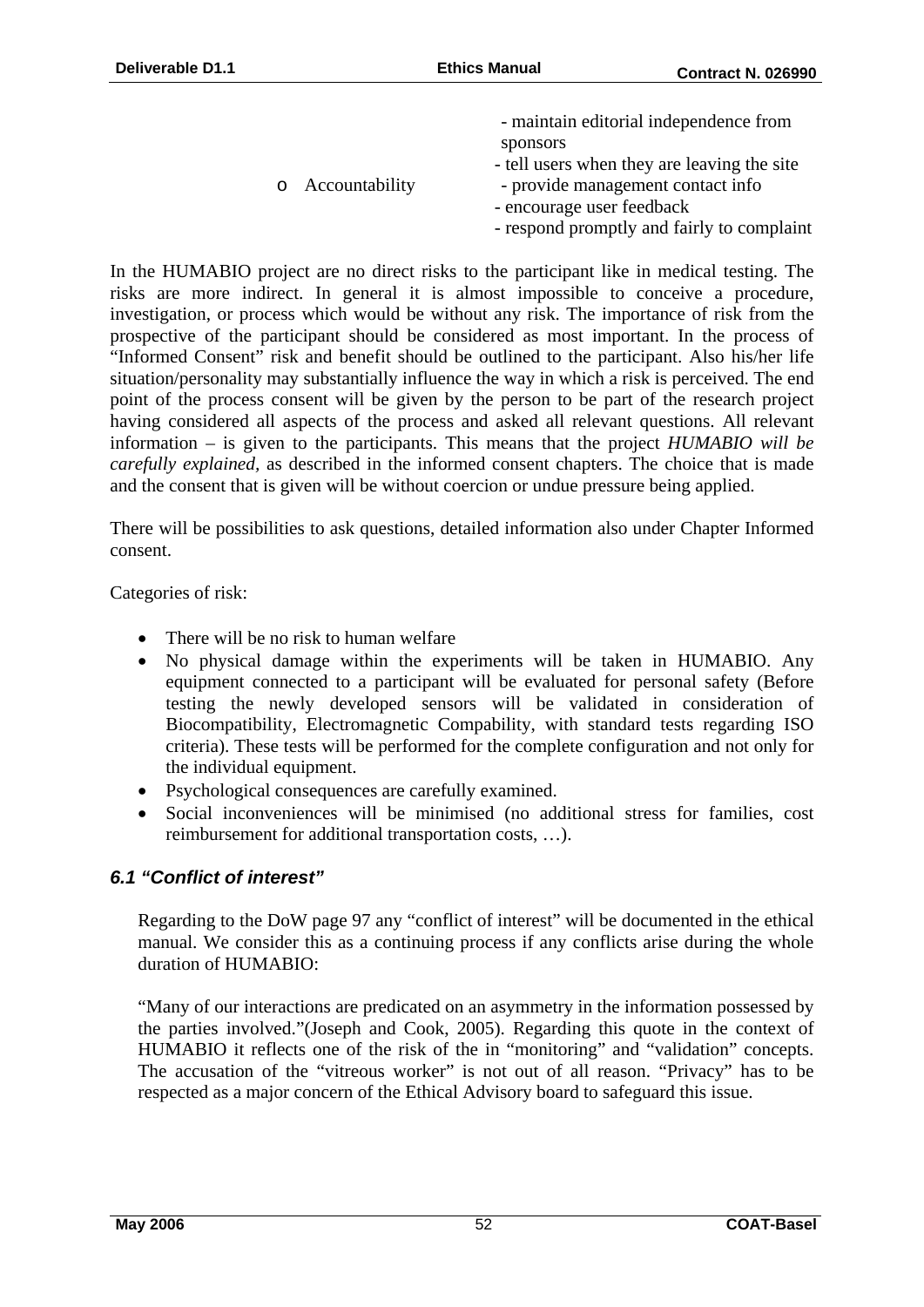- Accountability
  - maintain editorial independence from sponsors
  - tell users when they are leaving the site
  - provide management contact info
  - encourage user feedback
  - respond promptly and fairly to complaint

In the HUMABIO project are no direct risks to the participant like in medical testing. The risks are more indirect. In general it is almost impossible to conceive a procedure, investigation, or process which would be without any risk. The importance of risk from the prospective of the participant should be considered as most important. In the process of "Informed Consent" risk and benefit should be outlined to the participant. Also his/her life situation/personality may substantially influence the way in which a risk is perceived. The end point of the process consent will be given by the person to be part of the research project having considered all aspects of the process and asked all relevant questions. All relevant information – is given to the participants. This means that the project *HUMABIO will be carefully explained,* as described in the informed consent chapters. The choice that is made and the consent that is given will be without coercion or undue pressure being applied.

There will be possibilities to ask questions, detailed information also under Chapter Informed consent.

Categories of risk:

- There will be no risk to human welfare
- No physical damage within the experiments will be taken in HUMABIO. Any equipment connected to a participant will be evaluated for personal safety (Before testing the newly developed sensors will be validated in consideration of Biocompatibility, Electromagnetic Compability, with standard tests regarding ISO criteria). These tests will be performed for the complete configuration and not only for the individual equipment.
- Psychological consequences are carefully examined.
- Social inconveniences will be minimised (no additional stress for families, cost reimbursement for additional transportation costs, …).

### *6.1 "Conflict of interest"*

Regarding to the DoW page 97 any "conflict of interest" will be documented in the ethical manual. We consider this as a continuing process if any conflicts arise during the whole duration of HUMABIO:

"Many of our interactions are predicated on an asymmetry in the information possessed by the parties involved."(Joseph and Cook, 2005). Regarding this quote in the context of HUMABIO it reflects one of the risk of the in "monitoring" and "validation" concepts. The accusation of the "vitreous worker" is not out of all reason. "Privacy" has to be respected as a major concern of the Ethical Advisory board to safeguard this issue.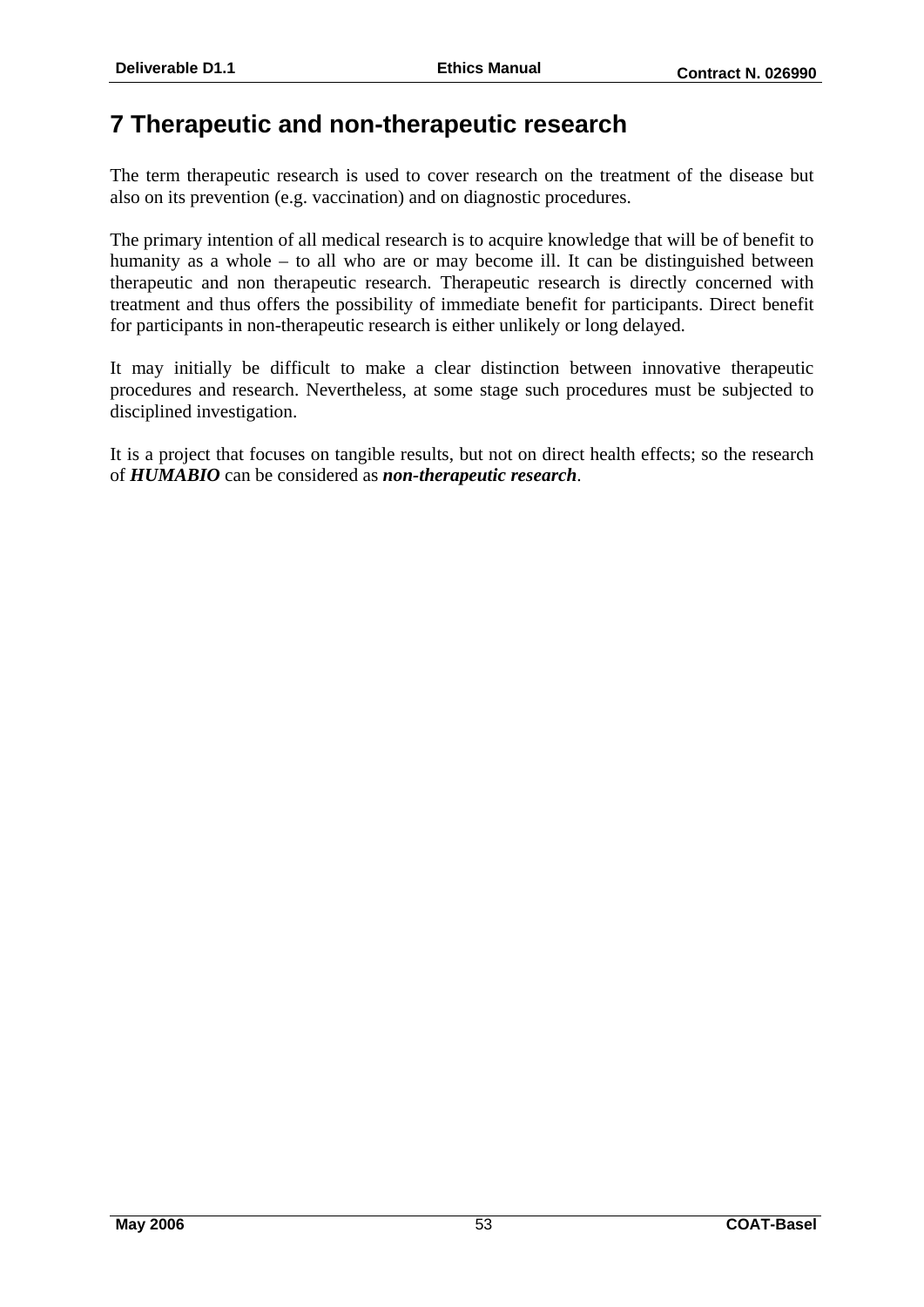# 7 Therapeutic and non-therapeutic research

The term therapeutic research is used to cover research on the treatment of the disease but also on its prevention (e.g. vaccination) and on diagnostic procedures.

The primary intention of all medical research is to acquire knowledge that will be of benefit to humanity as a whole – to all who are or may become ill. It can be distinguished between therapeutic and non therapeutic research. Therapeutic research is directly concerned with treatment and thus offers the possibility of immediate benefit for participants. Direct benefit for participants in non-therapeutic research is either unlikely or long delayed.

It may initially be difficult to make a clear distinction between innovative therapeutic procedures and research. Nevertheless, at some stage such procedures must be subjected to disciplined investigation.

It is a project that focuses on tangible results, but not on direct health effects; so the research of ***HUMABIO*** can be considered as ***non-therapeutic research***.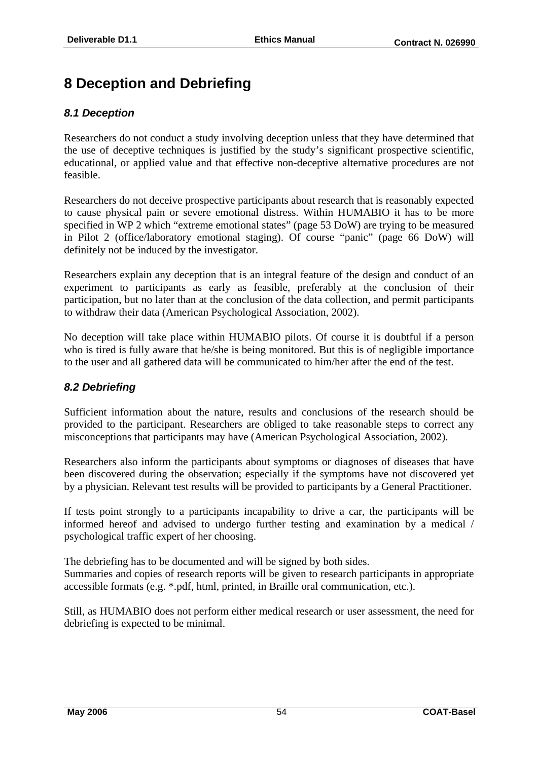# 8 Deception and Debriefing

## *8.1 Deception*

Researchers do not conduct a study involving deception unless that they have determined that the use of deceptive techniques is justified by the study's significant prospective scientific, educational, or applied value and that effective non-deceptive alternative procedures are not feasible.

Researchers do not deceive prospective participants about research that is reasonably expected to cause physical pain or severe emotional distress. Within HUMABIO it has to be more specified in WP 2 which "extreme emotional states" (page 53 DoW) are trying to be measured in Pilot 2 (office/laboratory emotional staging). Of course "panic" (page 66 DoW) will definitely not be induced by the investigator.

Researchers explain any deception that is an integral feature of the design and conduct of an experiment to participants as early as feasible, preferably at the conclusion of their participation, but no later than at the conclusion of the data collection, and permit participants to withdraw their data (American Psychological Association, 2002).

No deception will take place within HUMABIO pilots. Of course it is doubtful if a person who is tired is fully aware that he/she is being monitored. But this is of negligible importance to the user and all gathered data will be communicated to him/her after the end of the test.

## *8.2 Debriefing*

Sufficient information about the nature, results and conclusions of the research should be provided to the participant. Researchers are obliged to take reasonable steps to correct any misconceptions that participants may have (American Psychological Association, 2002).

Researchers also inform the participants about symptoms or diagnoses of diseases that have been discovered during the observation; especially if the symptoms have not discovered yet by a physician. Relevant test results will be provided to participants by a General Practitioner.

If tests point strongly to a participants incapability to drive a car, the participants will be informed hereof and advised to undergo further testing and examination by a medical / psychological traffic expert of her choosing.

The debriefing has to be documented and will be signed by both sides.
Summaries and copies of research reports will be given to research participants in appropriate accessible formats (e.g. *.pdf, html, printed, in Braille oral communication, etc.).

Still, as HUMABIO does not perform either medical research or user assessment, the need for debriefing is expected to be minimal.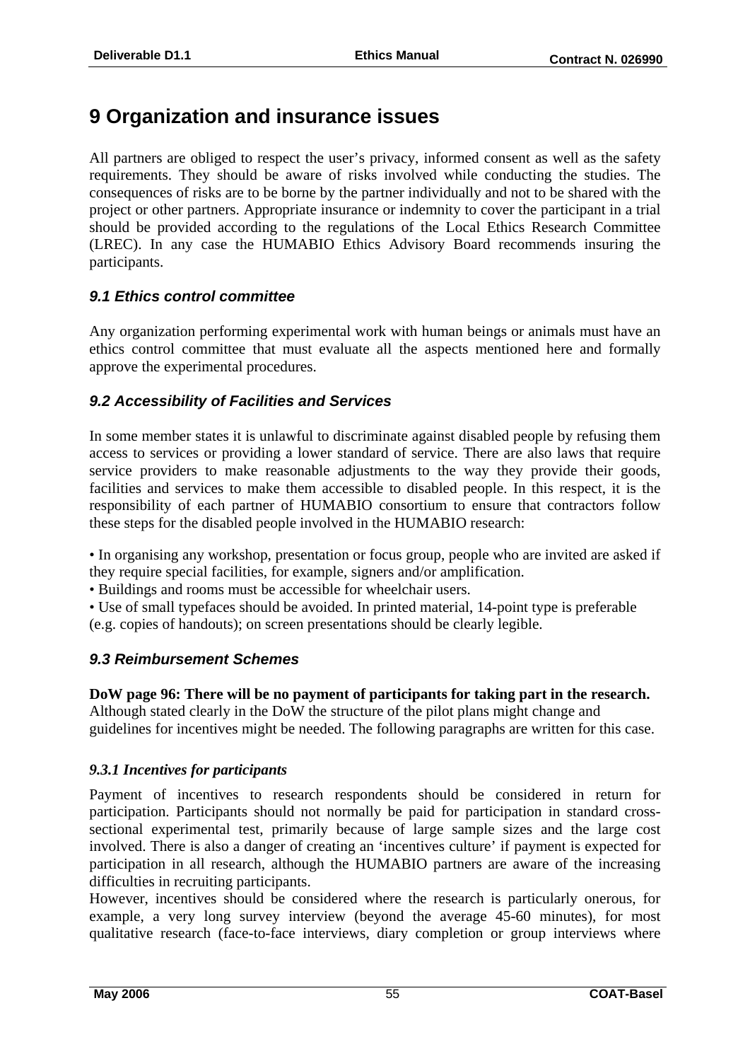# 9 Organization and insurance issues

All partners are obliged to respect the user's privacy, informed consent as well as the safety requirements. They should be aware of risks involved while conducting the studies. The consequences of risks are to be borne by the partner individually and not to be shared with the project or other partners. Appropriate insurance or indemnity to cover the participant in a trial should be provided according to the regulations of the Local Ethics Research Committee (LREC). In any case the HUMABIO Ethics Advisory Board recommends insuring the participants.

## *9.1 Ethics control committee*

Any organization performing experimental work with human beings or animals must have an ethics control committee that must evaluate all the aspects mentioned here and formally approve the experimental procedures.

## *9.2 Accessibility of Facilities and Services*

In some member states it is unlawful to discriminate against disabled people by refusing them access to services or providing a lower standard of service. There are also laws that require service providers to make reasonable adjustments to the way they provide their goods, facilities and services to make them accessible to disabled people. In this respect, it is the responsibility of each partner of HUMABIO consortium to ensure that contractors follow these steps for the disabled people involved in the HUMABIO research:

- In organising any workshop, presentation or focus group, people who are invited are asked if they require special facilities, for example, signers and/or amplification.
- Buildings and rooms must be accessible for wheelchair users.
- Use of small typefaces should be avoided. In printed material, 14-point type is preferable (e.g. copies of handouts); on screen presentations should be clearly legible.

## *9.3 Reimbursement Schemes*

**DoW page 96: There will be no payment of participants for taking part in the research.** Although stated clearly in the DoW the structure of the pilot plans might change and guidelines for incentives might be needed. The following paragraphs are written for this case.

### *9.3.1 Incentives for participants*

Payment of incentives to research respondents should be considered in return for participation. Participants should not normally be paid for participation in standard cross-sectional experimental test, primarily because of large sample sizes and the large cost involved. There is also a danger of creating an 'incentives culture' if payment is expected for participation in all research, although the HUMABIO partners are aware of the increasing difficulties in recruiting participants.

However, incentives should be considered where the research is particularly onerous, for example, a very long survey interview (beyond the average 45-60 minutes), for most qualitative research (face-to-face interviews, diary completion or group interviews where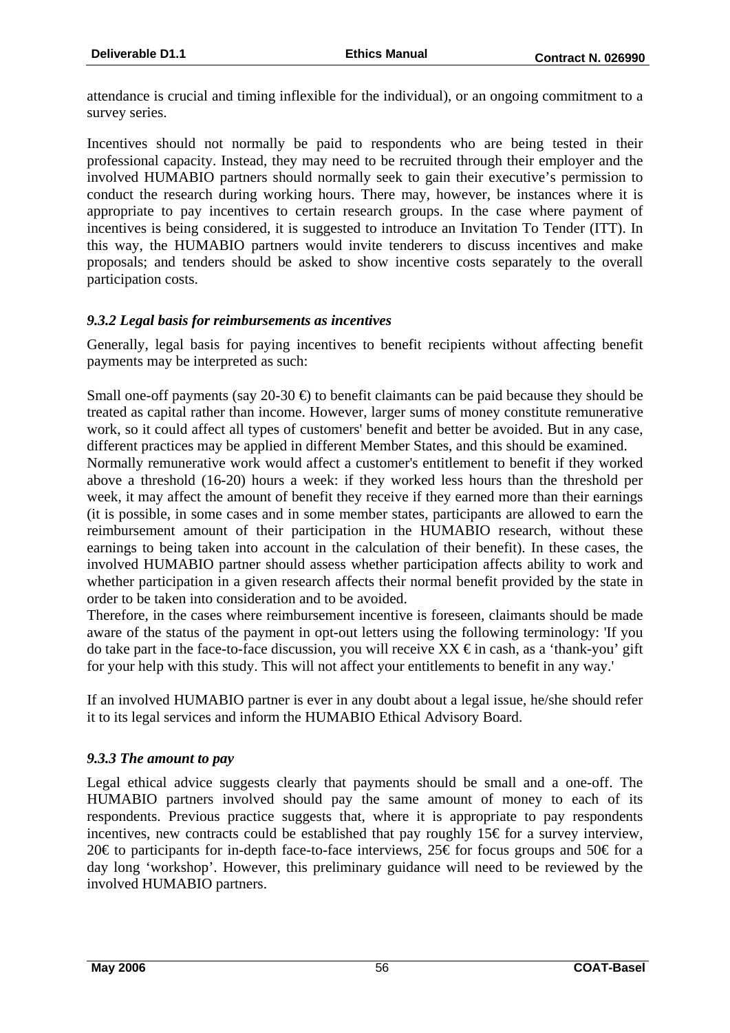attendance is crucial and timing inflexible for the individual), or an ongoing commitment to a survey series.

Incentives should not normally be paid to respondents who are being tested in their professional capacity. Instead, they may need to be recruited through their employer and the involved HUMABIO partners should normally seek to gain their executive's permission to conduct the research during working hours. There may, however, be instances where it is appropriate to pay incentives to certain research groups. In the case where payment of incentives is being considered, it is suggested to introduce an Invitation To Tender (ITT). In this way, the HUMABIO partners would invite tenderers to discuss incentives and make proposals; and tenders should be asked to show incentive costs separately to the overall participation costs.

### *9.3.2 Legal basis for reimbursements as incentives*

Generally, legal basis for paying incentives to benefit recipients without affecting benefit payments may be interpreted as such:

Small one-off payments (say 20-30 €) to benefit claimants can be paid because they should be treated as capital rather than income. However, larger sums of money constitute remunerative work, so it could affect all types of customers' benefit and better be avoided. But in any case, different practices may be applied in different Member States, and this should be examined.
Normally remunerative work would affect a customer's entitlement to benefit if they worked above a threshold (16-20) hours a week: if they worked less hours than the threshold per week, it may affect the amount of benefit they receive if they earned more than their earnings (it is possible, in some cases and in some member states, participants are allowed to earn the reimbursement amount of their participation in the HUMABIO research, without these earnings to being taken into account in the calculation of their benefit). In these cases, the involved HUMABIO partner should assess whether participation affects ability to work and whether participation in a given research affects their normal benefit provided by the state in order to be taken into consideration and to be avoided.
Therefore, in the cases where reimbursement incentive is foreseen, claimants should be made aware of the status of the payment in opt-out letters using the following terminology: 'If you do take part in the face-to-face discussion, you will receive XX € in cash, as a 'thank-you' gift for your help with this study. This will not affect your entitlements to benefit in any way.'

If an involved HUMABIO partner is ever in any doubt about a legal issue, he/she should refer it to its legal services and inform the HUMABIO Ethical Advisory Board.

### *9.3.3 The amount to pay*

Legal ethical advice suggests clearly that payments should be small and a one-off. The HUMABIO partners involved should pay the same amount of money to each of its respondents. Previous practice suggests that, where it is appropriate to pay respondents incentives, new contracts could be established that pay roughly 15€ for a survey interview, 20€ to participants for in-depth face-to-face interviews, 25€ for focus groups and 50€ for a day long 'workshop'. However, this preliminary guidance will need to be reviewed by the involved HUMABIO partners.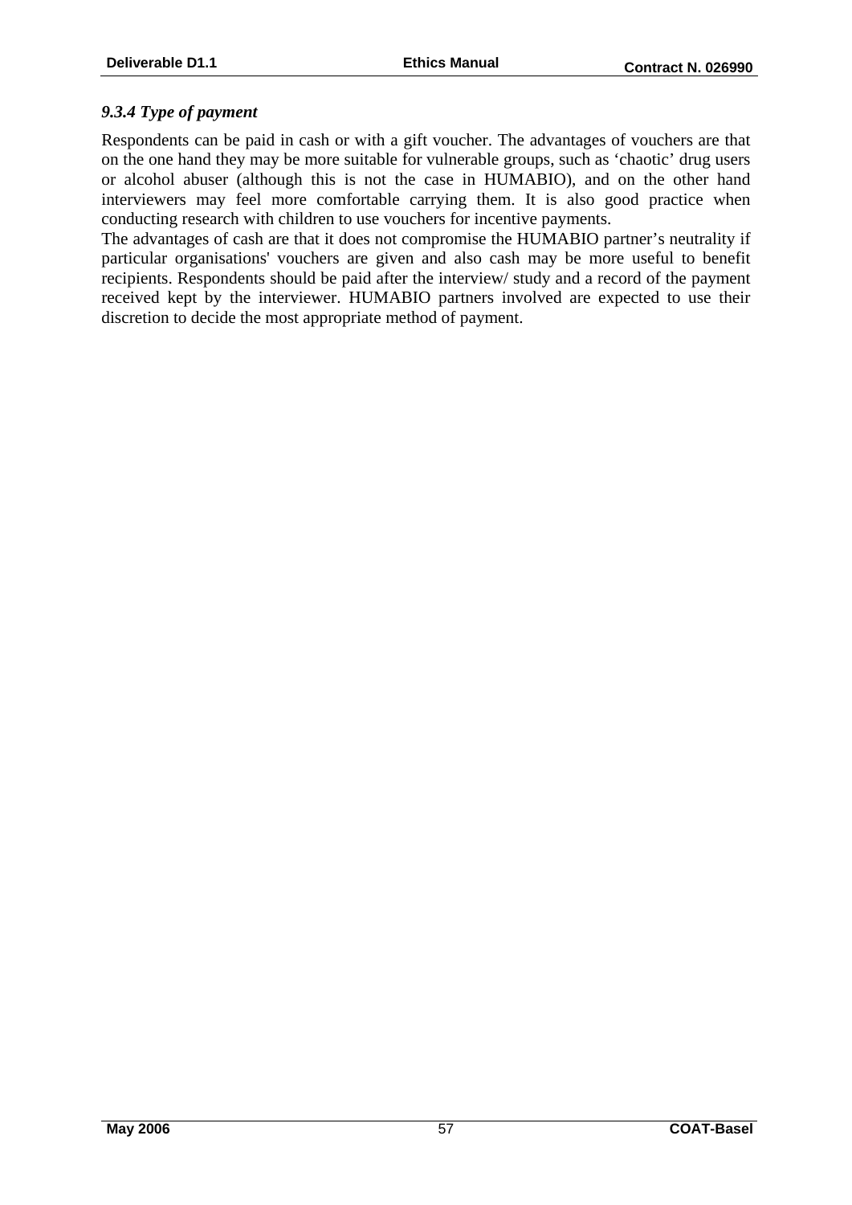### *9.3.4 Type of payment*

Respondents can be paid in cash or with a gift voucher. The advantages of vouchers are that on the one hand they may be more suitable for vulnerable groups, such as 'chaotic' drug users or alcohol abuser (although this is not the case in HUMABIO), and on the other hand interviewers may feel more comfortable carrying them. It is also good practice when conducting research with children to use vouchers for incentive payments.

The advantages of cash are that it does not compromise the HUMABIO partner's neutrality if particular organisations' vouchers are given and also cash may be more useful to benefit recipients. Respondents should be paid after the interview/ study and a record of the payment received kept by the interviewer. HUMABIO partners involved are expected to use their discretion to decide the most appropriate method of payment.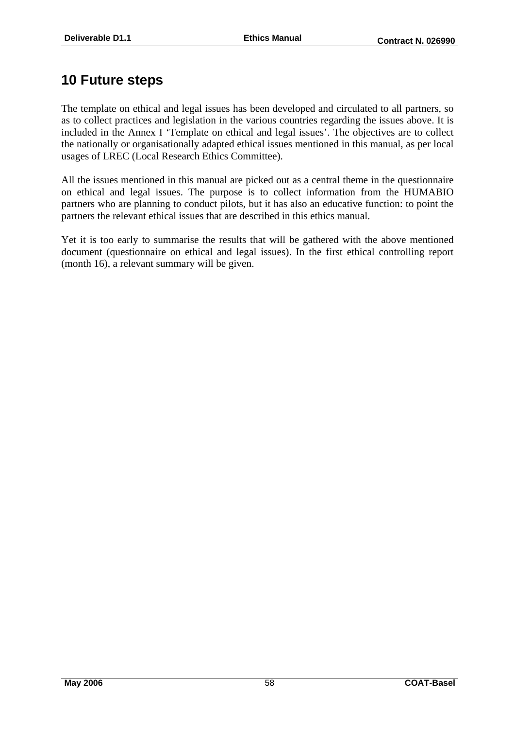# 10 Future steps

The template on ethical and legal issues has been developed and circulated to all partners, so as to collect practices and legislation in the various countries regarding the issues above. It is included in the Annex I 'Template on ethical and legal issues'. The objectives are to collect the nationally or organisationally adapted ethical issues mentioned in this manual, as per local usages of LREC (Local Research Ethics Committee).

All the issues mentioned in this manual are picked out as a central theme in the questionnaire on ethical and legal issues. The purpose is to collect information from the HUMABIO partners who are planning to conduct pilots, but it has also an educative function: to point the partners the relevant ethical issues that are described in this ethics manual.

Yet it is too early to summarise the results that will be gathered with the above mentioned document (questionnaire on ethical and legal issues). In the first ethical controlling report (month 16), a relevant summary will be given.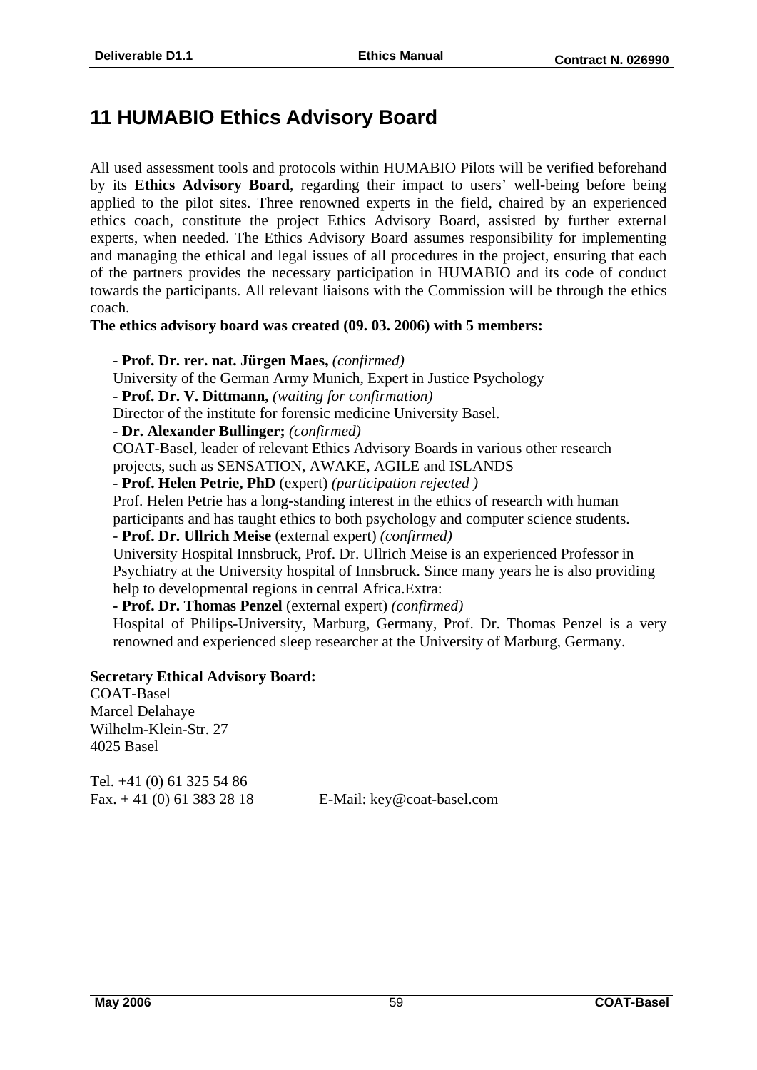# 11 HUMABIO Ethics Advisory Board

All used assessment tools and protocols within HUMABIO Pilots will be verified beforehand by its **Ethics Advisory Board**, regarding their impact to users' well-being before being applied to the pilot sites. Three renowned experts in the field, chaired by an experienced ethics coach, constitute the project Ethics Advisory Board, assisted by further external experts, when needed. The Ethics Advisory Board assumes responsibility for implementing and managing the ethical and legal issues of all procedures in the project, ensuring that each of the partners provides the necessary participation in HUMABIO and its code of conduct towards the participants. All relevant liaisons with the Commission will be through the ethics coach.

**The ethics advisory board was created (09. 03. 2006) with 5 members:**

**- Prof. Dr. rer. nat. Jürgen Maes,** *(confirmed)*
University of the German Army Munich, Expert in Justice Psychology

**- Prof. Dr. V. Dittmann,** *(waiting for confirmation)*
Director of the institute for forensic medicine University Basel.

**- Dr. Alexander Bullinger;** *(confirmed)*
COAT-Basel, leader of relevant Ethics Advisory Boards in various other research projects, such as SENSATION, AWAKE, AGILE and ISLANDS

**- Prof. Helen Petrie, PhD** (expert) *(participation rejected )*
Prof. Helen Petrie has a long-standing interest in the ethics of research with human participants and has taught ethics to both psychology and computer science students.

- **Prof. Dr. Ullrich Meise** (external expert) *(confirmed)*
University Hospital Innsbruck, Prof. Dr. Ullrich Meise is an experienced Professor in Psychiatry at the University hospital of Innsbruck. Since many years he is also providing help to developmental regions in central Africa.Extra:

**- Prof. Dr. Thomas Penzel** (external expert) *(confirmed)*
Hospital of Philips-University, Marburg, Germany, Prof. Dr. Thomas Penzel is a very renowned and experienced sleep researcher at the University of Marburg, Germany.

**Secretary Ethical Advisory Board:**
COAT-Basel
Marcel Delahaye
Wilhelm-Klein-Str. 27
4025 Basel

Tel. +41 (0) 61 325 54 86
Fax. + 41 (0) 61 383 28 18 E-Mail: key@coat-basel.com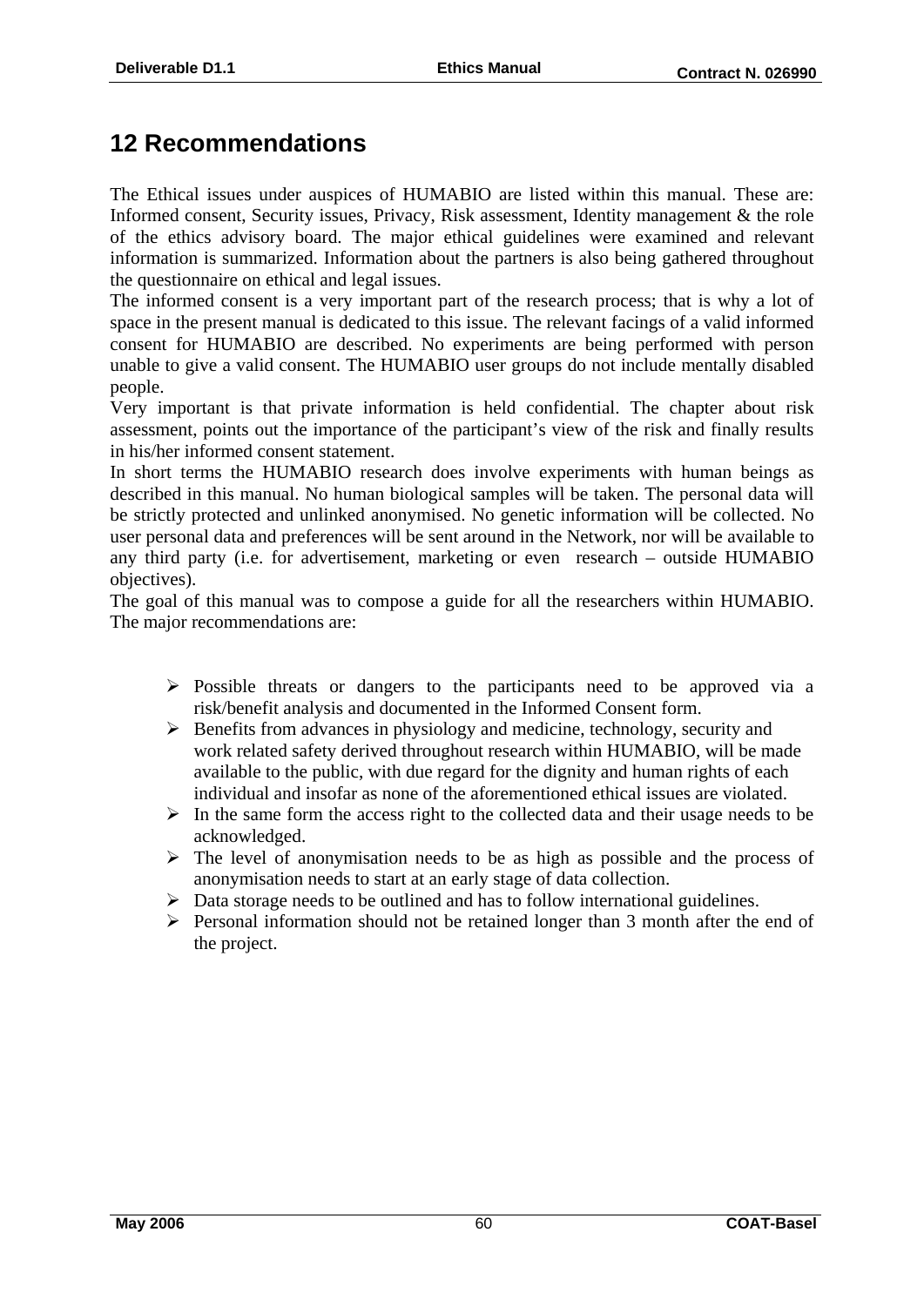# 12 Recommendations

The Ethical issues under auspices of HUMABIO are listed within this manual. These are: Informed consent, Security issues, Privacy, Risk assessment, Identity management & the role of the ethics advisory board. The major ethical guidelines were examined and relevant information is summarized. Information about the partners is also being gathered throughout the questionnaire on ethical and legal issues.

The informed consent is a very important part of the research process; that is why a lot of space in the present manual is dedicated to this issue. The relevant facings of a valid informed consent for HUMABIO are described. No experiments are being performed with person unable to give a valid consent. The HUMABIO user groups do not include mentally disabled people.

Very important is that private information is held confidential. The chapter about risk assessment, points out the importance of the participant's view of the risk and finally results in his/her informed consent statement.

In short terms the HUMABIO research does involve experiments with human beings as described in this manual. No human biological samples will be taken. The personal data will be strictly protected and unlinked anonymised. No genetic information will be collected. No user personal data and preferences will be sent around in the Network, nor will be available to any third party (i.e. for advertisement, marketing or even research – outside HUMABIO objectives).

The goal of this manual was to compose a guide for all the researchers within HUMABIO. The major recommendations are:

- Possible threats or dangers to the participants need to be approved via a risk/benefit analysis and documented in the Informed Consent form.
- Benefits from advances in physiology and medicine, technology, security and work related safety derived throughout research within HUMABIO, will be made available to the public, with due regard for the dignity and human rights of each individual and insofar as none of the aforementioned ethical issues are violated.
- In the same form the access right to the collected data and their usage needs to be acknowledged.
- The level of anonymisation needs to be as high as possible and the process of anonymisation needs to start at an early stage of data collection.
- Data storage needs to be outlined and has to follow international guidelines.
- Personal information should not be retained longer than 3 month after the end of the project.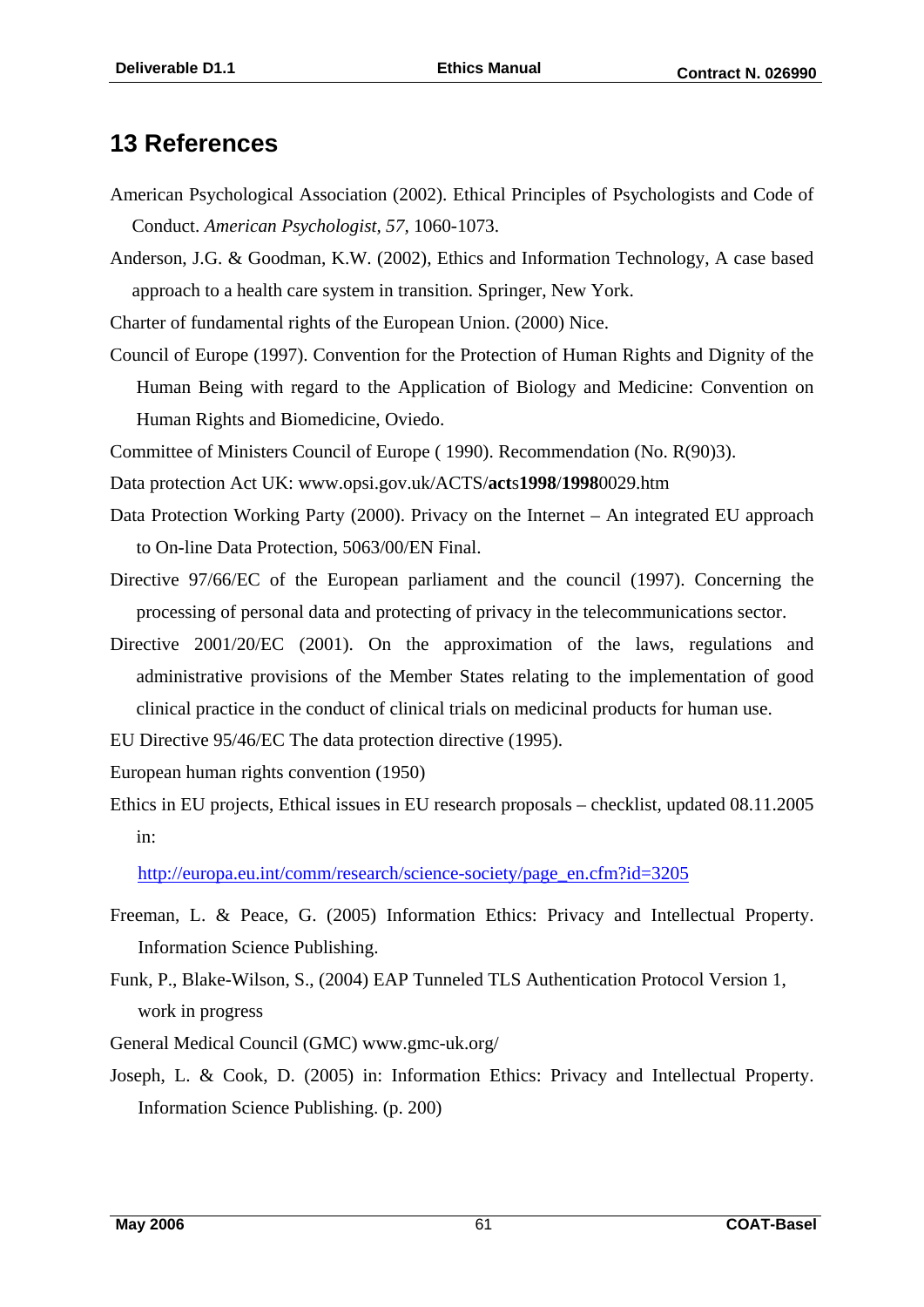# 13 References

American Psychological Association (2002). Ethical Principles of Psychologists and Code of Conduct. *American Psychologist, 57,* 1060-1073.

Anderson, J.G. & Goodman, K.W. (2002), Ethics and Information Technology, A case based approach to a health care system in transition. Springer, New York.

Charter of fundamental rights of the European Union. (2000) Nice.

Council of Europe (1997). Convention for the Protection of Human Rights and Dignity of the Human Being with regard to the Application of Biology and Medicine: Convention on Human Rights and Biomedicine, Oviedo.

Committee of Ministers Council of Europe ( 1990). Recommendation (No. R(90)3).

Data protection Act UK: www.opsi.gov.uk/ACTS/**act**s**1998**/**1998**0029.htm

Data Protection Working Party (2000). Privacy on the Internet – An integrated EU approach to On-line Data Protection, 5063/00/EN Final.

Directive 97/66/EC of the European parliament and the council (1997). Concerning the processing of personal data and protecting of privacy in the telecommunications sector.

Directive 2001/20/EC (2001). On the approximation of the laws, regulations and administrative provisions of the Member States relating to the implementation of good clinical practice in the conduct of clinical trials on medicinal products for human use.

EU Directive 95/46/EC The data protection directive (1995).

European human rights convention (1950)

Ethics in EU projects, Ethical issues in EU research proposals – checklist, updated 08.11.2005 in:

http://europa.eu.int/comm/research/science-society/page_en.cfm?id=3205

Freeman, L. & Peace, G. (2005) Information Ethics: Privacy and Intellectual Property. Information Science Publishing.

Funk, P., Blake-Wilson, S., (2004) EAP Tunneled TLS Authentication Protocol Version 1, work in progress

General Medical Council (GMC) www.gmc-uk.org/

Joseph, L. & Cook, D. (2005) in: Information Ethics: Privacy and Intellectual Property. Information Science Publishing. (p. 200)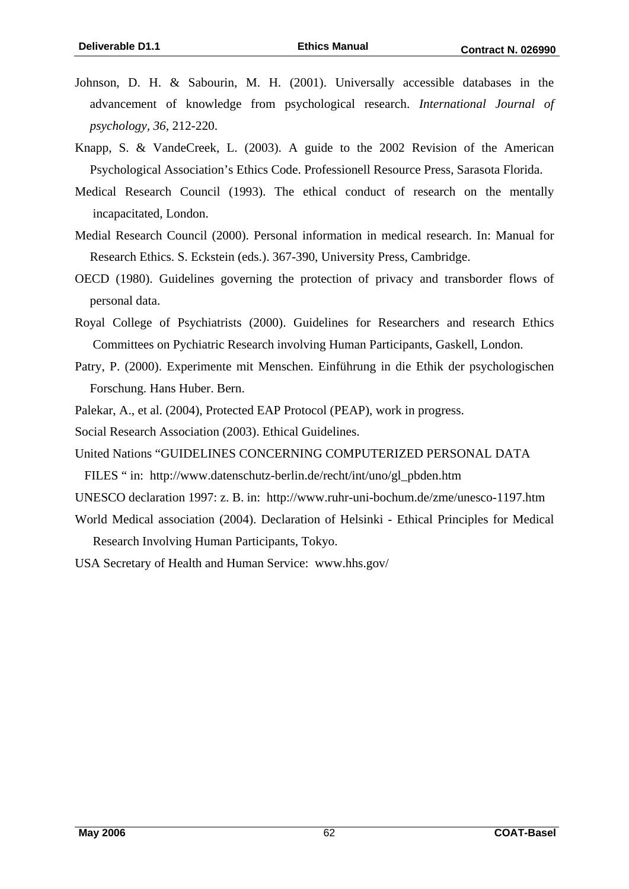Johnson, D. H. & Sabourin, M. H. (2001). Universally accessible databases in the advancement of knowledge from psychological research. *International Journal of psychology, 36*, 212-220.

Knapp, S. & VandeCreek, L. (2003). A guide to the 2002 Revision of the American Psychological Association's Ethics Code. Professionell Resource Press, Sarasota Florida.

Medical Research Council (1993). The ethical conduct of research on the mentally incapacitated, London.

Medial Research Council (2000). Personal information in medical research. In: Manual for Research Ethics. S. Eckstein (eds.). 367-390, University Press, Cambridge.

OECD (1980). Guidelines governing the protection of privacy and transborder flows of personal data.

Royal College of Psychiatrists (2000). Guidelines for Researchers and research Ethics Committees on Pychiatric Research involving Human Participants, Gaskell, London.

Patry, P. (2000). Experimente mit Menschen. Einführung in die Ethik der psychologischen Forschung. Hans Huber. Bern.

Palekar, A., et al. (2004), Protected EAP Protocol (PEAP), work in progress.

Social Research Association (2003). Ethical Guidelines.

United Nations "GUIDELINES CONCERNING COMPUTERIZED PERSONAL DATA FILES " in: http://www.datenschutz-berlin.de/recht/int/uno/gl_pbden.htm

UNESCO declaration 1997: z. B. in: http://www.ruhr-uni-bochum.de/zme/unesco-1197.htm

World Medical association (2004). Declaration of Helsinki - Ethical Principles for Medical Research Involving Human Participants, Tokyo.

USA Secretary of Health and Human Service: www.hhs.gov/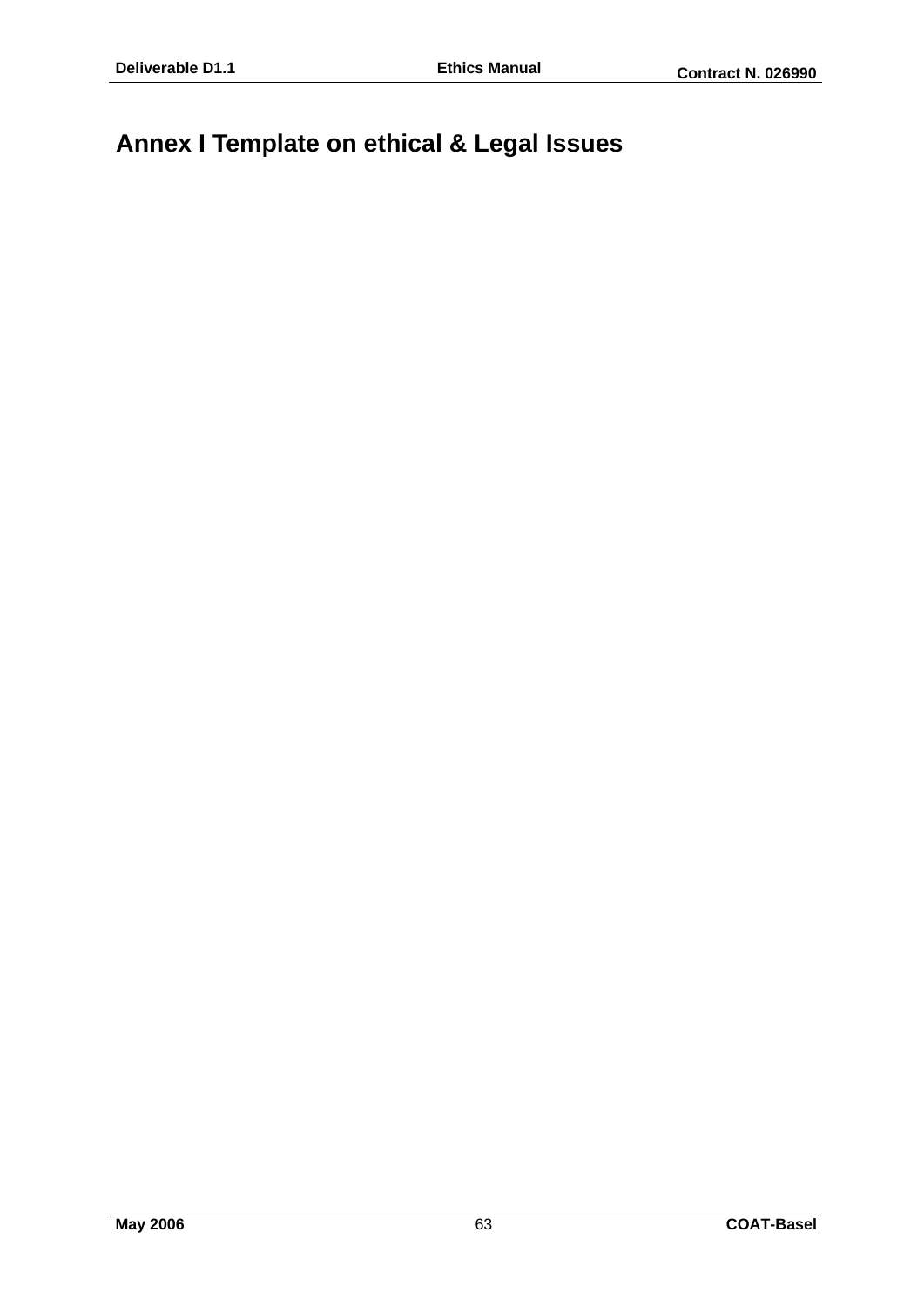# Annex I Template on ethical & Legal Issues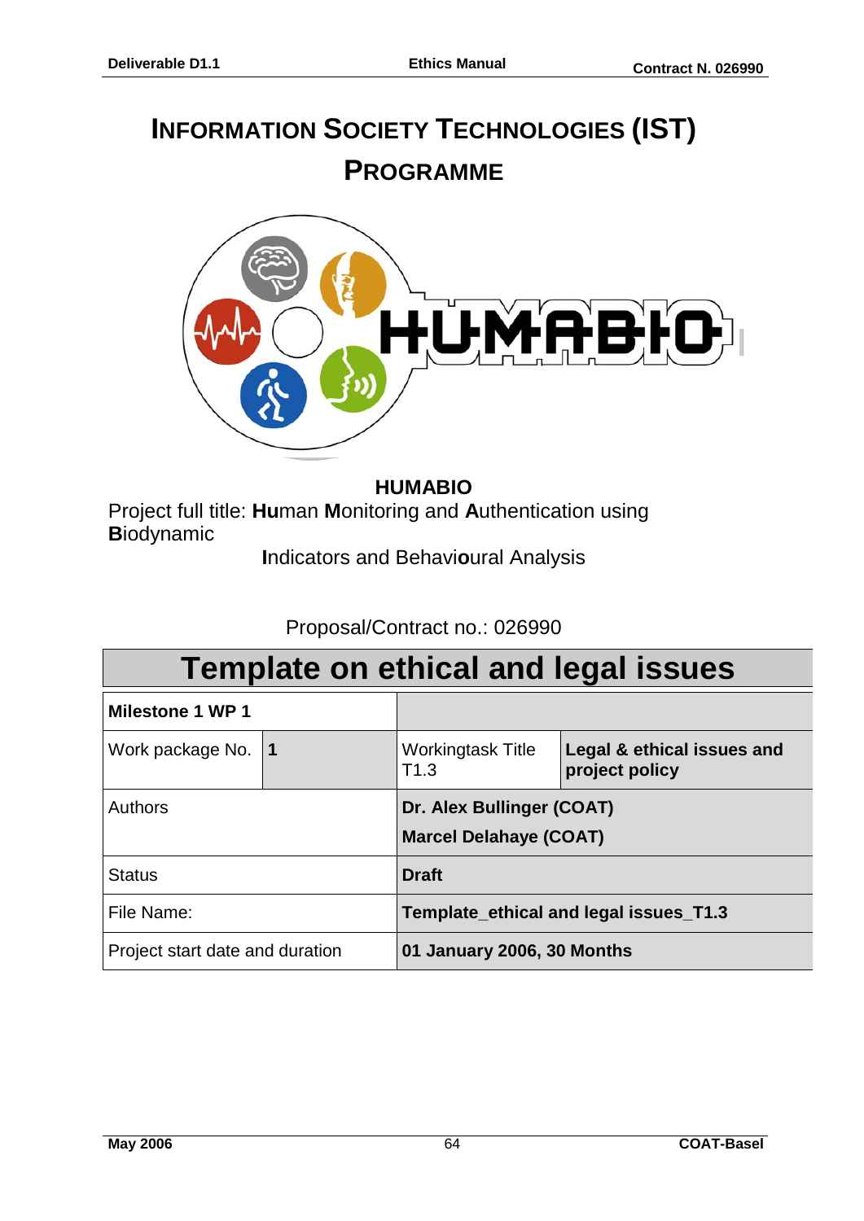# Information Society Technologies (IST) Programme

**HUMABIO**

Project full title: **Hu**man **M**onitoring and **A**uthentication using **B**iodynamic **I**ndicators and Behavi**o**ural Analysis

Proposal/Contract no.: 026990

## Template on ethical and legal issues

| **Milestone 1 WP 1** | | | |
|---|---|---|---|
| Work package No. | **1** | Workingtask Title T1.3 | **Legal & ethical issues and project policy** |
| Authors | | **Dr. Alex Bullinger (COAT)**<br>**Marcel Delahaye (COAT)** | |
| Status | | **Draft** | |
| File Name: | | **Template_ethical and legal issues_T1.3** | |
| Project start date and duration | | **01 January 2006, 30 Months** | |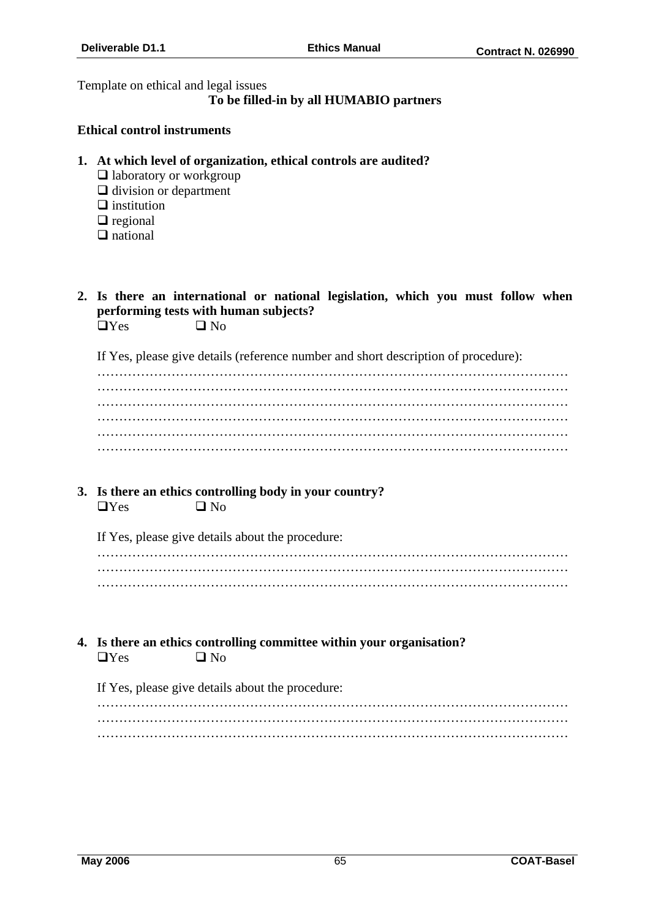Template on ethical and legal issues

**To be filled-in by all HUMABIO partners**

**Ethical control instruments**

1. **At which level of organization, ethical controls are audited?**
   - ❑ laboratory or workgroup
   - ❑ division or department
   - ❑ institution
   - ❑ regional
   - ❑ national

2. **Is there an international or national legislation, which you must follow when performing tests with human subjects?**

   ❑Yes ❑ No

   If Yes, please give details (reference number and short description of procedure):

   ………………………………………………………………………………………………
   ………………………………………………………………………………………………
   ………………………………………………………………………………………………
   ………………………………………………………………………………………………
   ………………………………………………………………………………………………
   ………………………………………………………………………………………………

3. **Is there an ethics controlling body in your country?**

   ❑Yes ❑ No

   If Yes, please give details about the procedure:

   ………………………………………………………………………………………………
   ………………………………………………………………………………………………
   ………………………………………………………………………………………………

4. **Is there an ethics controlling committee within your organisation?**

   ❑Yes ❑ No

   If Yes, please give details about the procedure:

   ………………………………………………………………………………………………
   ………………………………………………………………………………………………
   ………………………………………………………………………………………………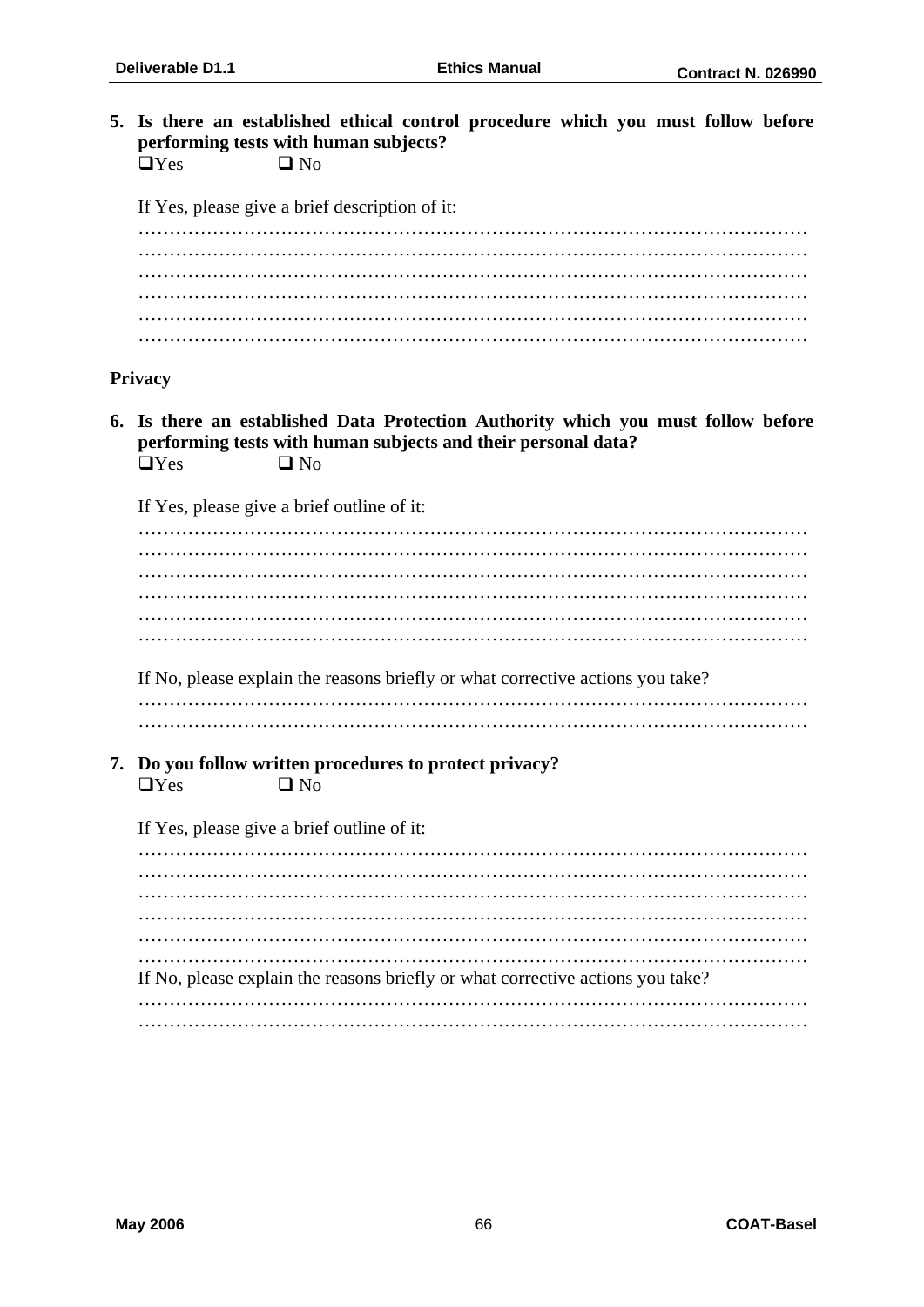**5. Is there an established ethical control procedure which you must follow before performing tests with human subjects?**

❑Yes ❑ No

If Yes, please give a brief description of it:

……………………………………………………………………………………………
……………………………………………………………………………………………
……………………………………………………………………………………………
……………………………………………………………………………………………
……………………………………………………………………………………………
……………………………………………………………………………………………

**Privacy**

**6. Is there an established Data Protection Authority which you must follow before performing tests with human subjects and their personal data?**

❑Yes ❑ No

If Yes, please give a brief outline of it:

……………………………………………………………………………………………
……………………………………………………………………………………………
……………………………………………………………………………………………
……………………………………………………………………………………………
……………………………………………………………………………………………
……………………………………………………………………………………………

If No, please explain the reasons briefly or what corrective actions you take?

……………………………………………………………………………………………
……………………………………………………………………………………………

**7. Do you follow written procedures to protect privacy?**

❑Yes ❑ No

If Yes, please give a brief outline of it:

……………………………………………………………………………………………
……………………………………………………………………………………………
……………………………………………………………………………………………
……………………………………………………………………………………………
……………………………………………………………………………………………
……………………………………………………………………………………………

If No, please explain the reasons briefly or what corrective actions you take?

……………………………………………………………………………………………
……………………………………………………………………………………………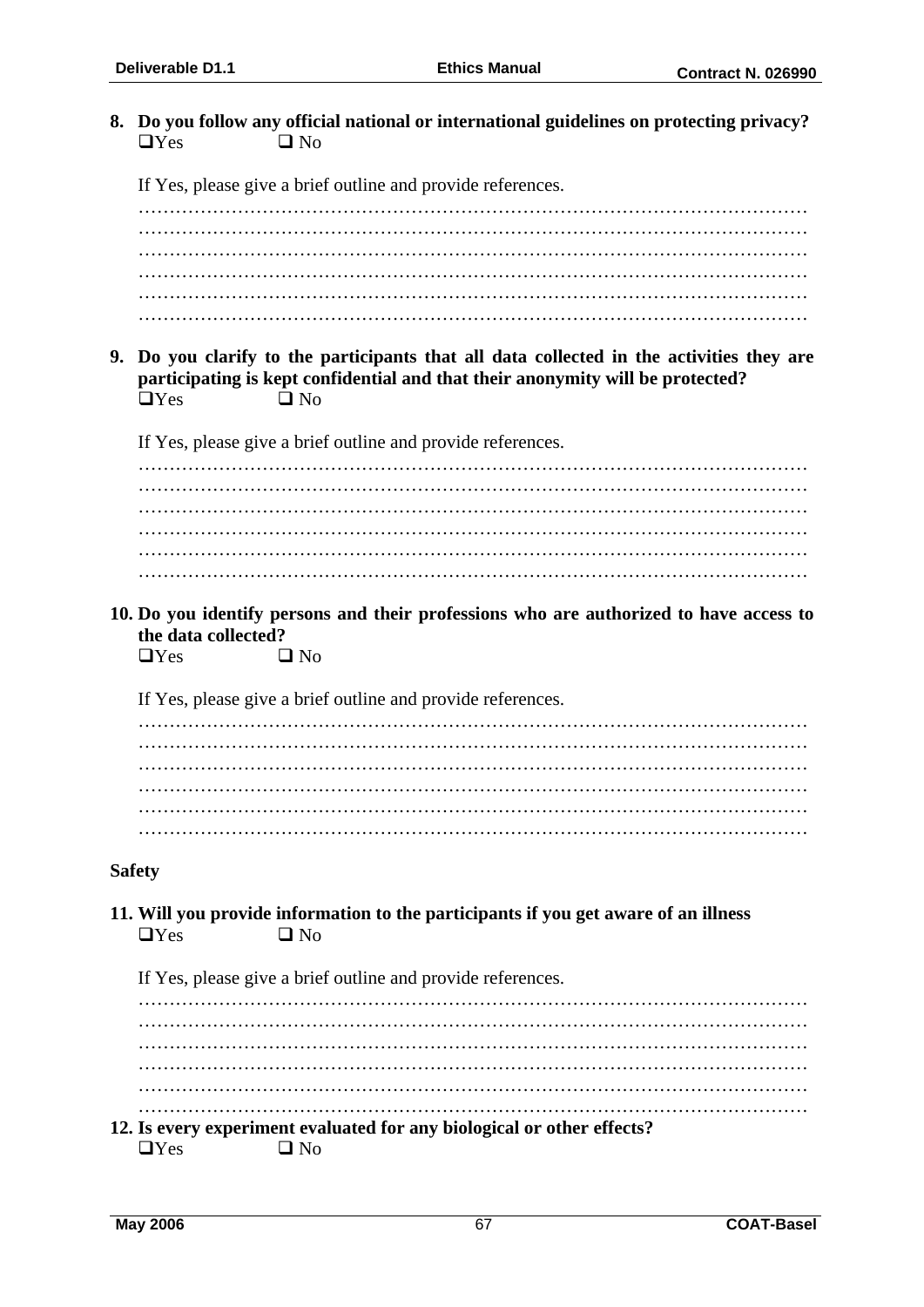**8. Do you follow any official national or international guidelines on protecting privacy?**

❑ Yes ❑ No

If Yes, please give a brief outline and provide references.

…………………………………………………………………………………………………
…………………………………………………………………………………………………
…………………………………………………………………………………………………
…………………………………………………………………………………………………
…………………………………………………………………………………………………
…………………………………………………………………………………………………

**9. Do you clarify to the participants that all data collected in the activities they are participating is kept confidential and that their anonymity will be protected?**

❑ Yes ❑ No

If Yes, please give a brief outline and provide references.

…………………………………………………………………………………………………
…………………………………………………………………………………………………
…………………………………………………………………………………………………
…………………………………………………………………………………………………
…………………………………………………………………………………………………
…………………………………………………………………………………………………

**10. Do you identify persons and their professions who are authorized to have access to the data collected?**

❑ Yes ❑ No

If Yes, please give a brief outline and provide references.

…………………………………………………………………………………………………
…………………………………………………………………………………………………
…………………………………………………………………………………………………
…………………………………………………………………………………………………
…………………………………………………………………………………………………
…………………………………………………………………………………………………

**Safety**

**11. Will you provide information to the participants if you get aware of an illness**

❑ Yes ❑ No

If Yes, please give a brief outline and provide references.

…………………………………………………………………………………………………
…………………………………………………………………………………………………
…………………………………………………………………………………………………
…………………………………………………………………………………………………
…………………………………………………………………………………………………
…………………………………………………………………………………………………

**12. Is every experiment evaluated for any biological or other effects?**

❑ Yes ❑ No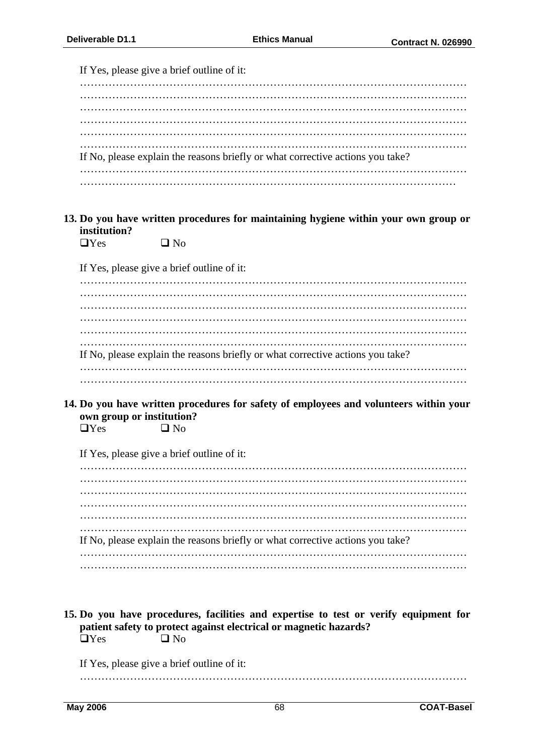If Yes, please give a brief outline of it:

……………………………………………………………………………………………
……………………………………………………………………………………………
……………………………………………………………………………………………
……………………………………………………………………………………………
……………………………………………………………………………………………
……………………………………………………………………………………………

If No, please explain the reasons briefly or what corrective actions you take?

……………………………………………………………………………………………
…………………………………………………………………………………………

**13. Do you have written procedures for maintaining hygiene within your own group or institution?**

❑ Yes ❑ No

If Yes, please give a brief outline of it:

……………………………………………………………………………………………
……………………………………………………………………………………………
……………………………………………………………………………………………
……………………………………………………………………………………………
……………………………………………………………………………………………
……………………………………………………………………………………………

If No, please explain the reasons briefly or what corrective actions you take?

……………………………………………………………………………………………
……………………………………………………………………………………………

**14. Do you have written procedures for safety of employees and volunteers within your own group or institution?**

❑ Yes ❑ No

If Yes, please give a brief outline of it:

……………………………………………………………………………………………
……………………………………………………………………………………………
……………………………………………………………………………………………
……………………………………………………………………………………………
……………………………………………………………………………………………
……………………………………………………………………………………………

If No, please explain the reasons briefly or what corrective actions you take?

……………………………………………………………………………………………
……………………………………………………………………………………………

**15. Do you have procedures, facilities and expertise to test or verify equipment for patient safety to protect against electrical or magnetic hazards?**

❑ Yes ❑ No

If Yes, please give a brief outline of it:

……………………………………………………………………………………………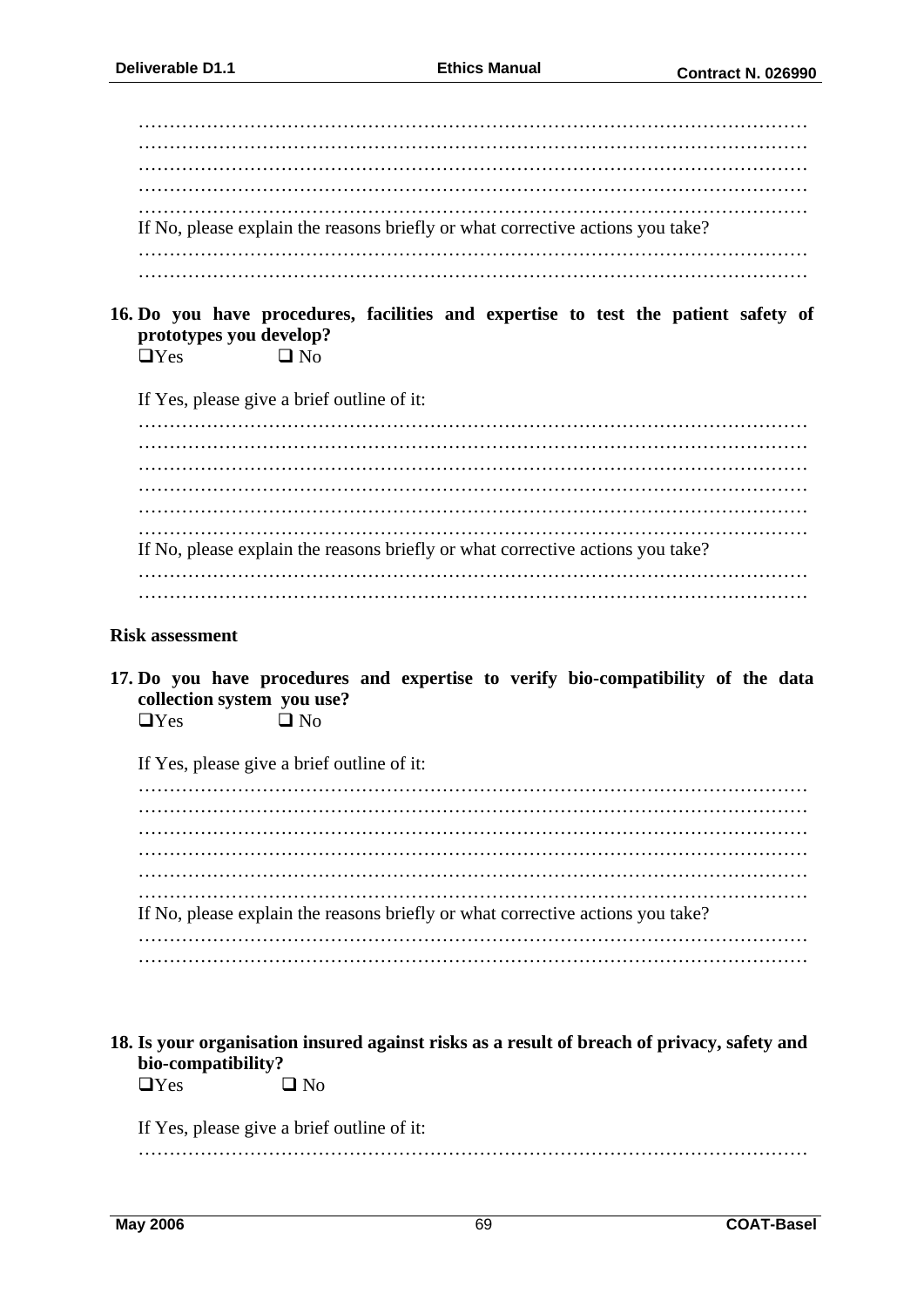…………………………………………………………………………………………
…………………………………………………………………………………………
…………………………………………………………………………………………
…………………………………………………………………………………………
…………………………………………………………………………………………

If No, please explain the reasons briefly or what corrective actions you take?

…………………………………………………………………………………………
…………………………………………………………………………………………

**16. Do you have procedures, facilities and expertise to test the patient safety of prototypes you develop?**

❑ Yes ❑ No

If Yes, please give a brief outline of it:

…………………………………………………………………………………………
…………………………………………………………………………………………
…………………………………………………………………………………………
…………………………………………………………………………………………
…………………………………………………………………………………………
…………………………………………………………………………………………

If No, please explain the reasons briefly or what corrective actions you take?

…………………………………………………………………………………………
…………………………………………………………………………………………

**Risk assessment**

**17. Do you have procedures and expertise to verify bio-compatibility of the data collection system you use?**

❑ Yes ❑ No

If Yes, please give a brief outline of it:

…………………………………………………………………………………………
…………………………………………………………………………………………
…………………………………………………………………………………………
…………………………………………………………………………………………
…………………………………………………………………………………………
…………………………………………………………………………………………

If No, please explain the reasons briefly or what corrective actions you take?

…………………………………………………………………………………………
…………………………………………………………………………………………

**18. Is your organisation insured against risks as a result of breach of privacy, safety and bio-compatibility?**

❑ Yes ❑ No

If Yes, please give a brief outline of it:

…………………………………………………………………………………………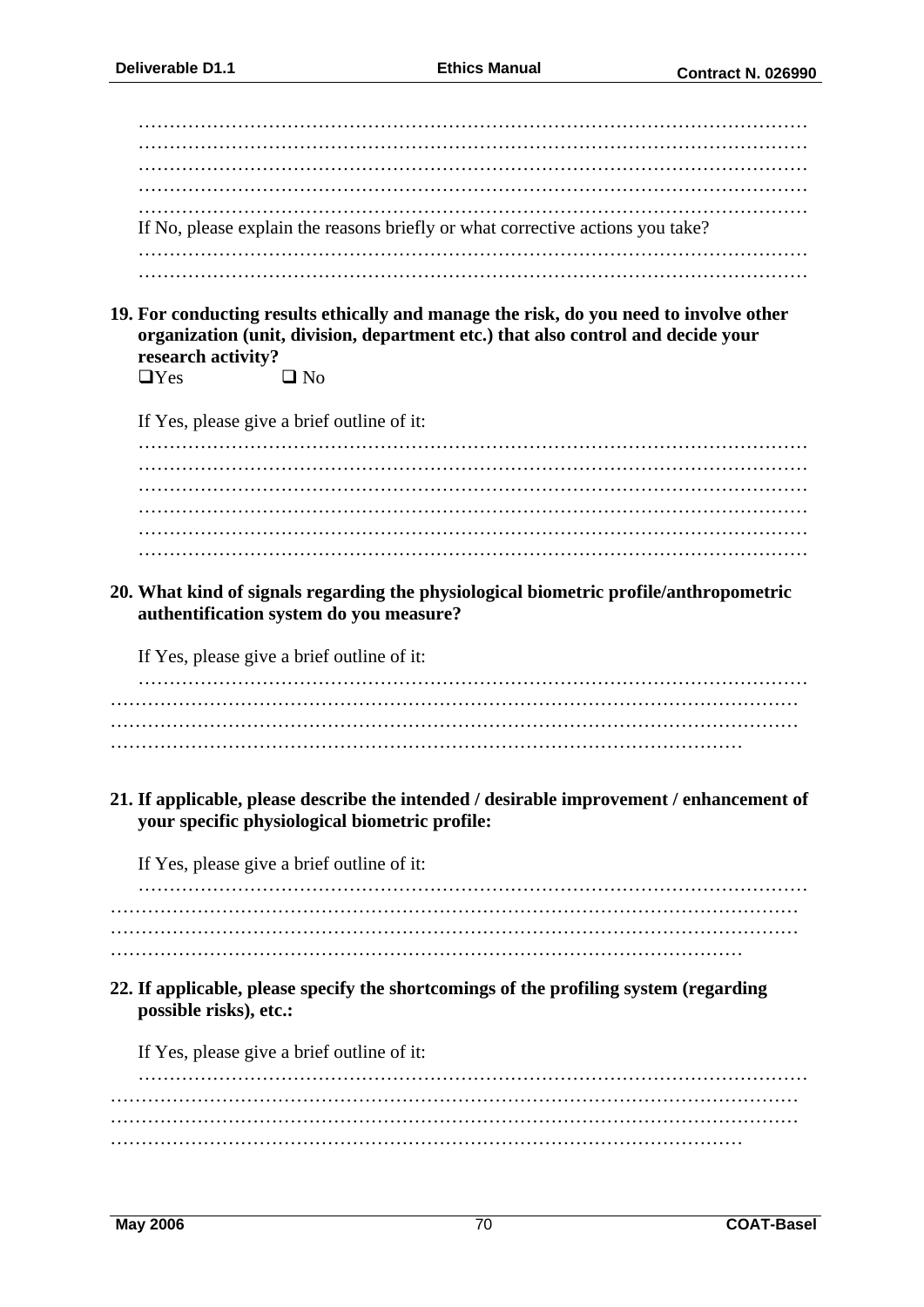……………………………………………………………………………………………
……………………………………………………………………………………………
……………………………………………………………………………………………
……………………………………………………………………………………………
……………………………………………………………………………………………

If No, please explain the reasons briefly or what corrective actions you take?

……………………………………………………………………………………………
……………………………………………………………………………………………

**19. For conducting results ethically and manage the risk, do you need to involve other organization (unit, division, department etc.) that also control and decide your research activity?**

❑Yes ❑ No

If Yes, please give a brief outline of it:

……………………………………………………………………………………………
……………………………………………………………………………………………
……………………………………………………………………………………………
……………………………………………………………………………………………
……………………………………………………………………………………………
……………………………………………………………………………………………

**20. What kind of signals regarding the physiological biometric profile/anthropometric authentification system do you measure?**

If Yes, please give a brief outline of it:

……………………………………………………………………………………………
……………………………………………………………………………………………
……………………………………………………………………………………………
……………………………………………………………………………………

**21. If applicable, please describe the intended / desirable improvement / enhancement of your specific physiological biometric profile:**

If Yes, please give a brief outline of it:

……………………………………………………………………………………………
……………………………………………………………………………………………
……………………………………………………………………………………………
……………………………………………………………………………………

**22. If applicable, please specify the shortcomings of the profiling system (regarding possible risks), etc.:**

If Yes, please give a brief outline of it:

……………………………………………………………………………………………
……………………………………………………………………………………………
……………………………………………………………………………………………
……………………………………………………………………………………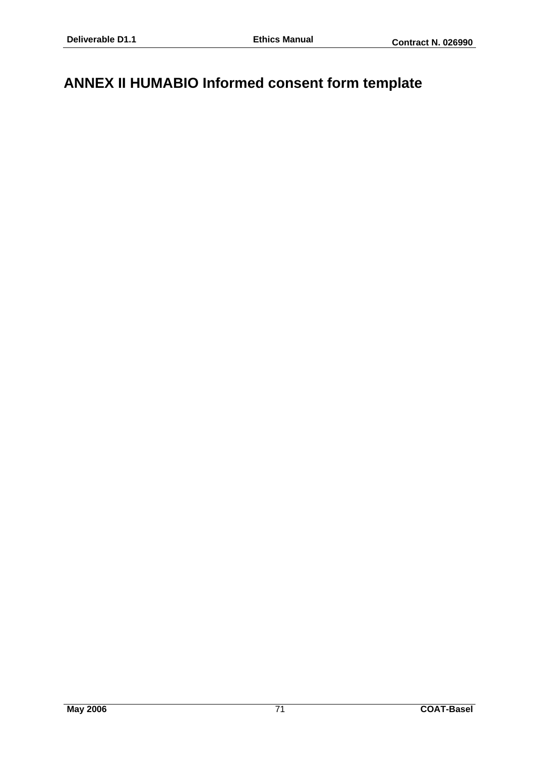# ANNEX II HUMABIO Informed consent form template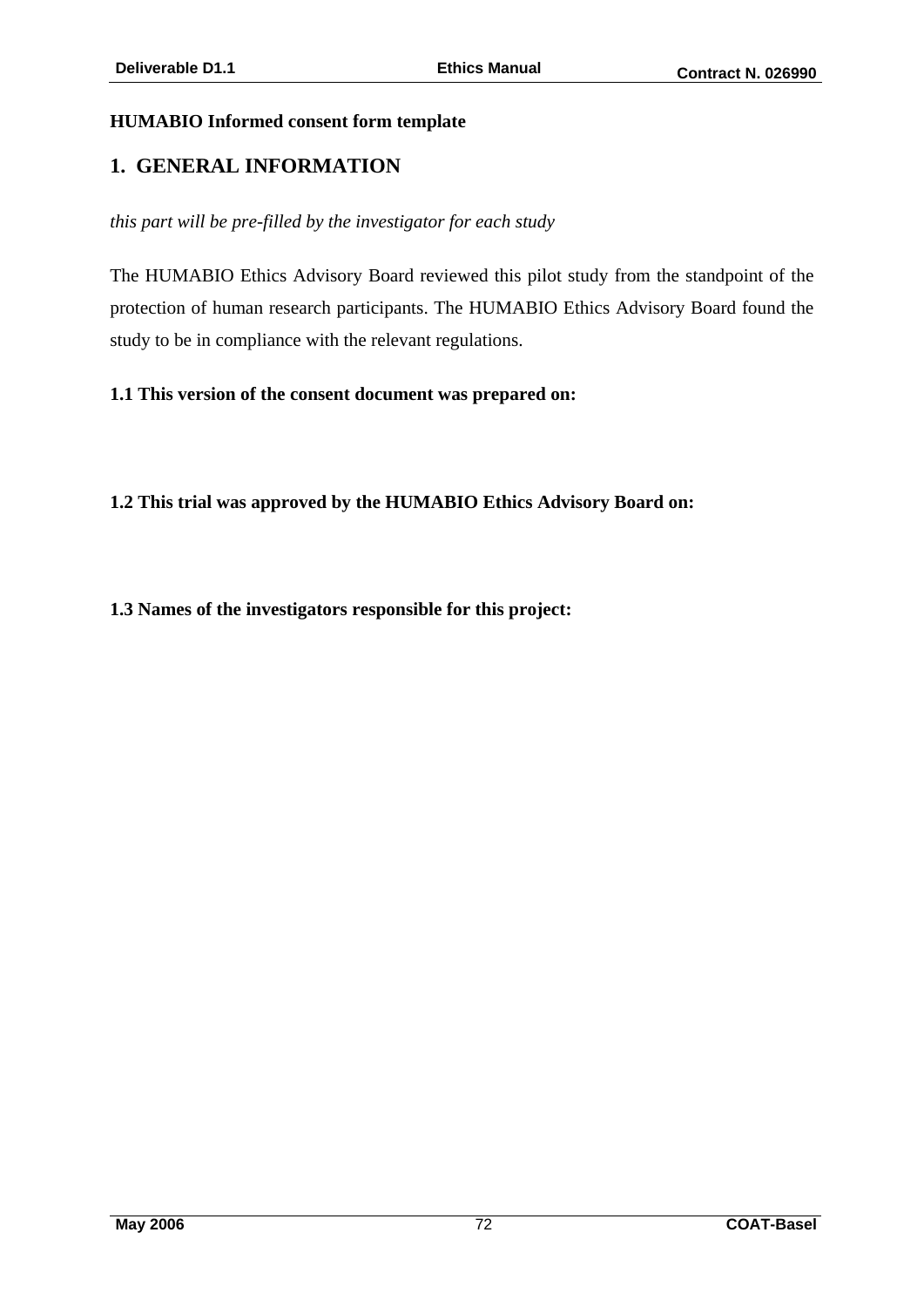**HUMABIO Informed consent form template**

# 1. GENERAL INFORMATION

*this part will be pre-filled by the investigator for each study*

The HUMABIO Ethics Advisory Board reviewed this pilot study from the standpoint of the protection of human research participants. The HUMABIO Ethics Advisory Board found the study to be in compliance with the relevant regulations.

**1.1 This version of the consent document was prepared on:**

**1.2 This trial was approved by the HUMABIO Ethics Advisory Board on:**

**1.3 Names of the investigators responsible for this project:**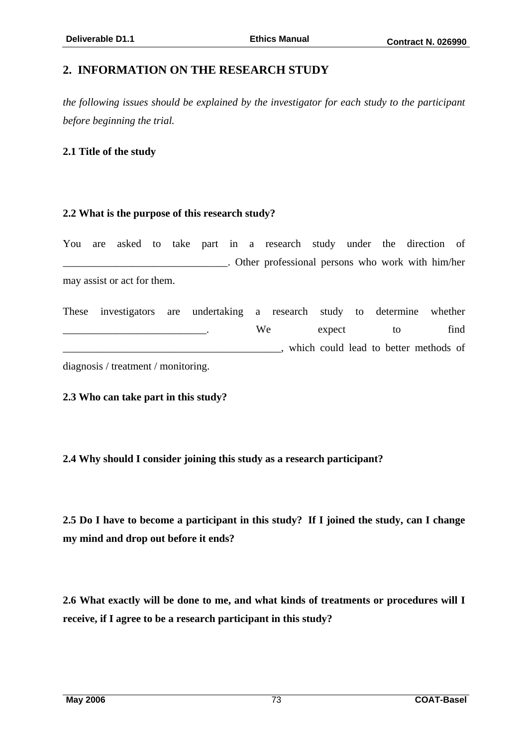## 2. INFORMATION ON THE RESEARCH STUDY

*the following issues should be explained by the investigator for each study to the participant before beginning the trial.*

**2.1 Title of the study**

**2.2 What is the purpose of this research study?**

You are asked to take part in a research study under the direction of _______________________________. Other professional persons who work with him/her may assist or act for them.

These investigators are undertaking a research study to determine whether ___________________________. We expect to find _________________________________________, which could lead to better methods of diagnosis / treatment / monitoring.

**2.3 Who can take part in this study?**

**2.4 Why should I consider joining this study as a research participant?**

**2.5 Do I have to become a participant in this study? If I joined the study, can I change my mind and drop out before it ends?**

**2.6 What exactly will be done to me, and what kinds of treatments or procedures will I receive, if I agree to be a research participant in this study?**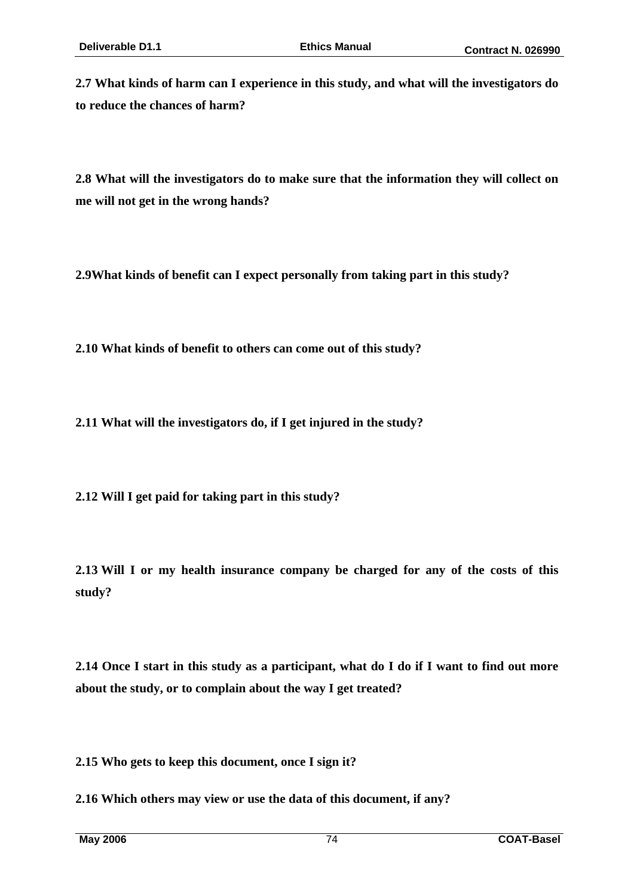**2.7 What kinds of harm can I experience in this study, and what will the investigators do to reduce the chances of harm?**

**2.8 What will the investigators do to make sure that the information they will collect on me will not get in the wrong hands?**

**2.9What kinds of benefit can I expect personally from taking part in this study?**

**2.10 What kinds of benefit to others can come out of this study?**

**2.11 What will the investigators do, if I get injured in the study?**

**2.12 Will I get paid for taking part in this study?**

**2.13 Will I or my health insurance company be charged for any of the costs of this study?**

**2.14 Once I start in this study as a participant, what do I do if I want to find out more about the study, or to complain about the way I get treated?**

**2.15 Who gets to keep this document, once I sign it?**

**2.16 Which others may view or use the data of this document, if any?**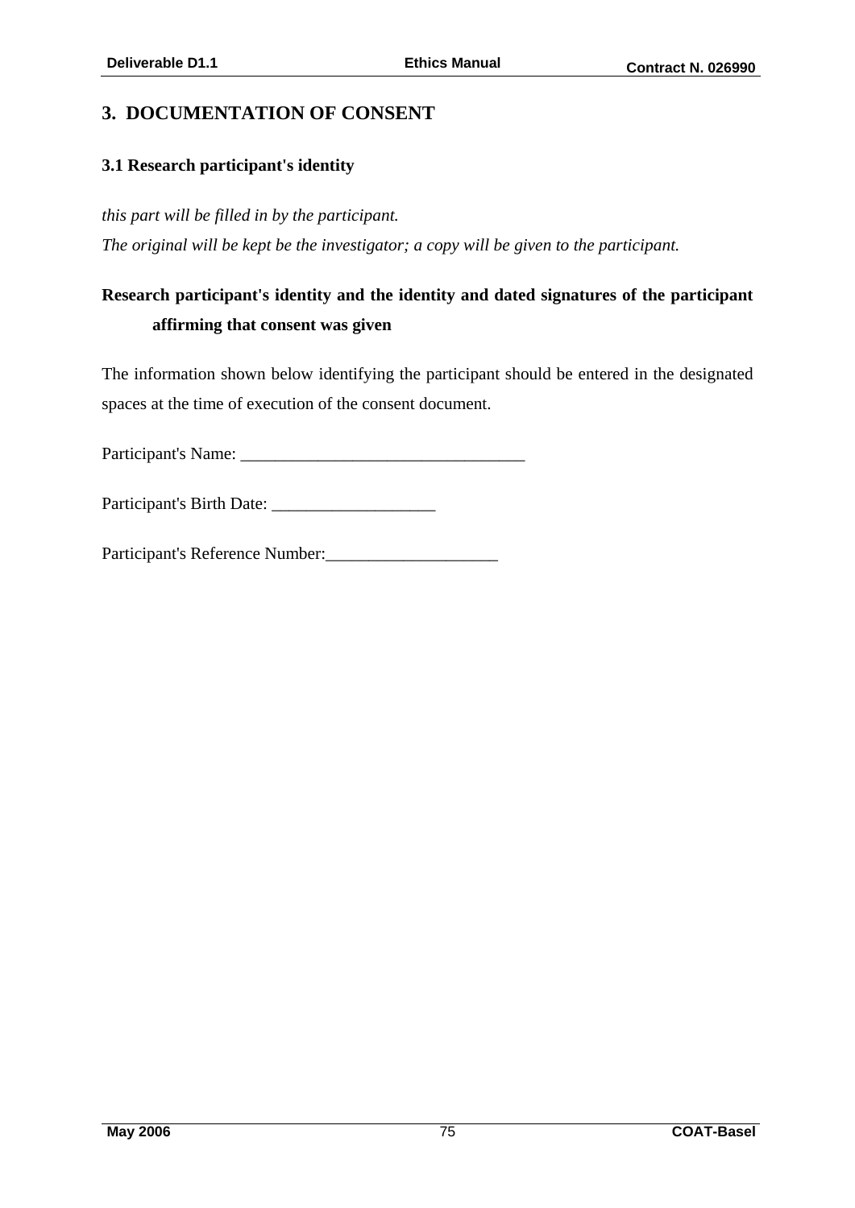# 3. DOCUMENTATION OF CONSENT

## 3.1 Research participant's identity

*this part will be filled in by the participant.*

*The original will be kept be the investigator; a copy will be given to the participant.*

**Research participant's identity and the identity and dated signatures of the participant affirming that consent was given**

The information shown below identifying the participant should be entered in the designated spaces at the time of execution of the consent document.

Participant's Name: _________________________________

Participant's Birth Date: ___________________

Participant's Reference Number:____________________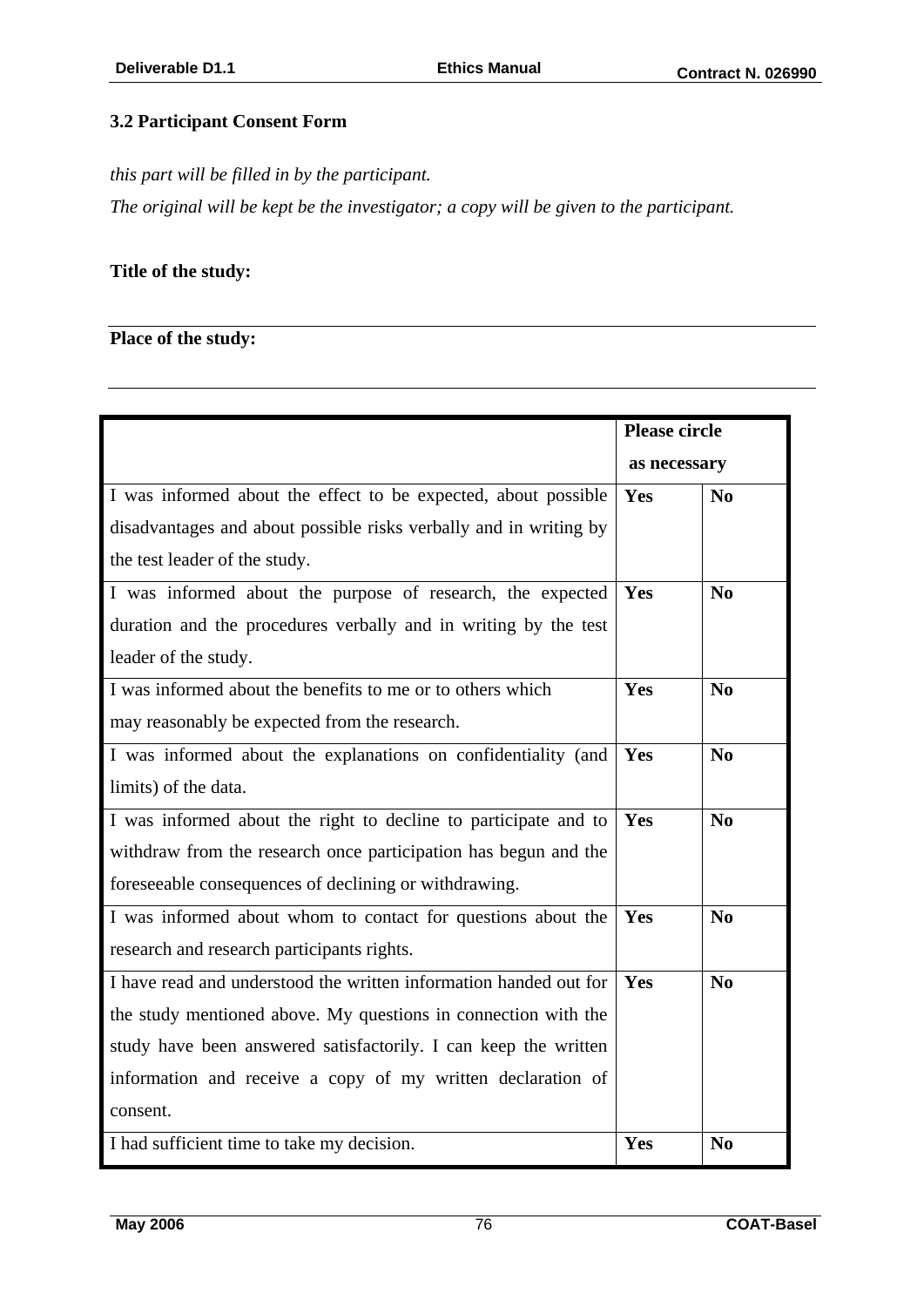### 3.2 Participant Consent Form

*this part will be filled in by the participant.*

*The original will be kept be the investigator; a copy will be given to the participant.*

**Title of the study:**

**Place of the study:**

| | **Please circle as necessary** | |
|---|---|---|
| I was informed about the effect to be expected, about possible disadvantages and about possible risks verbally and in writing by the test leader of the study. | **Yes** | **No** |
| I was informed about the purpose of research, the expected duration and the procedures verbally and in writing by the test leader of the study. | **Yes** | **No** |
| I was informed about the benefits to me or to others which may reasonably be expected from the research. | **Yes** | **No** |
| I was informed about the explanations on confidentiality (and limits) of the data. | **Yes** | **No** |
| I was informed about the right to decline to participate and to withdraw from the research once participation has begun and the foreseeable consequences of declining or withdrawing. | **Yes** | **No** |
| I was informed about whom to contact for questions about the research and research participants rights. | **Yes** | **No** |
| I have read and understood the written information handed out for the study mentioned above. My questions in connection with the study have been answered satisfactorily. I can keep the written information and receive a copy of my written declaration of consent. | **Yes** | **No** |
| I had sufficient time to take my decision. | **Yes** | **No** |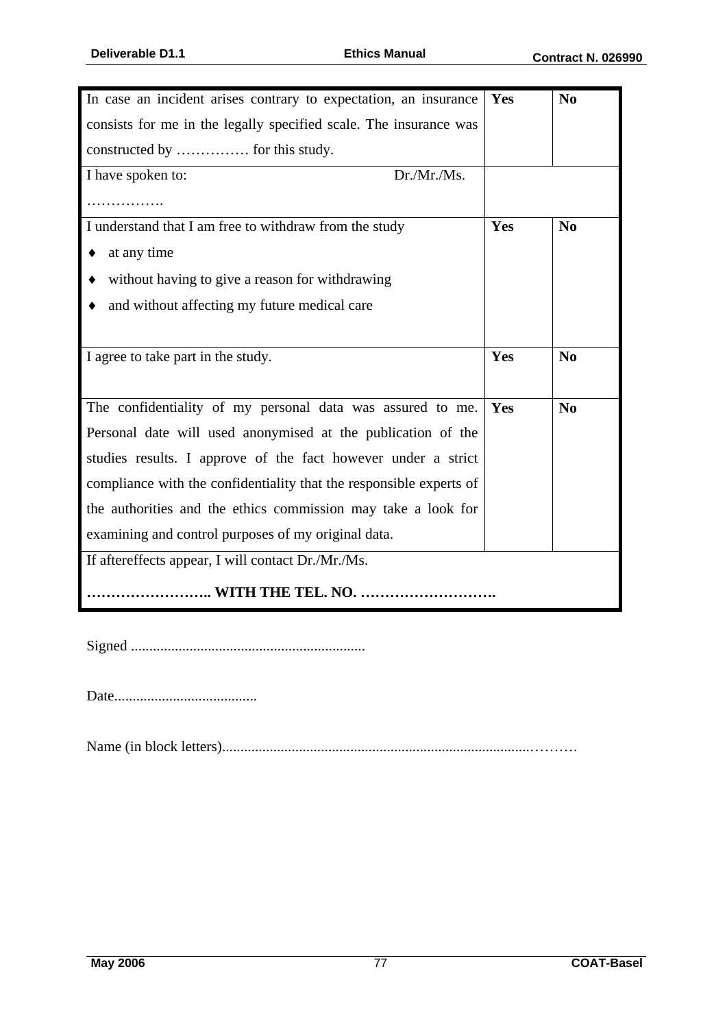| | | |
|---|---|---|
| In case an incident arises contrary to expectation, an insurance consists for me in the legally specified scale. The insurance was constructed by …………… for this study. | **Yes** | **No** |
| I have spoken to: Dr./Mr./Ms. ……………. | | |
| I understand that I am free to withdraw from the study<br>♦ at any time<br>♦ without having to give a reason for withdrawing<br>♦ and without affecting my future medical care | **Yes** | **No** |
| I agree to take part in the study. | **Yes** | **No** |
| The confidentiality of my personal data was assured to me. Personal date will used anonymised at the publication of the studies results. I approve of the fact however under a strict compliance with the confidentiality that the responsible experts of the authorities and the ethics commission may take a look for examining and control purposes of my original data. | **Yes** | **No** |
| If aftereffects appear, I will contact Dr./Mr./Ms.<br>**…………………….. WITH THE TEL. NO. ……………………….** | | |

Signed ................................................................

Date.......................................

Name (in block letters)...................................................................................……….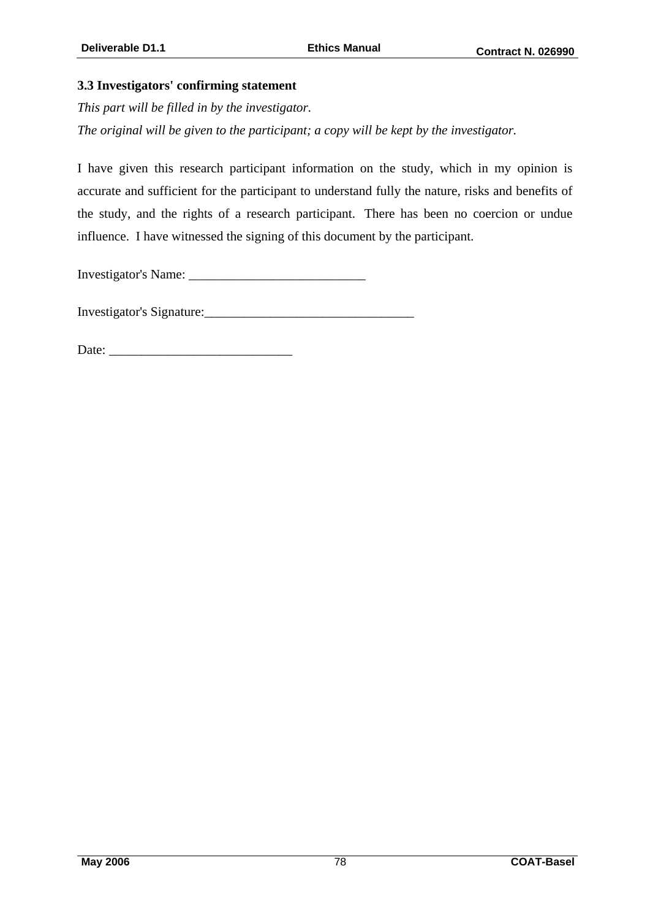### 3.3 Investigators' confirming statement

*This part will be filled in by the investigator.*

*The original will be given to the participant; a copy will be kept by the investigator.*

I have given this research participant information on the study, which in my opinion is accurate and sufficient for the participant to understand fully the nature, risks and benefits of the study, and the rights of a research participant. There has been no coercion or undue influence. I have witnessed the signing of this document by the participant.

Investigator's Name: ___________________________

Investigator's Signature:________________________________

Date: ____________________________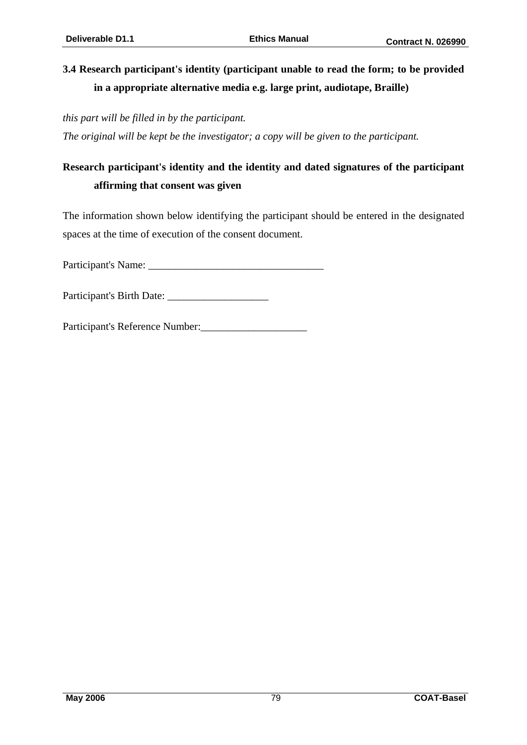### 3.4 Research participant's identity (participant unable to read the form; to be provided in a appropriate alternative media e.g. large print, audiotape, Braille)

*this part will be filled in by the participant.*

*The original will be kept be the investigator; a copy will be given to the participant.*

**Research participant's identity and the identity and dated signatures of the participant affirming that consent was given**

The information shown below identifying the participant should be entered in the designated spaces at the time of execution of the consent document.

Participant's Name: _________________________________

Participant's Birth Date: ___________________

Participant's Reference Number:____________________